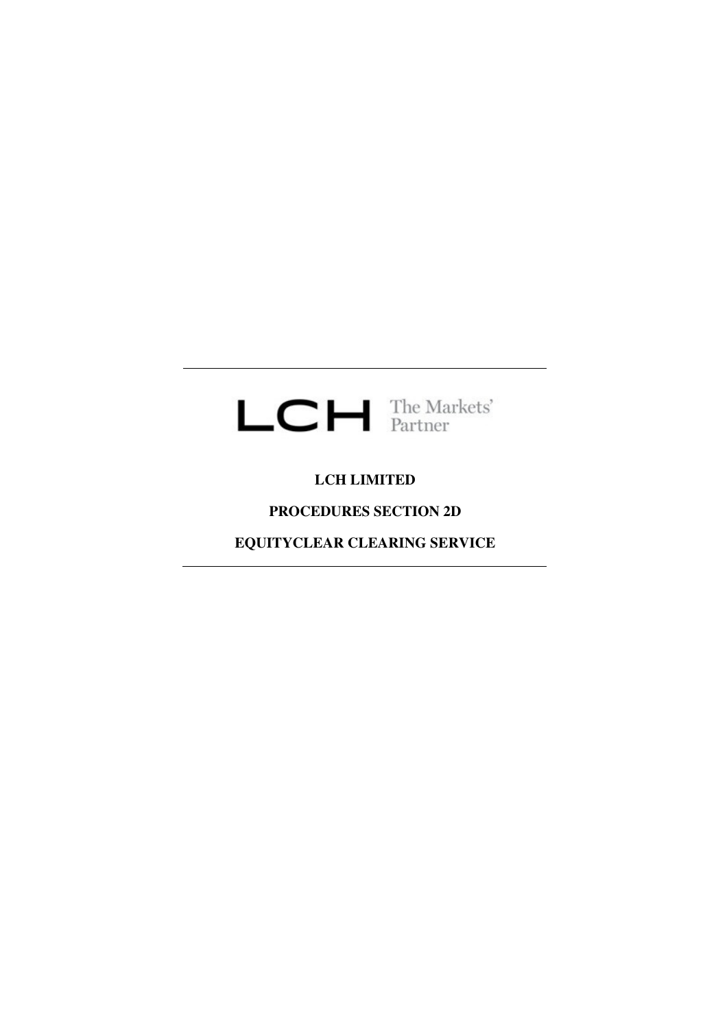LCH The Markets' Partner

**LCH LIMITED**

**PROCEDURES SECTION 2D**

**EQUITYCLEAR CLEARING SERVICE**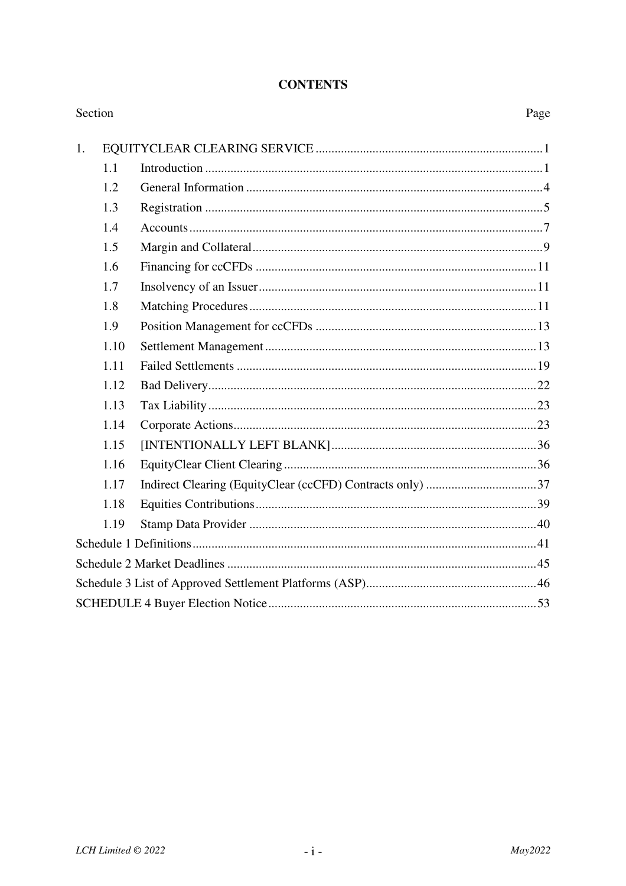**CONTENTS**

| Section | | Page |
|---|---|---|
| 1. | EQUITYCLEAR CLEARING SERVICE | 1 |
| 1.1 | Introduction | 1 |
| 1.2 | General Information | 4 |
| 1.3 | Registration | 5 |
| 1.4 | Accounts | 7 |
| 1.5 | Margin and Collateral | 9 |
| 1.6 | Financing for ccCFDs | 11 |
| 1.7 | Insolvency of an Issuer | 11 |
| 1.8 | Matching Procedures | 11 |
| 1.9 | Position Management for ccCFDs | 13 |
| 1.10 | Settlement Management | 13 |
| 1.11 | Failed Settlements | 19 |
| 1.12 | Bad Delivery | 22 |
| 1.13 | Tax Liability | 23 |
| 1.14 | Corporate Actions | 23 |
| 1.15 | [INTENTIONALLY LEFT BLANK] | 36 |
| 1.16 | EquityClear Client Clearing | 36 |
| 1.17 | Indirect Clearing (EquityClear (ccCFD) Contracts only) | 37 |
| 1.18 | Equities Contributions | 39 |
| 1.19 | Stamp Data Provider | 40 |
| Schedule 1 Definitions | | 41 |
| Schedule 2 Market Deadlines | | 45 |
| Schedule 3 List of Approved Settlement Platforms (ASP) | | 46 |
| SCHEDULE 4 Buyer Election Notice | | 53 |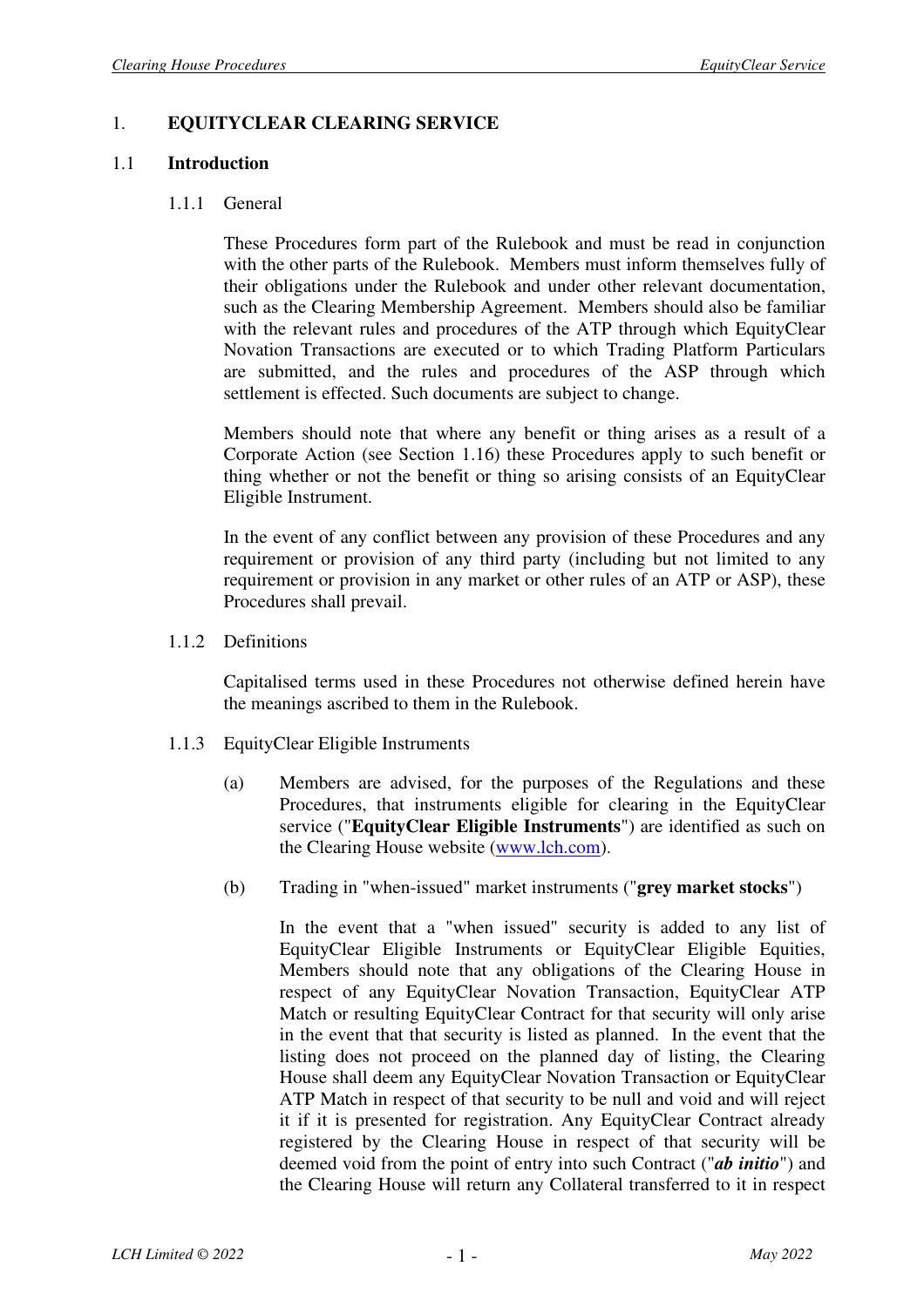# 1. EQUITYCLEAR CLEARING SERVICE

## 1.1 Introduction

### 1.1.1 General

These Procedures form part of the Rulebook and must be read in conjunction with the other parts of the Rulebook. Members must inform themselves fully of their obligations under the Rulebook and under other relevant documentation, such as the Clearing Membership Agreement. Members should also be familiar with the relevant rules and procedures of the ATP through which EquityClear Novation Transactions are executed or to which Trading Platform Particulars are submitted, and the rules and procedures of the ASP through which settlement is effected. Such documents are subject to change.

Members should note that where any benefit or thing arises as a result of a Corporate Action (see Section 1.16) these Procedures apply to such benefit or thing whether or not the benefit or thing so arising consists of an EquityClear Eligible Instrument.

In the event of any conflict between any provision of these Procedures and any requirement or provision of any third party (including but not limited to any requirement or provision in any market or other rules of an ATP or ASP), these Procedures shall prevail.

### 1.1.2 Definitions

Capitalised terms used in these Procedures not otherwise defined herein have the meanings ascribed to them in the Rulebook.

### 1.1.3 EquityClear Eligible Instruments

(a) Members are advised, for the purposes of the Regulations and these Procedures, that instruments eligible for clearing in the EquityClear service ("**EquityClear Eligible Instruments**") are identified as such on the Clearing House website (www.lch.com).

(b) Trading in "when-issued" market instruments ("**grey market stocks**")

In the event that a "when issued" security is added to any list of EquityClear Eligible Instruments or EquityClear Eligible Equities, Members should note that any obligations of the Clearing House in respect of any EquityClear Novation Transaction, EquityClear ATP Match or resulting EquityClear Contract for that security will only arise in the event that that security is listed as planned. In the event that the listing does not proceed on the planned day of listing, the Clearing House shall deem any EquityClear Novation Transaction or EquityClear ATP Match in respect of that security to be null and void and will reject it if it is presented for registration. Any EquityClear Contract already registered by the Clearing House in respect of that security will be deemed void from the point of entry into such Contract ("***ab initio***") and the Clearing House will return any Collateral transferred to it in respect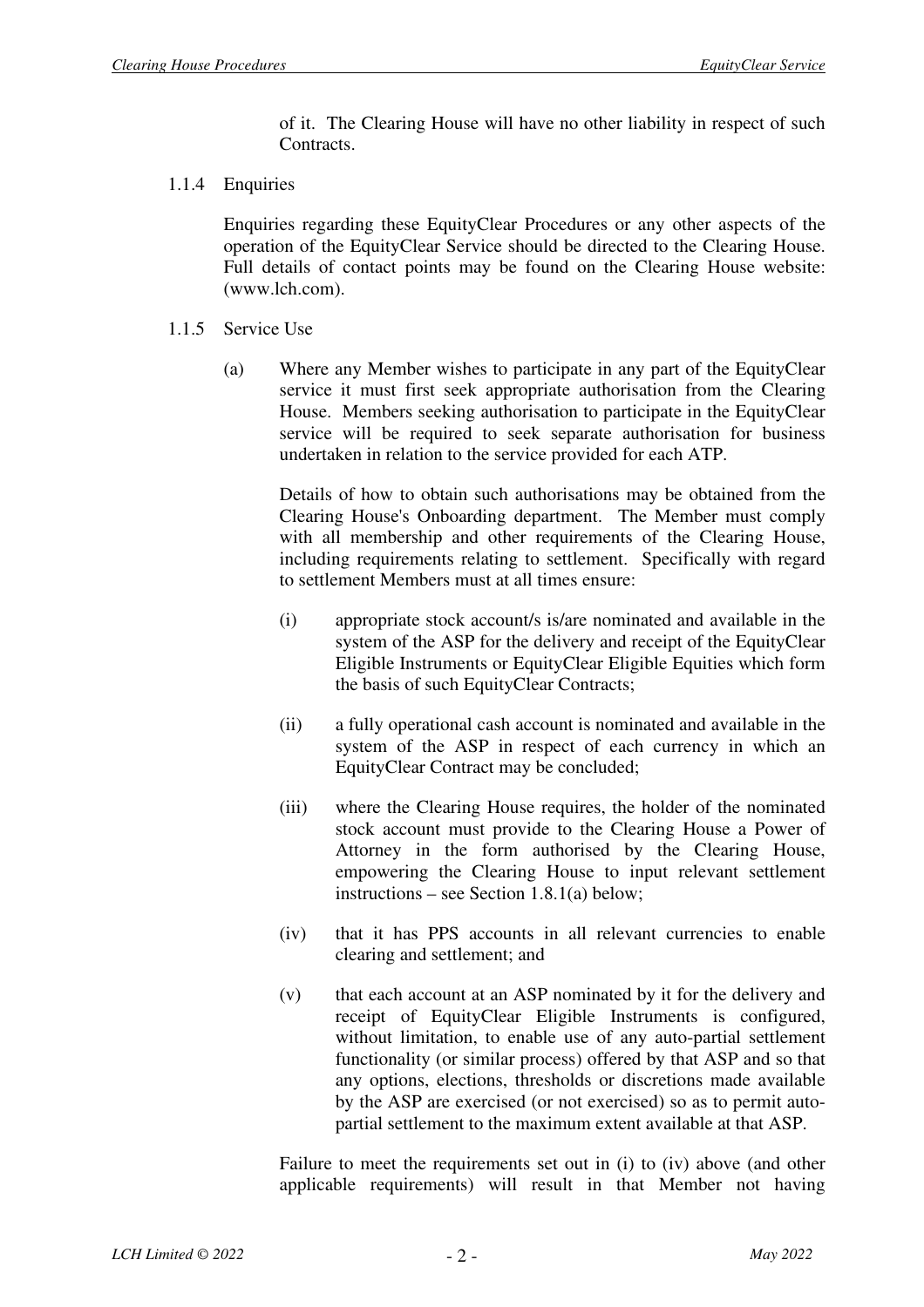of it. The Clearing House will have no other liability in respect of such Contracts.

1.1.4 Enquiries

Enquiries regarding these EquityClear Procedures or any other aspects of the operation of the EquityClear Service should be directed to the Clearing House. Full details of contact points may be found on the Clearing House website: (www.lch.com).

1.1.5 Service Use

(a) Where any Member wishes to participate in any part of the EquityClear service it must first seek appropriate authorisation from the Clearing House. Members seeking authorisation to participate in the EquityClear service will be required to seek separate authorisation for business undertaken in relation to the service provided for each ATP.

Details of how to obtain such authorisations may be obtained from the Clearing House's Onboarding department. The Member must comply with all membership and other requirements of the Clearing House, including requirements relating to settlement. Specifically with regard to settlement Members must at all times ensure:

(i) appropriate stock account/s is/are nominated and available in the system of the ASP for the delivery and receipt of the EquityClear Eligible Instruments or EquityClear Eligible Equities which form the basis of such EquityClear Contracts;

(ii) a fully operational cash account is nominated and available in the system of the ASP in respect of each currency in which an EquityClear Contract may be concluded;

(iii) where the Clearing House requires, the holder of the nominated stock account must provide to the Clearing House a Power of Attorney in the form authorised by the Clearing House, empowering the Clearing House to input relevant settlement instructions – see Section 1.8.1(a) below;

(iv) that it has PPS accounts in all relevant currencies to enable clearing and settlement; and

(v) that each account at an ASP nominated by it for the delivery and receipt of EquityClear Eligible Instruments is configured, without limitation, to enable use of any auto-partial settlement functionality (or similar process) offered by that ASP and so that any options, elections, thresholds or discretions made available by the ASP are exercised (or not exercised) so as to permit auto-partial settlement to the maximum extent available at that ASP.

Failure to meet the requirements set out in (i) to (iv) above (and other applicable requirements) will result in that Member not having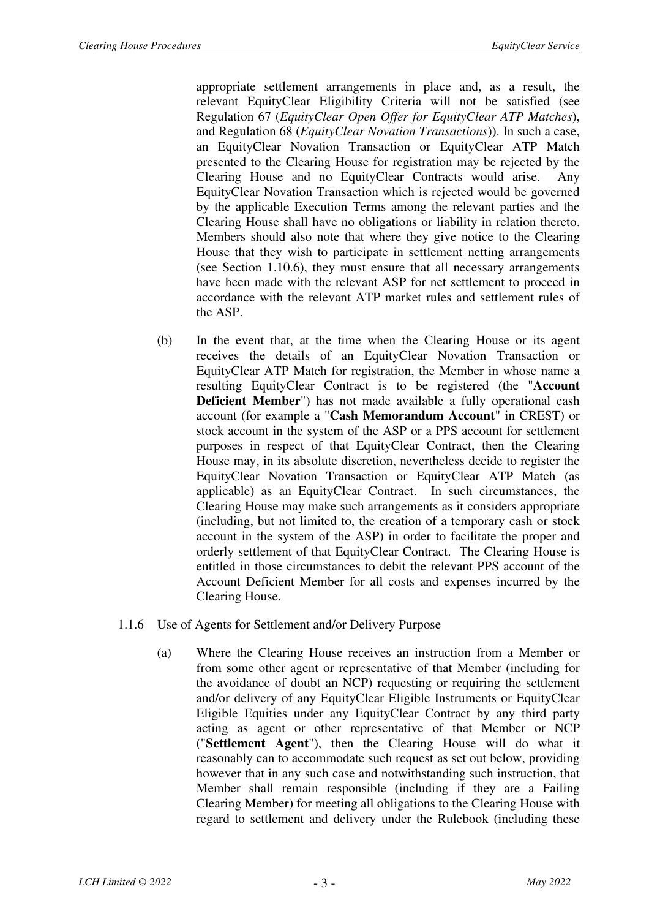appropriate settlement arrangements in place and, as a result, the relevant EquityClear Eligibility Criteria will not be satisfied (see Regulation 67 (*EquityClear Open Offer for EquityClear ATP Matches*), and Regulation 68 (*EquityClear Novation Transactions*)). In such a case, an EquityClear Novation Transaction or EquityClear ATP Match presented to the Clearing House for registration may be rejected by the Clearing House and no EquityClear Contracts would arise. Any EquityClear Novation Transaction which is rejected would be governed by the applicable Execution Terms among the relevant parties and the Clearing House shall have no obligations or liability in relation thereto. Members should also note that where they give notice to the Clearing House that they wish to participate in settlement netting arrangements (see Section 1.10.6), they must ensure that all necessary arrangements have been made with the relevant ASP for net settlement to proceed in accordance with the relevant ATP market rules and settlement rules of the ASP.

(b) In the event that, at the time when the Clearing House or its agent receives the details of an EquityClear Novation Transaction or EquityClear ATP Match for registration, the Member in whose name a resulting EquityClear Contract is to be registered (the "**Account Deficient Member**") has not made available a fully operational cash account (for example a "**Cash Memorandum Account**" in CREST) or stock account in the system of the ASP or a PPS account for settlement purposes in respect of that EquityClear Contract, then the Clearing House may, in its absolute discretion, nevertheless decide to register the EquityClear Novation Transaction or EquityClear ATP Match (as applicable) as an EquityClear Contract. In such circumstances, the Clearing House may make such arrangements as it considers appropriate (including, but not limited to, the creation of a temporary cash or stock account in the system of the ASP) in order to facilitate the proper and orderly settlement of that EquityClear Contract. The Clearing House is entitled in those circumstances to debit the relevant PPS account of the Account Deficient Member for all costs and expenses incurred by the Clearing House.

1.1.6 Use of Agents for Settlement and/or Delivery Purpose

(a) Where the Clearing House receives an instruction from a Member or from some other agent or representative of that Member (including for the avoidance of doubt an NCP) requesting or requiring the settlement and/or delivery of any EquityClear Eligible Instruments or EquityClear Eligible Equities under any EquityClear Contract by any third party acting as agent or other representative of that Member or NCP ("**Settlement Agent**"), then the Clearing House will do what it reasonably can to accommodate such request as set out below, providing however that in any such case and notwithstanding such instruction, that Member shall remain responsible (including if they are a Failing Clearing Member) for meeting all obligations to the Clearing House with regard to settlement and delivery under the Rulebook (including these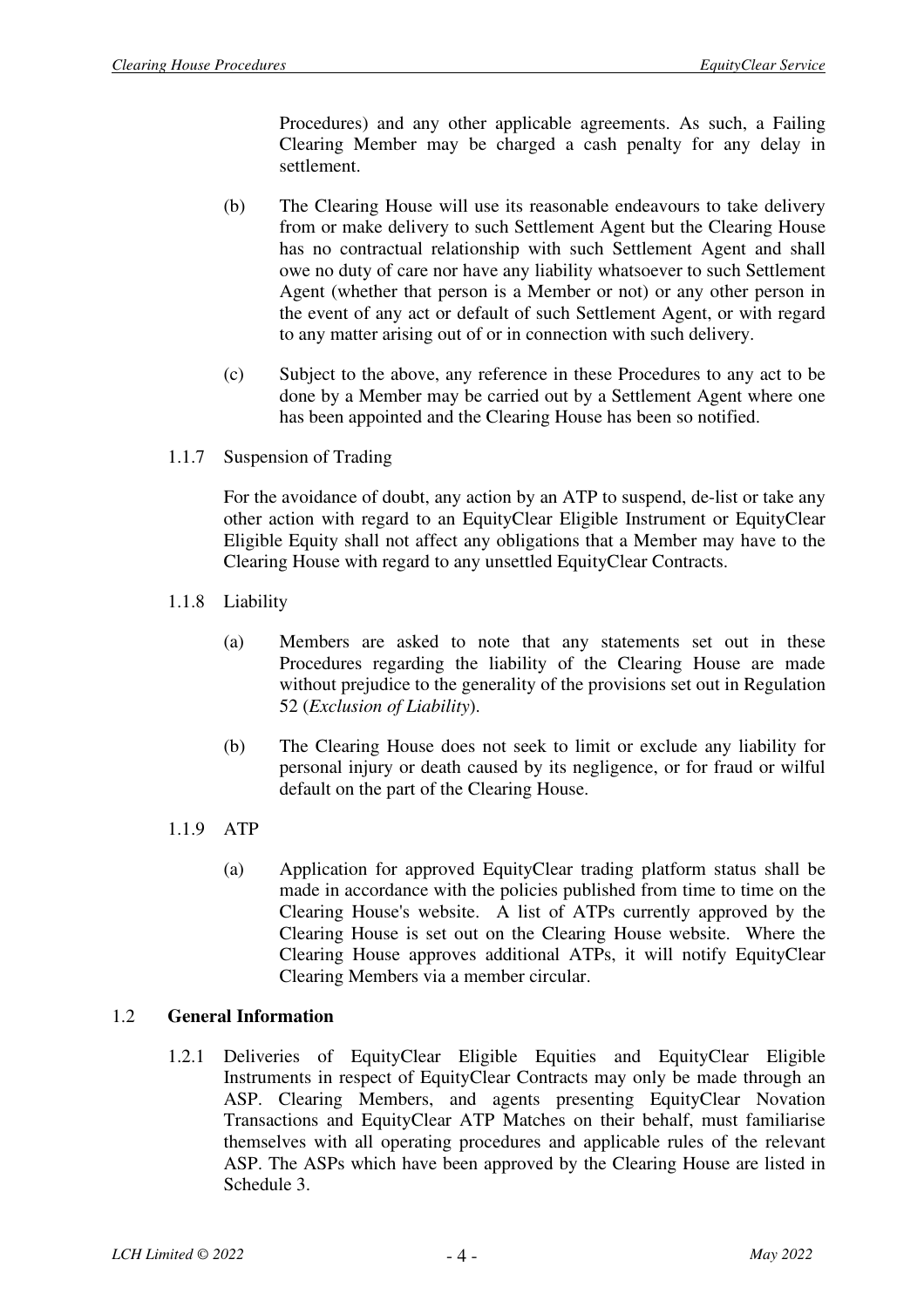Procedures) and any other applicable agreements. As such, a Failing Clearing Member may be charged a cash penalty for any delay in settlement.

(b) The Clearing House will use its reasonable endeavours to take delivery from or make delivery to such Settlement Agent but the Clearing House has no contractual relationship with such Settlement Agent and shall owe no duty of care nor have any liability whatsoever to such Settlement Agent (whether that person is a Member or not) or any other person in the event of any act or default of such Settlement Agent, or with regard to any matter arising out of or in connection with such delivery.

(c) Subject to the above, any reference in these Procedures to any act to be done by a Member may be carried out by a Settlement Agent where one has been appointed and the Clearing House has been so notified.

1.1.7 Suspension of Trading

For the avoidance of doubt, any action by an ATP to suspend, de-list or take any other action with regard to an EquityClear Eligible Instrument or EquityClear Eligible Equity shall not affect any obligations that a Member may have to the Clearing House with regard to any unsettled EquityClear Contracts.

1.1.8 Liability

(a) Members are asked to note that any statements set out in these Procedures regarding the liability of the Clearing House are made without prejudice to the generality of the provisions set out in Regulation 52 (*Exclusion of Liability*).

(b) The Clearing House does not seek to limit or exclude any liability for personal injury or death caused by its negligence, or for fraud or wilful default on the part of the Clearing House.

1.1.9 ATP

(a) Application for approved EquityClear trading platform status shall be made in accordance with the policies published from time to time on the Clearing House's website. A list of ATPs currently approved by the Clearing House is set out on the Clearing House website. Where the Clearing House approves additional ATPs, it will notify EquityClear Clearing Members via a member circular.

## 1.2 **General Information**

1.2.1 Deliveries of EquityClear Eligible Equities and EquityClear Eligible Instruments in respect of EquityClear Contracts may only be made through an ASP. Clearing Members, and agents presenting EquityClear Novation Transactions and EquityClear ATP Matches on their behalf, must familiarise themselves with all operating procedures and applicable rules of the relevant ASP. The ASPs which have been approved by the Clearing House are listed in Schedule 3.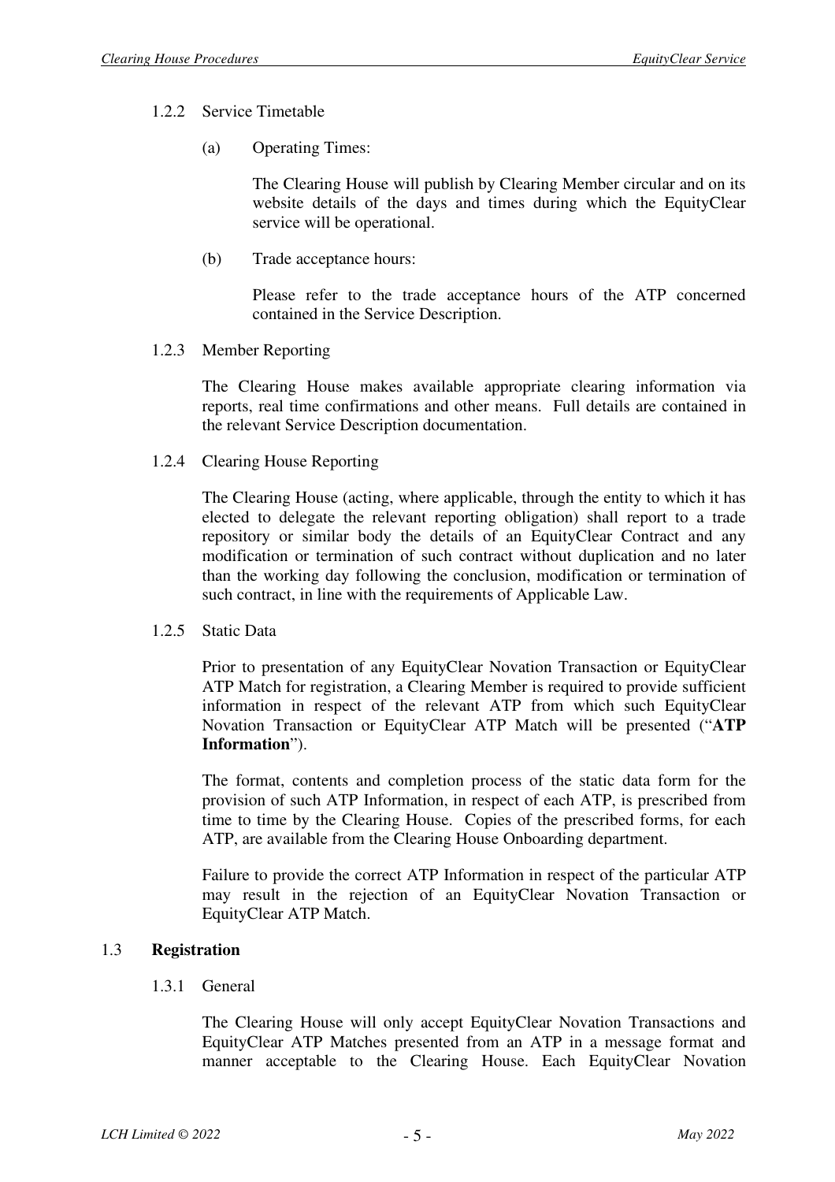#### 1.2.2 Service Timetable

(a) Operating Times:

The Clearing House will publish by Clearing Member circular and on its website details of the days and times during which the EquityClear service will be operational.

(b) Trade acceptance hours:

Please refer to the trade acceptance hours of the ATP concerned contained in the Service Description.

#### 1.2.3 Member Reporting

The Clearing House makes available appropriate clearing information via reports, real time confirmations and other means. Full details are contained in the relevant Service Description documentation.

#### 1.2.4 Clearing House Reporting

The Clearing House (acting, where applicable, through the entity to which it has elected to delegate the relevant reporting obligation) shall report to a trade repository or similar body the details of an EquityClear Contract and any modification or termination of such contract without duplication and no later than the working day following the conclusion, modification or termination of such contract, in line with the requirements of Applicable Law.

#### 1.2.5 Static Data

Prior to presentation of any EquityClear Novation Transaction or EquityClear ATP Match for registration, a Clearing Member is required to provide sufficient information in respect of the relevant ATP from which such EquityClear Novation Transaction or EquityClear ATP Match will be presented ("**ATP Information**").

The format, contents and completion process of the static data form for the provision of such ATP Information, in respect of each ATP, is prescribed from time to time by the Clearing House. Copies of the prescribed forms, for each ATP, are available from the Clearing House Onboarding department.

Failure to provide the correct ATP Information in respect of the particular ATP may result in the rejection of an EquityClear Novation Transaction or EquityClear ATP Match.

### 1.3 **Registration**

#### 1.3.1 General

The Clearing House will only accept EquityClear Novation Transactions and EquityClear ATP Matches presented from an ATP in a message format and manner acceptable to the Clearing House. Each EquityClear Novation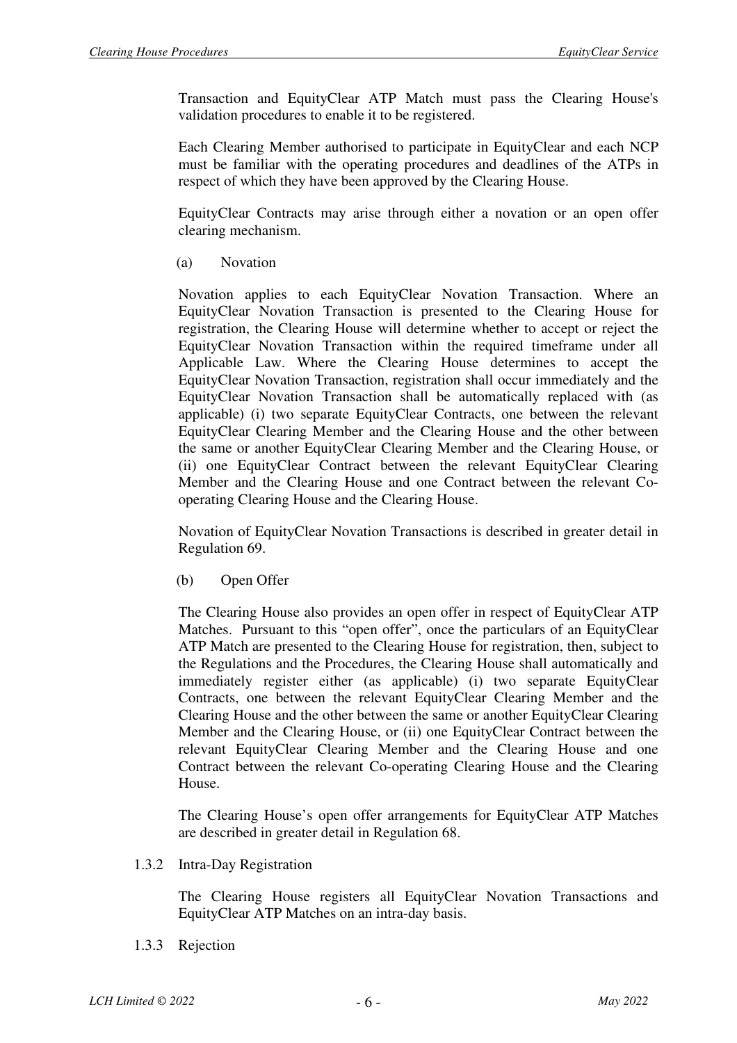Transaction and EquityClear ATP Match must pass the Clearing House's validation procedures to enable it to be registered.

Each Clearing Member authorised to participate in EquityClear and each NCP must be familiar with the operating procedures and deadlines of the ATPs in respect of which they have been approved by the Clearing House.

EquityClear Contracts may arise through either a novation or an open offer clearing mechanism.

(a) Novation

Novation applies to each EquityClear Novation Transaction. Where an EquityClear Novation Transaction is presented to the Clearing House for registration, the Clearing House will determine whether to accept or reject the EquityClear Novation Transaction within the required timeframe under all Applicable Law. Where the Clearing House determines to accept the EquityClear Novation Transaction, registration shall occur immediately and the EquityClear Novation Transaction shall be automatically replaced with (as applicable) (i) two separate EquityClear Contracts, one between the relevant EquityClear Clearing Member and the Clearing House and the other between the same or another EquityClear Clearing Member and the Clearing House, or (ii) one EquityClear Contract between the relevant EquityClear Clearing Member and the Clearing House and one Contract between the relevant Co-operating Clearing House and the Clearing House.

Novation of EquityClear Novation Transactions is described in greater detail in Regulation 69.

(b) Open Offer

The Clearing House also provides an open offer in respect of EquityClear ATP Matches. Pursuant to this "open offer", once the particulars of an EquityClear ATP Match are presented to the Clearing House for registration, then, subject to the Regulations and the Procedures, the Clearing House shall automatically and immediately register either (as applicable) (i) two separate EquityClear Contracts, one between the relevant EquityClear Clearing Member and the Clearing House and the other between the same or another EquityClear Clearing Member and the Clearing House, or (ii) one EquityClear Contract between the relevant EquityClear Clearing Member and the Clearing House and one Contract between the relevant Co-operating Clearing House and the Clearing House.

The Clearing House's open offer arrangements for EquityClear ATP Matches are described in greater detail in Regulation 68.

1.3.2 Intra-Day Registration

The Clearing House registers all EquityClear Novation Transactions and EquityClear ATP Matches on an intra-day basis.

1.3.3 Rejection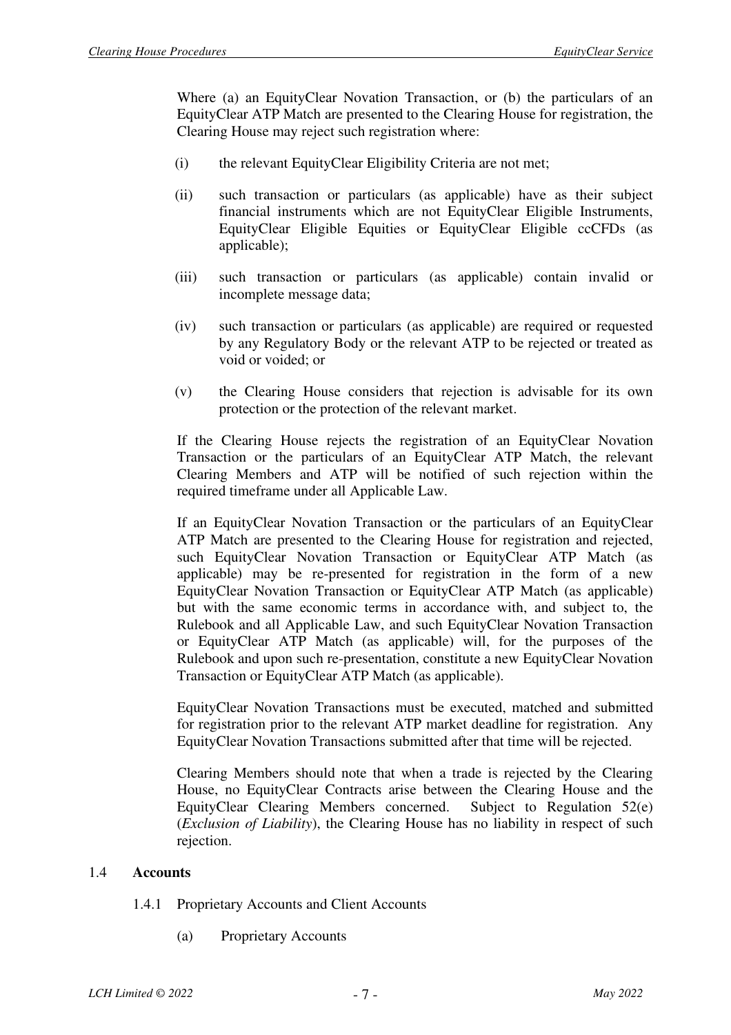Where (a) an EquityClear Novation Transaction, or (b) the particulars of an EquityClear ATP Match are presented to the Clearing House for registration, the Clearing House may reject such registration where:

(i) the relevant EquityClear Eligibility Criteria are not met;

(ii) such transaction or particulars (as applicable) have as their subject financial instruments which are not EquityClear Eligible Instruments, EquityClear Eligible Equities or EquityClear Eligible ccCFDs (as applicable);

(iii) such transaction or particulars (as applicable) contain invalid or incomplete message data;

(iv) such transaction or particulars (as applicable) are required or requested by any Regulatory Body or the relevant ATP to be rejected or treated as void or voided; or

(v) the Clearing House considers that rejection is advisable for its own protection or the protection of the relevant market.

If the Clearing House rejects the registration of an EquityClear Novation Transaction or the particulars of an EquityClear ATP Match, the relevant Clearing Members and ATP will be notified of such rejection within the required timeframe under all Applicable Law.

If an EquityClear Novation Transaction or the particulars of an EquityClear ATP Match are presented to the Clearing House for registration and rejected, such EquityClear Novation Transaction or EquityClear ATP Match (as applicable) may be re-presented for registration in the form of a new EquityClear Novation Transaction or EquityClear ATP Match (as applicable) but with the same economic terms in accordance with, and subject to, the Rulebook and all Applicable Law, and such EquityClear Novation Transaction or EquityClear ATP Match (as applicable) will, for the purposes of the Rulebook and upon such re-presentation, constitute a new EquityClear Novation Transaction or EquityClear ATP Match (as applicable).

EquityClear Novation Transactions must be executed, matched and submitted for registration prior to the relevant ATP market deadline for registration. Any EquityClear Novation Transactions submitted after that time will be rejected.

Clearing Members should note that when a trade is rejected by the Clearing House, no EquityClear Contracts arise between the Clearing House and the EquityClear Clearing Members concerned. Subject to Regulation 52(e) (*Exclusion of Liability*), the Clearing House has no liability in respect of such rejection.

## 1.4 Accounts

### 1.4.1 Proprietary Accounts and Client Accounts

(a) Proprietary Accounts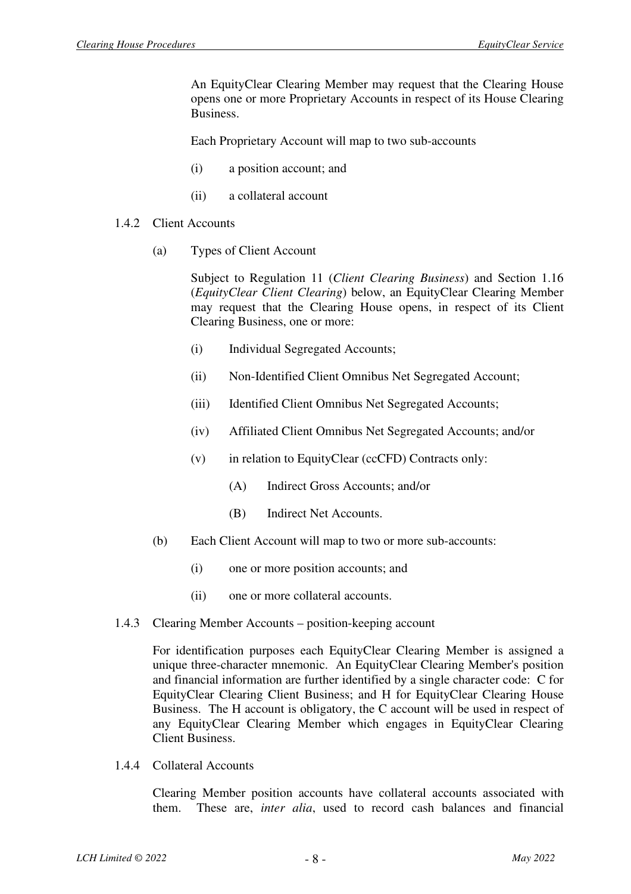An EquityClear Clearing Member may request that the Clearing House opens one or more Proprietary Accounts in respect of its House Clearing Business.

Each Proprietary Account will map to two sub-accounts

(i) a position account; and

(ii) a collateral account

1.4.2 Client Accounts

(a) Types of Client Account

Subject to Regulation 11 (*Client Clearing Business*) and Section 1.16 (*EquityClear Client Clearing*) below, an EquityClear Clearing Member may request that the Clearing House opens, in respect of its Client Clearing Business, one or more:

(i) Individual Segregated Accounts;

(ii) Non-Identified Client Omnibus Net Segregated Account;

(iii) Identified Client Omnibus Net Segregated Accounts;

(iv) Affiliated Client Omnibus Net Segregated Accounts; and/or

(v) in relation to EquityClear (ccCFD) Contracts only:

(A) Indirect Gross Accounts; and/or

(B) Indirect Net Accounts.

(b) Each Client Account will map to two or more sub-accounts:

(i) one or more position accounts; and

(ii) one or more collateral accounts.

1.4.3 Clearing Member Accounts – position-keeping account

For identification purposes each EquityClear Clearing Member is assigned a unique three-character mnemonic. An EquityClear Clearing Member's position and financial information are further identified by a single character code: C for EquityClear Clearing Client Business; and H for EquityClear Clearing House Business. The H account is obligatory, the C account will be used in respect of any EquityClear Clearing Member which engages in EquityClear Clearing Client Business.

1.4.4 Collateral Accounts

Clearing Member position accounts have collateral accounts associated with them. These are, *inter alia*, used to record cash balances and financial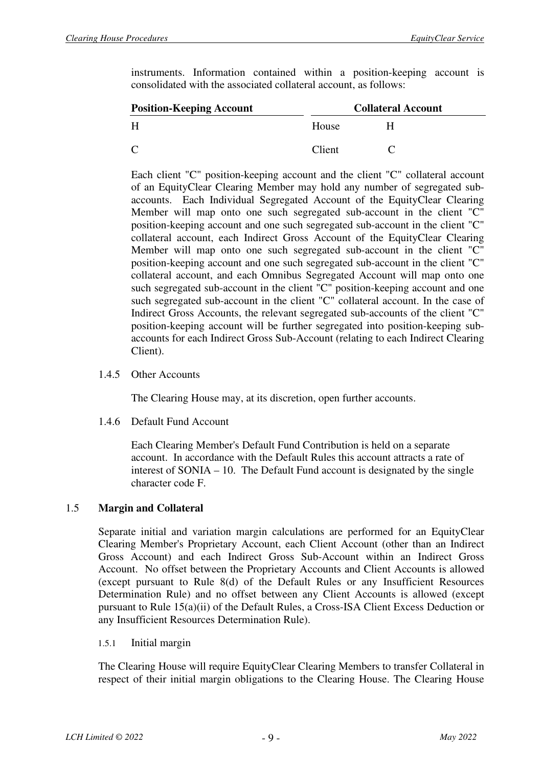instruments. Information contained within a position-keeping account is consolidated with the associated collateral account, as follows:

| Position-Keeping Account | Collateral Account | |
|---|---|---|
| H | House | H |
| C | Client | C |

Each client "C" position-keeping account and the client "C" collateral account of an EquityClear Clearing Member may hold any number of segregated sub-accounts. Each Individual Segregated Account of the EquityClear Clearing Member will map onto one such segregated sub-account in the client "C" position-keeping account and one such segregated sub-account in the client "C" collateral account, each Indirect Gross Account of the EquityClear Clearing Member will map onto one such segregated sub-account in the client "C" position-keeping account and one such segregated sub-account in the client "C" collateral account, and each Omnibus Segregated Account will map onto one such segregated sub-account in the client "C" position-keeping account and one such segregated sub-account in the client "C" collateral account. In the case of Indirect Gross Accounts, the relevant segregated sub-accounts of the client "C" position-keeping account will be further segregated into position-keeping sub-accounts for each Indirect Gross Sub-Account (relating to each Indirect Clearing Client).

1.4.5 Other Accounts

The Clearing House may, at its discretion, open further accounts.

1.4.6 Default Fund Account

Each Clearing Member's Default Fund Contribution is held on a separate account. In accordance with the Default Rules this account attracts a rate of interest of SONIA – 10. The Default Fund account is designated by the single character code F.

## 1.5 Margin and Collateral

Separate initial and variation margin calculations are performed for an EquityClear Clearing Member's Proprietary Account, each Client Account (other than an Indirect Gross Account) and each Indirect Gross Sub-Account within an Indirect Gross Account. No offset between the Proprietary Accounts and Client Accounts is allowed (except pursuant to Rule 8(d) of the Default Rules or any Insufficient Resources Determination Rule) and no offset between any Client Accounts is allowed (except pursuant to Rule 15(a)(ii) of the Default Rules, a Cross-ISA Client Excess Deduction or any Insufficient Resources Determination Rule).

1.5.1 Initial margin

The Clearing House will require EquityClear Clearing Members to transfer Collateral in respect of their initial margin obligations to the Clearing House. The Clearing House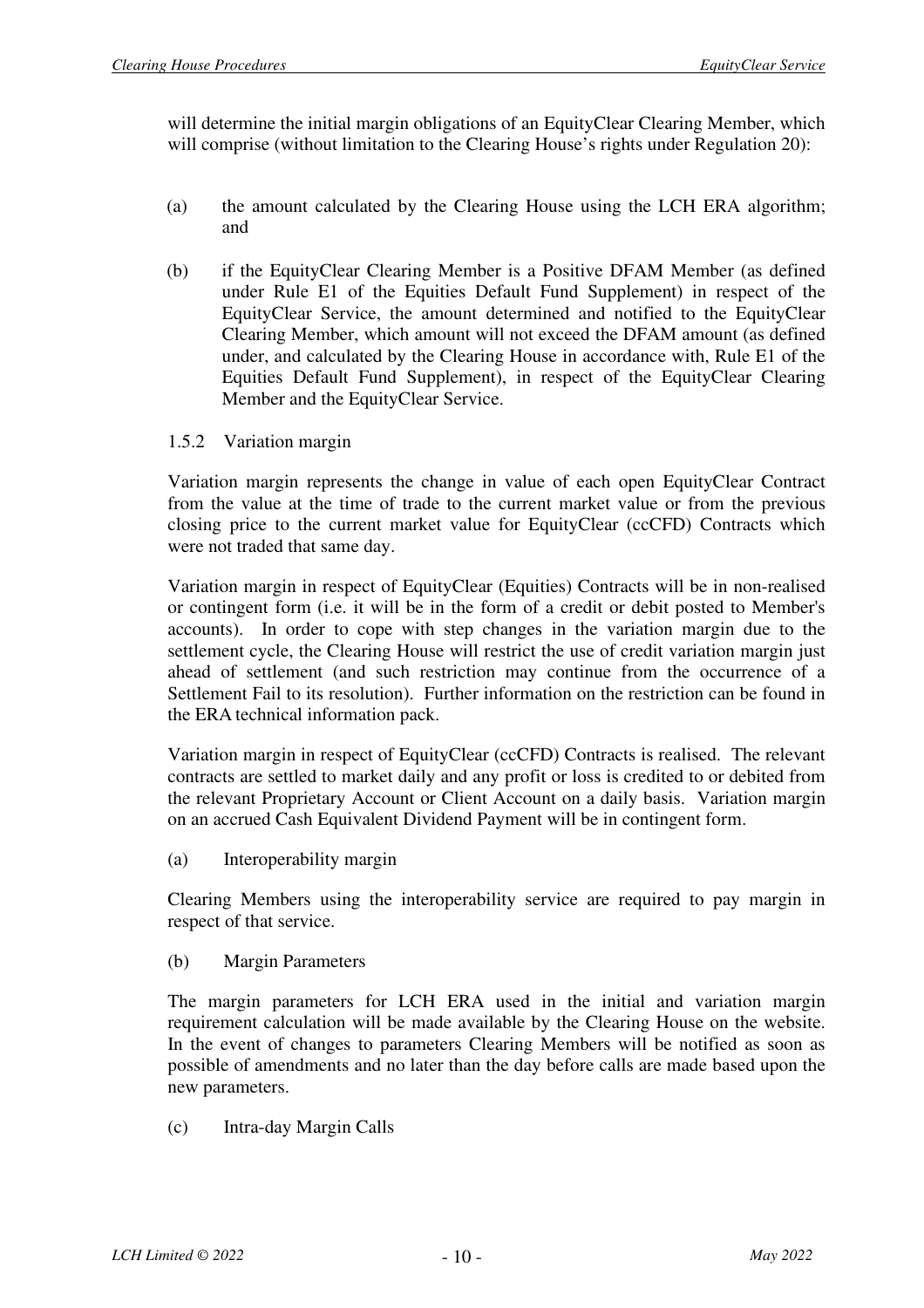will determine the initial margin obligations of an EquityClear Clearing Member, which will comprise (without limitation to the Clearing House's rights under Regulation 20):

(a) the amount calculated by the Clearing House using the LCH ERA algorithm; and

(b) if the EquityClear Clearing Member is a Positive DFAM Member (as defined under Rule E1 of the Equities Default Fund Supplement) in respect of the EquityClear Service, the amount determined and notified to the EquityClear Clearing Member, which amount will not exceed the DFAM amount (as defined under, and calculated by the Clearing House in accordance with, Rule E1 of the Equities Default Fund Supplement), in respect of the EquityClear Clearing Member and the EquityClear Service.

1.5.2 Variation margin

Variation margin represents the change in value of each open EquityClear Contract from the value at the time of trade to the current market value or from the previous closing price to the current market value for EquityClear (ccCFD) Contracts which were not traded that same day.

Variation margin in respect of EquityClear (Equities) Contracts will be in non-realised or contingent form (i.e. it will be in the form of a credit or debit posted to Member's accounts). In order to cope with step changes in the variation margin due to the settlement cycle, the Clearing House will restrict the use of credit variation margin just ahead of settlement (and such restriction may continue from the occurrence of a Settlement Fail to its resolution). Further information on the restriction can be found in the ERA technical information pack.

Variation margin in respect of EquityClear (ccCFD) Contracts is realised. The relevant contracts are settled to market daily and any profit or loss is credited to or debited from the relevant Proprietary Account or Client Account on a daily basis. Variation margin on an accrued Cash Equivalent Dividend Payment will be in contingent form.

(a) Interoperability margin

Clearing Members using the interoperability service are required to pay margin in respect of that service.

(b) Margin Parameters

The margin parameters for LCH ERA used in the initial and variation margin requirement calculation will be made available by the Clearing House on the website. In the event of changes to parameters Clearing Members will be notified as soon as possible of amendments and no later than the day before calls are made based upon the new parameters.

(c) Intra-day Margin Calls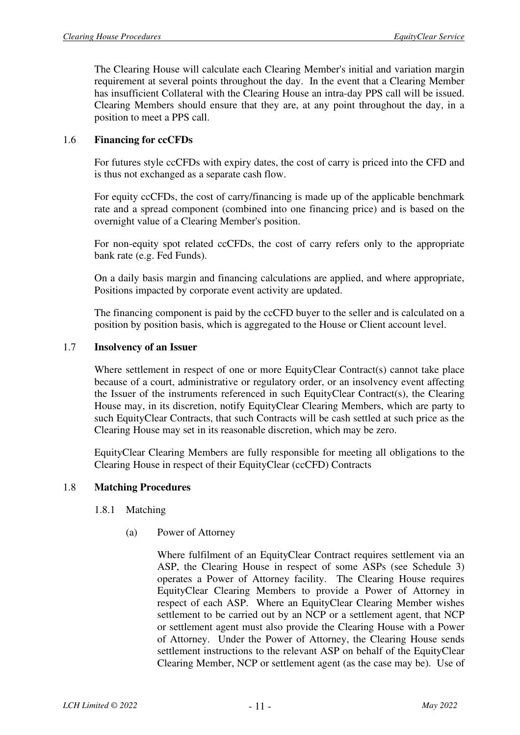The Clearing House will calculate each Clearing Member's initial and variation margin requirement at several points throughout the day. In the event that a Clearing Member has insufficient Collateral with the Clearing House an intra-day PPS call will be issued. Clearing Members should ensure that they are, at any point throughout the day, in a position to meet a PPS call.

## 1.6 Financing for ccCFDs

For futures style ccCFDs with expiry dates, the cost of carry is priced into the CFD and is thus not exchanged as a separate cash flow.

For equity ccCFDs, the cost of carry/financing is made up of the applicable benchmark rate and a spread component (combined into one financing price) and is based on the overnight value of a Clearing Member's position.

For non-equity spot related ccCFDs, the cost of carry refers only to the appropriate bank rate (e.g. Fed Funds).

On a daily basis margin and financing calculations are applied, and where appropriate, Positions impacted by corporate event activity are updated.

The financing component is paid by the ccCFD buyer to the seller and is calculated on a position by position basis, which is aggregated to the House or Client account level.

## 1.7 Insolvency of an Issuer

Where settlement in respect of one or more EquityClear Contract(s) cannot take place because of a court, administrative or regulatory order, or an insolvency event affecting the Issuer of the instruments referenced in such EquityClear Contract(s), the Clearing House may, in its discretion, notify EquityClear Clearing Members, which are party to such EquityClear Contracts, that such Contracts will be cash settled at such price as the Clearing House may set in its reasonable discretion, which may be zero.

EquityClear Clearing Members are fully responsible for meeting all obligations to the Clearing House in respect of their EquityClear (ccCFD) Contracts

## 1.8 Matching Procedures

### 1.8.1 Matching

(a) Power of Attorney

Where fulfilment of an EquityClear Contract requires settlement via an ASP, the Clearing House in respect of some ASPs (see Schedule 3) operates a Power of Attorney facility. The Clearing House requires EquityClear Clearing Members to provide a Power of Attorney in respect of each ASP. Where an EquityClear Clearing Member wishes settlement to be carried out by an NCP or a settlement agent, that NCP or settlement agent must also provide the Clearing House with a Power of Attorney. Under the Power of Attorney, the Clearing House sends settlement instructions to the relevant ASP on behalf of the EquityClear Clearing Member, NCP or settlement agent (as the case may be). Use of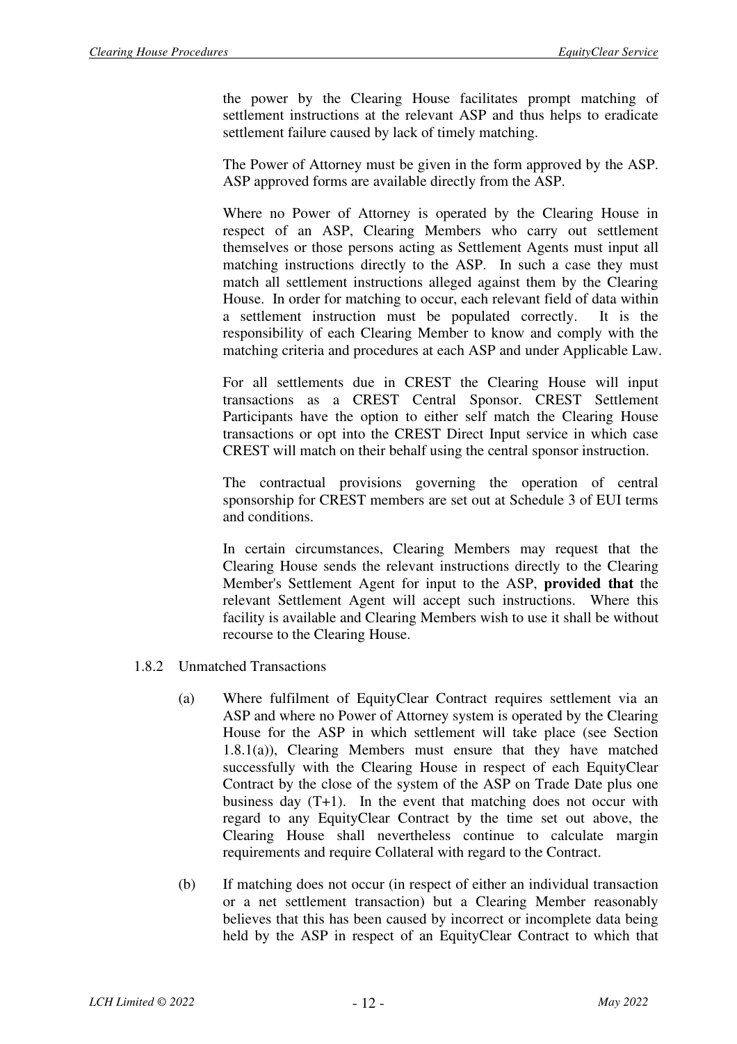the power by the Clearing House facilitates prompt matching of settlement instructions at the relevant ASP and thus helps to eradicate settlement failure caused by lack of timely matching.

The Power of Attorney must be given in the form approved by the ASP. ASP approved forms are available directly from the ASP.

Where no Power of Attorney is operated by the Clearing House in respect of an ASP, Clearing Members who carry out settlement themselves or those persons acting as Settlement Agents must input all matching instructions directly to the ASP. In such a case they must match all settlement instructions alleged against them by the Clearing House. In order for matching to occur, each relevant field of data within a settlement instruction must be populated correctly. It is the responsibility of each Clearing Member to know and comply with the matching criteria and procedures at each ASP and under Applicable Law.

For all settlements due in CREST the Clearing House will input transactions as a CREST Central Sponsor. CREST Settlement Participants have the option to either self match the Clearing House transactions or opt into the CREST Direct Input service in which case CREST will match on their behalf using the central sponsor instruction.

The contractual provisions governing the operation of central sponsorship for CREST members are set out at Schedule 3 of EUI terms and conditions.

In certain circumstances, Clearing Members may request that the Clearing House sends the relevant instructions directly to the Clearing Member's Settlement Agent for input to the ASP, **provided that** the relevant Settlement Agent will accept such instructions. Where this facility is available and Clearing Members wish to use it shall be without recourse to the Clearing House.

1.8.2 Unmatched Transactions

(a) Where fulfilment of EquityClear Contract requires settlement via an ASP and where no Power of Attorney system is operated by the Clearing House for the ASP in which settlement will take place (see Section 1.8.1(a)), Clearing Members must ensure that they have matched successfully with the Clearing House in respect of each EquityClear Contract by the close of the system of the ASP on Trade Date plus one business day (T+1). In the event that matching does not occur with regard to any EquityClear Contract by the time set out above, the Clearing House shall nevertheless continue to calculate margin requirements and require Collateral with regard to the Contract.

(b) If matching does not occur (in respect of either an individual transaction or a net settlement transaction) but a Clearing Member reasonably believes that this has been caused by incorrect or incomplete data being held by the ASP in respect of an EquityClear Contract to which that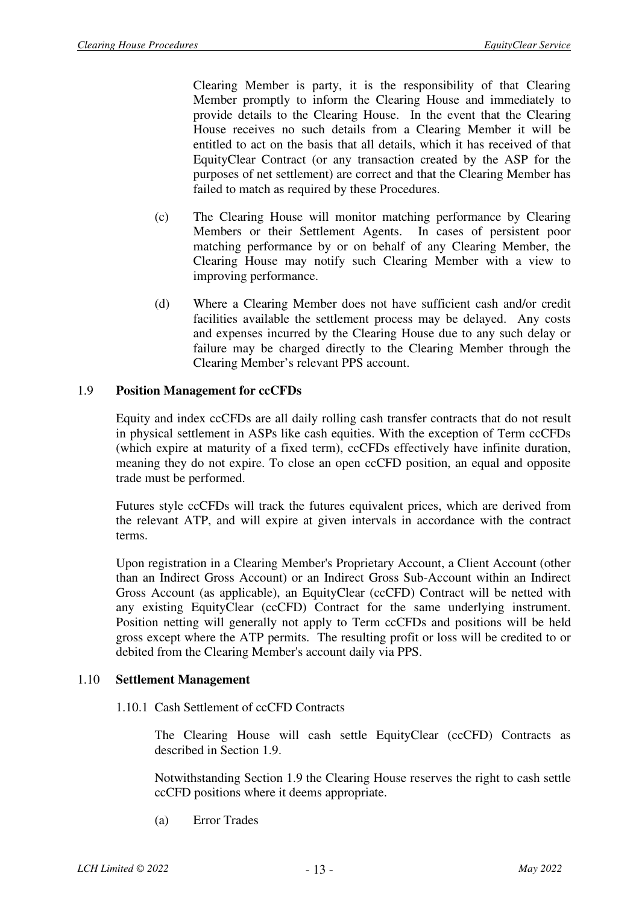Clearing Member is party, it is the responsibility of that Clearing Member promptly to inform the Clearing House and immediately to provide details to the Clearing House. In the event that the Clearing House receives no such details from a Clearing Member it will be entitled to act on the basis that all details, which it has received of that EquityClear Contract (or any transaction created by the ASP for the purposes of net settlement) are correct and that the Clearing Member has failed to match as required by these Procedures.

(c) The Clearing House will monitor matching performance by Clearing Members or their Settlement Agents. In cases of persistent poor matching performance by or on behalf of any Clearing Member, the Clearing House may notify such Clearing Member with a view to improving performance.

(d) Where a Clearing Member does not have sufficient cash and/or credit facilities available the settlement process may be delayed. Any costs and expenses incurred by the Clearing House due to any such delay or failure may be charged directly to the Clearing Member through the Clearing Member's relevant PPS account.

## 1.9 Position Management for ccCFDs

Equity and index ccCFDs are all daily rolling cash transfer contracts that do not result in physical settlement in ASPs like cash equities. With the exception of Term ccCFDs (which expire at maturity of a fixed term), ccCFDs effectively have infinite duration, meaning they do not expire. To close an open ccCFD position, an equal and opposite trade must be performed.

Futures style ccCFDs will track the futures equivalent prices, which are derived from the relevant ATP, and will expire at given intervals in accordance with the contract terms.

Upon registration in a Clearing Member's Proprietary Account, a Client Account (other than an Indirect Gross Account) or an Indirect Gross Sub-Account within an Indirect Gross Account (as applicable), an EquityClear (ccCFD) Contract will be netted with any existing EquityClear (ccCFD) Contract for the same underlying instrument. Position netting will generally not apply to Term ccCFDs and positions will be held gross except where the ATP permits. The resulting profit or loss will be credited to or debited from the Clearing Member's account daily via PPS.

## 1.10 Settlement Management

### 1.10.1 Cash Settlement of ccCFD Contracts

The Clearing House will cash settle EquityClear (ccCFD) Contracts as described in Section 1.9.

Notwithstanding Section 1.9 the Clearing House reserves the right to cash settle ccCFD positions where it deems appropriate.

(a) Error Trades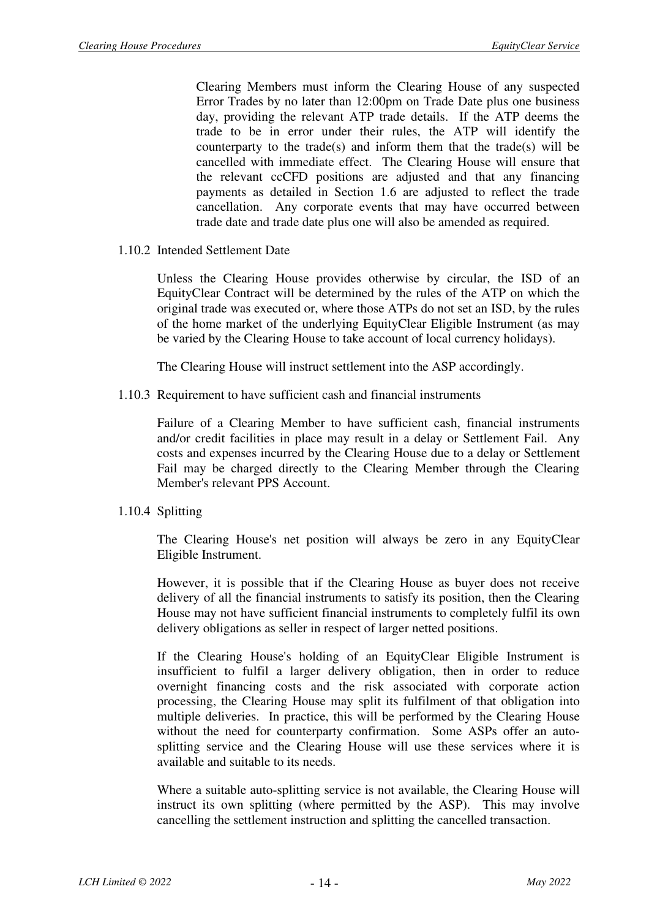Clearing Members must inform the Clearing House of any suspected Error Trades by no later than 12:00pm on Trade Date plus one business day, providing the relevant ATP trade details. If the ATP deems the trade to be in error under their rules, the ATP will identify the counterparty to the trade(s) and inform them that the trade(s) will be cancelled with immediate effect. The Clearing House will ensure that the relevant ccCFD positions are adjusted and that any financing payments as detailed in Section 1.6 are adjusted to reflect the trade cancellation. Any corporate events that may have occurred between trade date and trade date plus one will also be amended as required.

### 1.10.2 Intended Settlement Date

Unless the Clearing House provides otherwise by circular, the ISD of an EquityClear Contract will be determined by the rules of the ATP on which the original trade was executed or, where those ATPs do not set an ISD, by the rules of the home market of the underlying EquityClear Eligible Instrument (as may be varied by the Clearing House to take account of local currency holidays).

The Clearing House will instruct settlement into the ASP accordingly.

### 1.10.3 Requirement to have sufficient cash and financial instruments

Failure of a Clearing Member to have sufficient cash, financial instruments and/or credit facilities in place may result in a delay or Settlement Fail. Any costs and expenses incurred by the Clearing House due to a delay or Settlement Fail may be charged directly to the Clearing Member through the Clearing Member's relevant PPS Account.

### 1.10.4 Splitting

The Clearing House's net position will always be zero in any EquityClear Eligible Instrument.

However, it is possible that if the Clearing House as buyer does not receive delivery of all the financial instruments to satisfy its position, then the Clearing House may not have sufficient financial instruments to completely fulfil its own delivery obligations as seller in respect of larger netted positions.

If the Clearing House's holding of an EquityClear Eligible Instrument is insufficient to fulfil a larger delivery obligation, then in order to reduce overnight financing costs and the risk associated with corporate action processing, the Clearing House may split its fulfilment of that obligation into multiple deliveries. In practice, this will be performed by the Clearing House without the need for counterparty confirmation. Some ASPs offer an auto-splitting service and the Clearing House will use these services where it is available and suitable to its needs.

Where a suitable auto-splitting service is not available, the Clearing House will instruct its own splitting (where permitted by the ASP). This may involve cancelling the settlement instruction and splitting the cancelled transaction.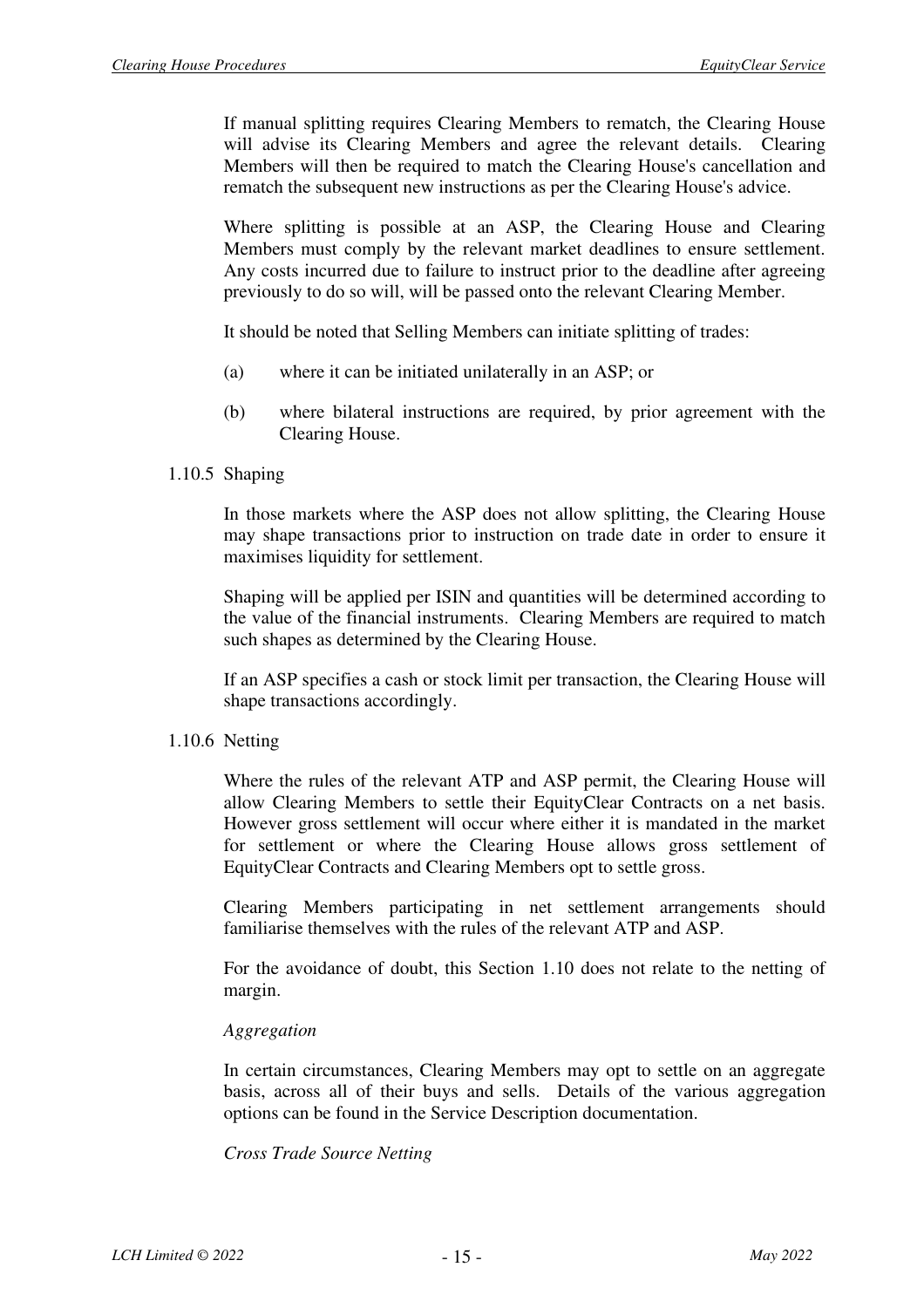If manual splitting requires Clearing Members to rematch, the Clearing House will advise its Clearing Members and agree the relevant details. Clearing Members will then be required to match the Clearing House's cancellation and rematch the subsequent new instructions as per the Clearing House's advice.

Where splitting is possible at an ASP, the Clearing House and Clearing Members must comply by the relevant market deadlines to ensure settlement. Any costs incurred due to failure to instruct prior to the deadline after agreeing previously to do so will, will be passed onto the relevant Clearing Member.

It should be noted that Selling Members can initiate splitting of trades:

(a) where it can be initiated unilaterally in an ASP; or

(b) where bilateral instructions are required, by prior agreement with the Clearing House.

### 1.10.5 Shaping

In those markets where the ASP does not allow splitting, the Clearing House may shape transactions prior to instruction on trade date in order to ensure it maximises liquidity for settlement.

Shaping will be applied per ISIN and quantities will be determined according to the value of the financial instruments. Clearing Members are required to match such shapes as determined by the Clearing House.

If an ASP specifies a cash or stock limit per transaction, the Clearing House will shape transactions accordingly.

### 1.10.6 Netting

Where the rules of the relevant ATP and ASP permit, the Clearing House will allow Clearing Members to settle their EquityClear Contracts on a net basis. However gross settlement will occur where either it is mandated in the market for settlement or where the Clearing House allows gross settlement of EquityClear Contracts and Clearing Members opt to settle gross.

Clearing Members participating in net settlement arrangements should familiarise themselves with the rules of the relevant ATP and ASP.

For the avoidance of doubt, this Section 1.10 does not relate to the netting of margin.

*Aggregation*

In certain circumstances, Clearing Members may opt to settle on an aggregate basis, across all of their buys and sells. Details of the various aggregation options can be found in the Service Description documentation.

*Cross Trade Source Netting*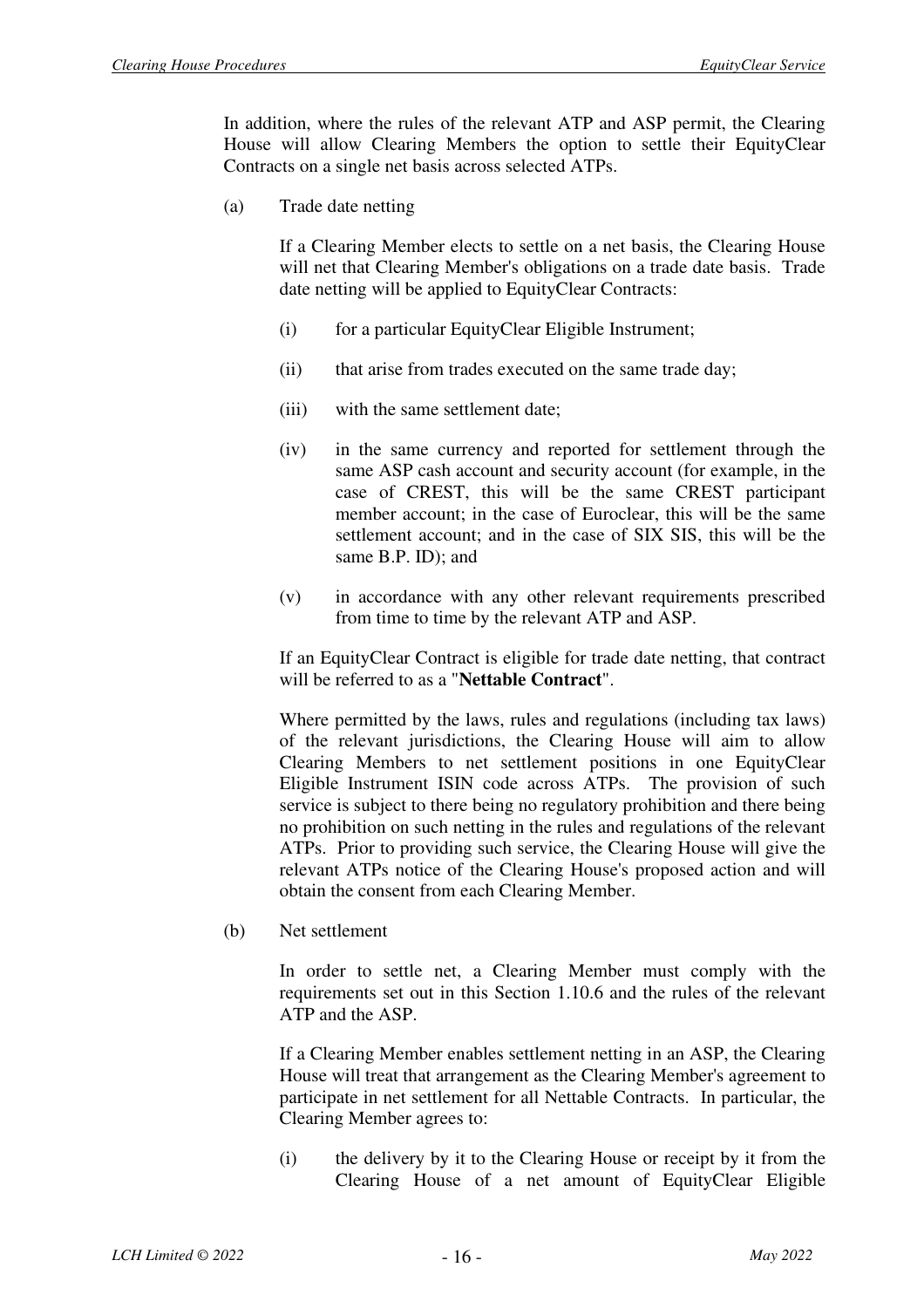In addition, where the rules of the relevant ATP and ASP permit, the Clearing House will allow Clearing Members the option to settle their EquityClear Contracts on a single net basis across selected ATPs.

(a) Trade date netting

If a Clearing Member elects to settle on a net basis, the Clearing House will net that Clearing Member's obligations on a trade date basis. Trade date netting will be applied to EquityClear Contracts:

(i) for a particular EquityClear Eligible Instrument;

(ii) that arise from trades executed on the same trade day;

(iii) with the same settlement date;

(iv) in the same currency and reported for settlement through the same ASP cash account and security account (for example, in the case of CREST, this will be the same CREST participant member account; in the case of Euroclear, this will be the same settlement account; and in the case of SIX SIS, this will be the same B.P. ID); and

(v) in accordance with any other relevant requirements prescribed from time to time by the relevant ATP and ASP.

If an EquityClear Contract is eligible for trade date netting, that contract will be referred to as a "**Nettable Contract**".

Where permitted by the laws, rules and regulations (including tax laws) of the relevant jurisdictions, the Clearing House will aim to allow Clearing Members to net settlement positions in one EquityClear Eligible Instrument ISIN code across ATPs. The provision of such service is subject to there being no regulatory prohibition and there being no prohibition on such netting in the rules and regulations of the relevant ATPs. Prior to providing such service, the Clearing House will give the relevant ATPs notice of the Clearing House's proposed action and will obtain the consent from each Clearing Member.

(b) Net settlement

In order to settle net, a Clearing Member must comply with the requirements set out in this Section 1.10.6 and the rules of the relevant ATP and the ASP.

If a Clearing Member enables settlement netting in an ASP, the Clearing House will treat that arrangement as the Clearing Member's agreement to participate in net settlement for all Nettable Contracts. In particular, the Clearing Member agrees to:

(i) the delivery by it to the Clearing House or receipt by it from the Clearing House of a net amount of EquityClear Eligible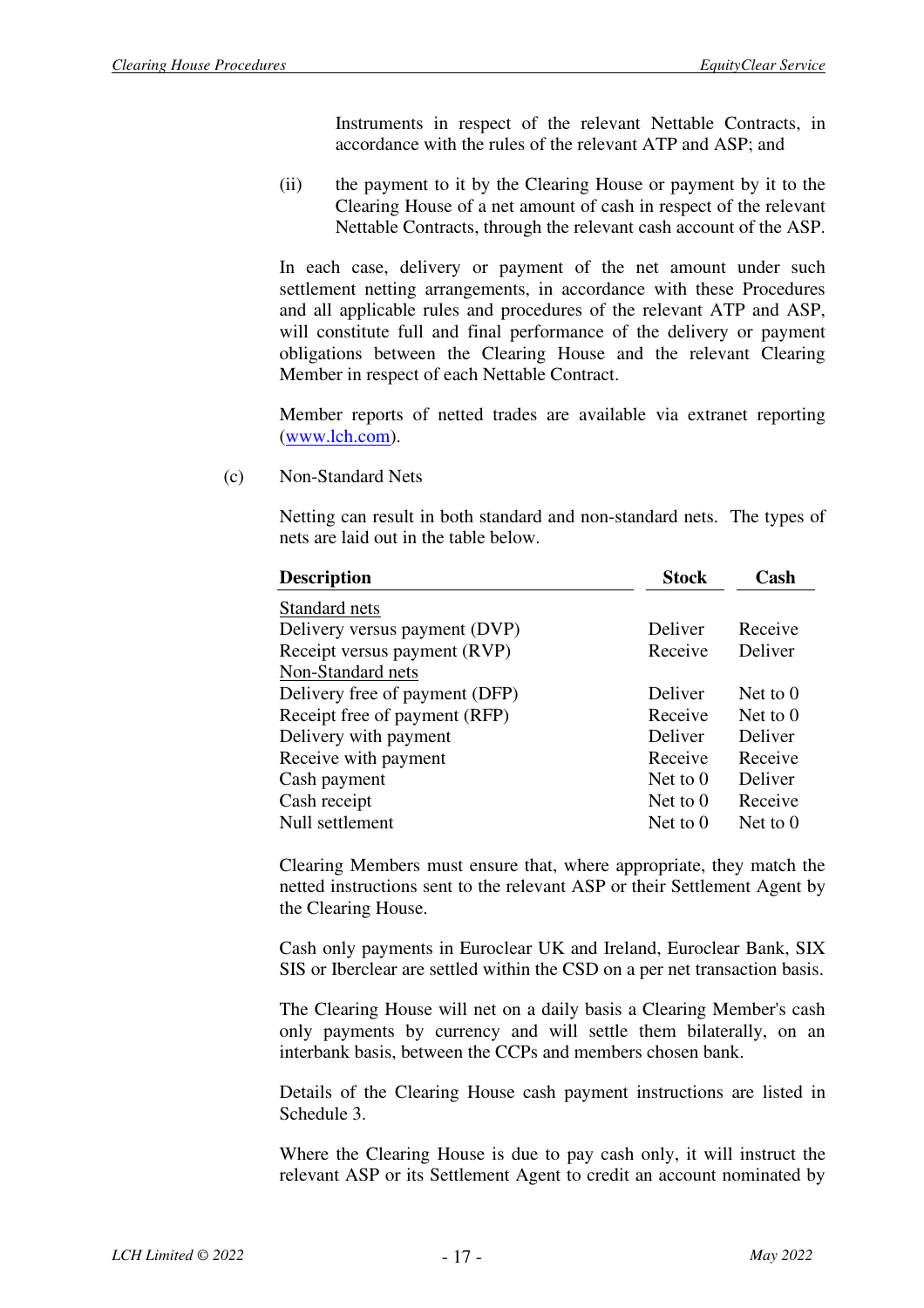Instruments in respect of the relevant Nettable Contracts, in accordance with the rules of the relevant ATP and ASP; and

(ii) the payment to it by the Clearing House or payment by it to the Clearing House of a net amount of cash in respect of the relevant Nettable Contracts, through the relevant cash account of the ASP.

In each case, delivery or payment of the net amount under such settlement netting arrangements, in accordance with these Procedures and all applicable rules and procedures of the relevant ATP and ASP, will constitute full and final performance of the delivery or payment obligations between the Clearing House and the relevant Clearing Member in respect of each Nettable Contract.

Member reports of netted trades are available via extranet reporting (www.lch.com).

(c) Non-Standard Nets

Netting can result in both standard and non-standard nets. The types of nets are laid out in the table below.

| **Description** | **Stock** | **Cash** |
|---|---|---|
| Standard nets | | |
| Delivery versus payment (DVP) | Deliver | Receive |
| Receipt versus payment (RVP) | Receive | Deliver |
| Non-Standard nets | | |
| Delivery free of payment (DFP) | Deliver | Net to 0 |
| Receipt free of payment (RFP) | Receive | Net to 0 |
| Delivery with payment | Deliver | Deliver |
| Receive with payment | Receive | Receive |
| Cash payment | Net to 0 | Deliver |
| Cash receipt | Net to 0 | Receive |
| Null settlement | Net to 0 | Net to 0 |

Clearing Members must ensure that, where appropriate, they match the netted instructions sent to the relevant ASP or their Settlement Agent by the Clearing House.

Cash only payments in Euroclear UK and Ireland, Euroclear Bank, SIX SIS or Iberclear are settled within the CSD on a per net transaction basis.

The Clearing House will net on a daily basis a Clearing Member's cash only payments by currency and will settle them bilaterally, on an interbank basis, between the CCPs and members chosen bank.

Details of the Clearing House cash payment instructions are listed in Schedule 3.

Where the Clearing House is due to pay cash only, it will instruct the relevant ASP or its Settlement Agent to credit an account nominated by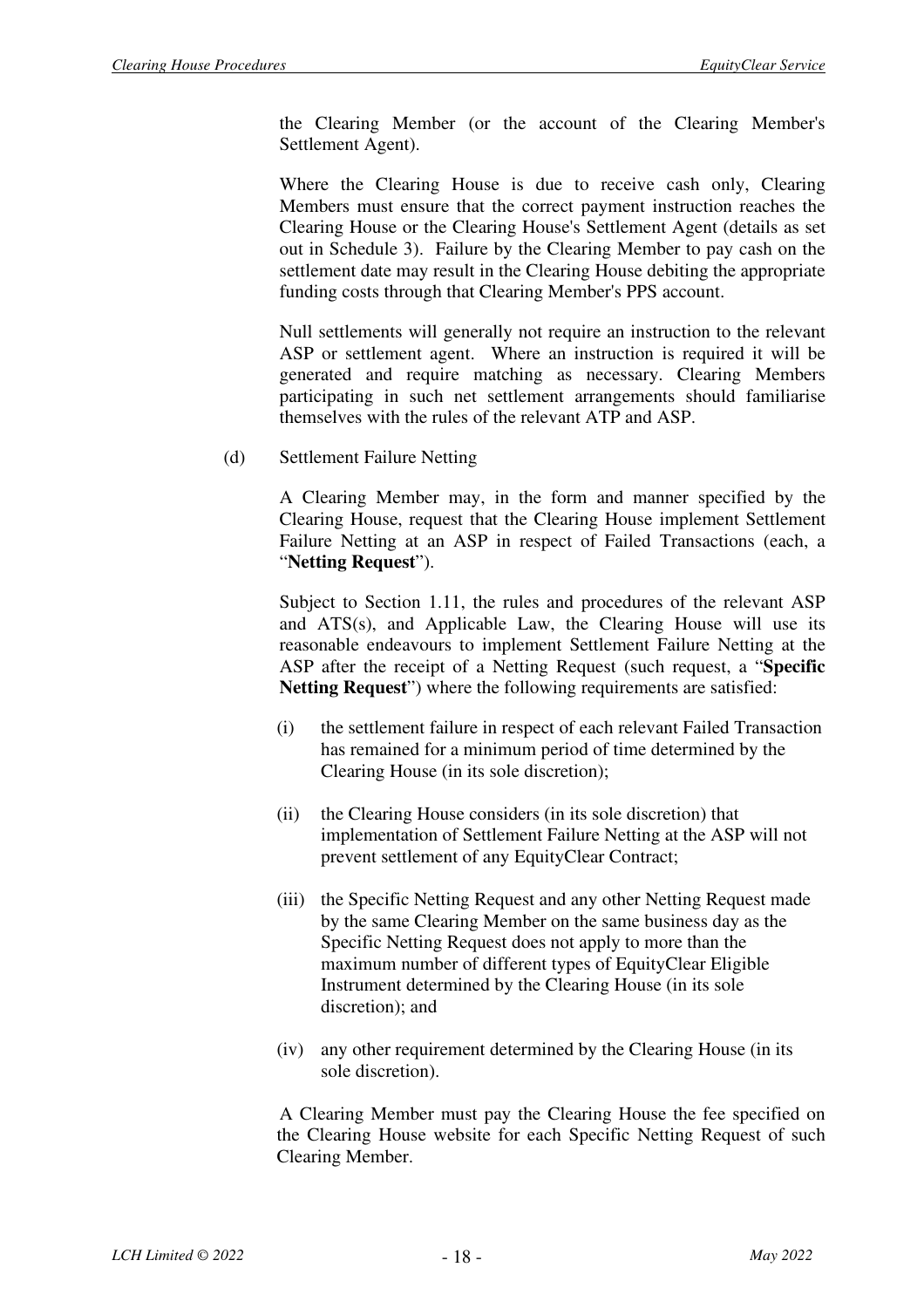the Clearing Member (or the account of the Clearing Member's Settlement Agent).

Where the Clearing House is due to receive cash only, Clearing Members must ensure that the correct payment instruction reaches the Clearing House or the Clearing House's Settlement Agent (details as set out in Schedule 3). Failure by the Clearing Member to pay cash on the settlement date may result in the Clearing House debiting the appropriate funding costs through that Clearing Member's PPS account.

Null settlements will generally not require an instruction to the relevant ASP or settlement agent. Where an instruction is required it will be generated and require matching as necessary. Clearing Members participating in such net settlement arrangements should familiarise themselves with the rules of the relevant ATP and ASP.

(d) Settlement Failure Netting

A Clearing Member may, in the form and manner specified by the Clearing House, request that the Clearing House implement Settlement Failure Netting at an ASP in respect of Failed Transactions (each, a "**Netting Request**").

Subject to Section 1.11, the rules and procedures of the relevant ASP and ATS(s), and Applicable Law, the Clearing House will use its reasonable endeavours to implement Settlement Failure Netting at the ASP after the receipt of a Netting Request (such request, a "**Specific Netting Request**") where the following requirements are satisfied:

(i) the settlement failure in respect of each relevant Failed Transaction has remained for a minimum period of time determined by the Clearing House (in its sole discretion);

(ii) the Clearing House considers (in its sole discretion) that implementation of Settlement Failure Netting at the ASP will not prevent settlement of any EquityClear Contract;

(iii) the Specific Netting Request and any other Netting Request made by the same Clearing Member on the same business day as the Specific Netting Request does not apply to more than the maximum number of different types of EquityClear Eligible Instrument determined by the Clearing House (in its sole discretion); and

(iv) any other requirement determined by the Clearing House (in its sole discretion).

A Clearing Member must pay the Clearing House the fee specified on the Clearing House website for each Specific Netting Request of such Clearing Member.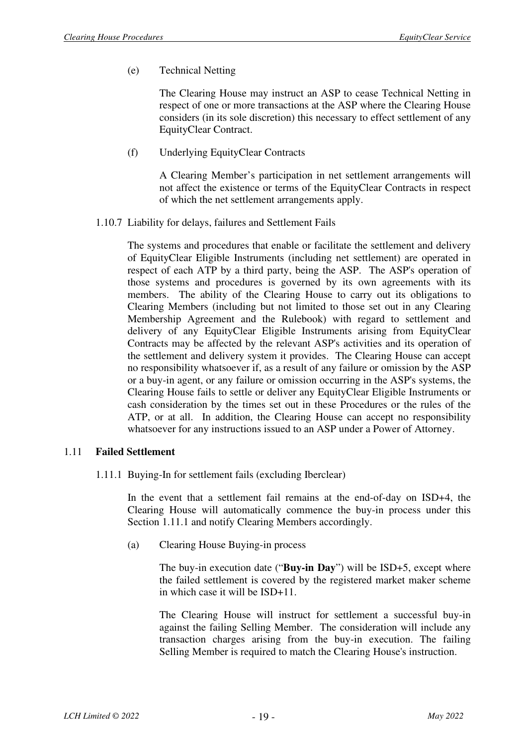(e) Technical Netting

The Clearing House may instruct an ASP to cease Technical Netting in respect of one or more transactions at the ASP where the Clearing House considers (in its sole discretion) this necessary to effect settlement of any EquityClear Contract.

(f) Underlying EquityClear Contracts

A Clearing Member's participation in net settlement arrangements will not affect the existence or terms of the EquityClear Contracts in respect of which the net settlement arrangements apply.

1.10.7 Liability for delays, failures and Settlement Fails

The systems and procedures that enable or facilitate the settlement and delivery of EquityClear Eligible Instruments (including net settlement) are operated in respect of each ATP by a third party, being the ASP. The ASP's operation of those systems and procedures is governed by its own agreements with its members. The ability of the Clearing House to carry out its obligations to Clearing Members (including but not limited to those set out in any Clearing Membership Agreement and the Rulebook) with regard to settlement and delivery of any EquityClear Eligible Instruments arising from EquityClear Contracts may be affected by the relevant ASP's activities and its operation of the settlement and delivery system it provides. The Clearing House can accept no responsibility whatsoever if, as a result of any failure or omission by the ASP or a buy-in agent, or any failure or omission occurring in the ASP's systems, the Clearing House fails to settle or deliver any EquityClear Eligible Instruments or cash consideration by the times set out in these Procedures or the rules of the ATP, or at all. In addition, the Clearing House can accept no responsibility whatsoever for any instructions issued to an ASP under a Power of Attorney.

## 1.11 **Failed Settlement**

1.11.1 Buying-In for settlement fails (excluding Iberclear)

In the event that a settlement fail remains at the end-of-day on ISD+4, the Clearing House will automatically commence the buy-in process under this Section 1.11.1 and notify Clearing Members accordingly.

(a) Clearing House Buying-in process

The buy-in execution date ("**Buy-in Day**") will be ISD+5, except where the failed settlement is covered by the registered market maker scheme in which case it will be ISD+11.

The Clearing House will instruct for settlement a successful buy-in against the failing Selling Member. The consideration will include any transaction charges arising from the buy-in execution. The failing Selling Member is required to match the Clearing House's instruction.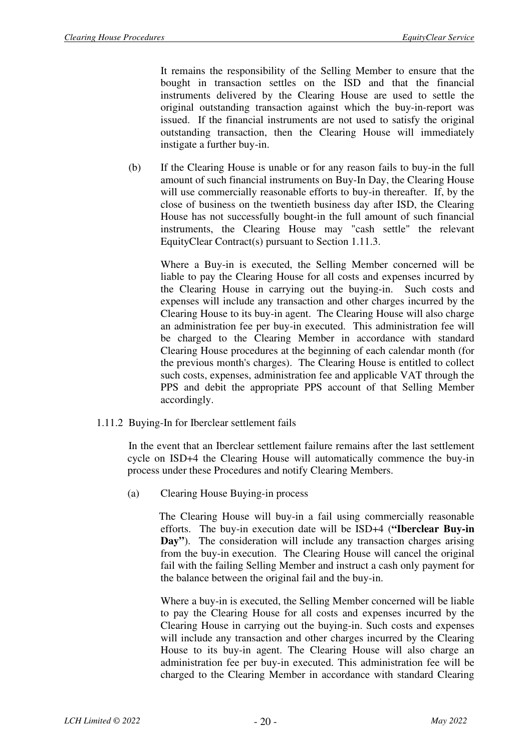It remains the responsibility of the Selling Member to ensure that the bought in transaction settles on the ISD and that the financial instruments delivered by the Clearing House are used to settle the original outstanding transaction against which the buy-in-report was issued. If the financial instruments are not used to satisfy the original outstanding transaction, then the Clearing House will immediately instigate a further buy-in.

(b) If the Clearing House is unable or for any reason fails to buy-in the full amount of such financial instruments on Buy-In Day, the Clearing House will use commercially reasonable efforts to buy-in thereafter. If, by the close of business on the twentieth business day after ISD, the Clearing House has not successfully bought-in the full amount of such financial instruments, the Clearing House may "cash settle" the relevant EquityClear Contract(s) pursuant to Section 1.11.3.

Where a Buy-in is executed, the Selling Member concerned will be liable to pay the Clearing House for all costs and expenses incurred by the Clearing House in carrying out the buying-in. Such costs and expenses will include any transaction and other charges incurred by the Clearing House to its buy-in agent. The Clearing House will also charge an administration fee per buy-in executed. This administration fee will be charged to the Clearing Member in accordance with standard Clearing House procedures at the beginning of each calendar month (for the previous month's charges). The Clearing House is entitled to collect such costs, expenses, administration fee and applicable VAT through the PPS and debit the appropriate PPS account of that Selling Member accordingly.

1.11.2 Buying-In for Iberclear settlement fails

In the event that an Iberclear settlement failure remains after the last settlement cycle on ISD+4 the Clearing House will automatically commence the buy-in process under these Procedures and notify Clearing Members.

(a) Clearing House Buying-in process

The Clearing House will buy-in a fail using commercially reasonable efforts. The buy-in execution date will be ISD+4 (**"Iberclear Buy-in Day"**). The consideration will include any transaction charges arising from the buy-in execution. The Clearing House will cancel the original fail with the failing Selling Member and instruct a cash only payment for the balance between the original fail and the buy-in.

Where a buy-in is executed, the Selling Member concerned will be liable to pay the Clearing House for all costs and expenses incurred by the Clearing House in carrying out the buying-in. Such costs and expenses will include any transaction and other charges incurred by the Clearing House to its buy-in agent. The Clearing House will also charge an administration fee per buy-in executed. This administration fee will be charged to the Clearing Member in accordance with standard Clearing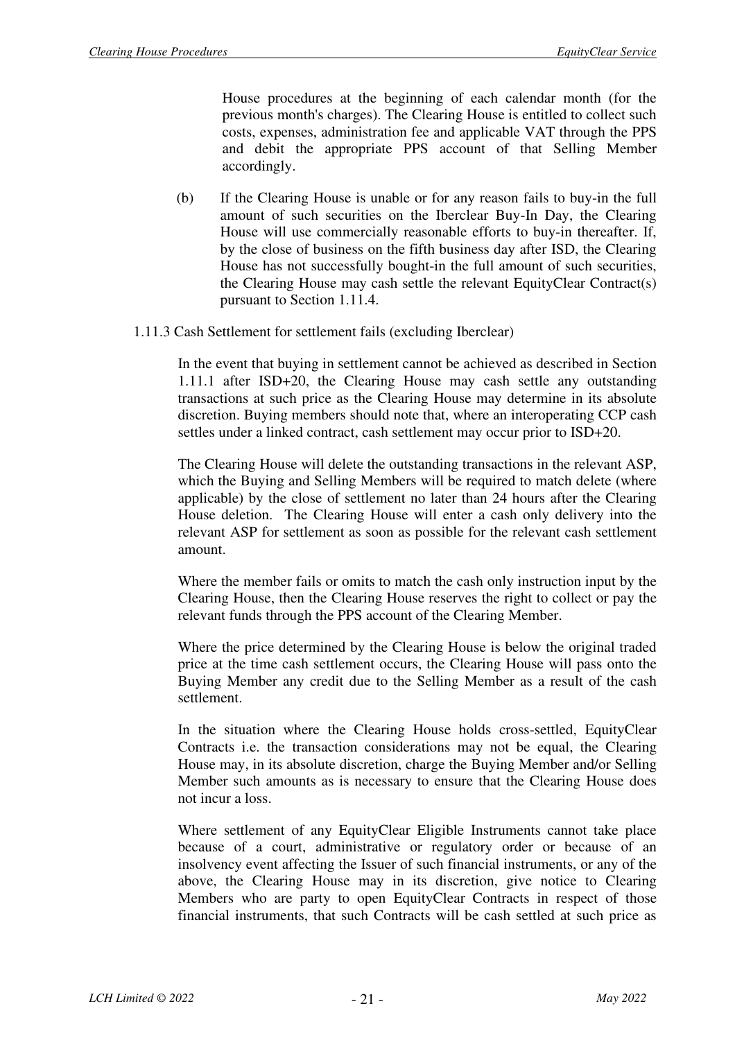House procedures at the beginning of each calendar month (for the previous month's charges). The Clearing House is entitled to collect such costs, expenses, administration fee and applicable VAT through the PPS and debit the appropriate PPS account of that Selling Member accordingly.

(b) If the Clearing House is unable or for any reason fails to buy-in the full amount of such securities on the Iberclear Buy-In Day, the Clearing House will use commercially reasonable efforts to buy-in thereafter. If, by the close of business on the fifth business day after ISD, the Clearing House has not successfully bought-in the full amount of such securities, the Clearing House may cash settle the relevant EquityClear Contract(s) pursuant to Section 1.11.4.

1.11.3 Cash Settlement for settlement fails (excluding Iberclear)

In the event that buying in settlement cannot be achieved as described in Section 1.11.1 after ISD+20, the Clearing House may cash settle any outstanding transactions at such price as the Clearing House may determine in its absolute discretion. Buying members should note that, where an interoperating CCP cash settles under a linked contract, cash settlement may occur prior to ISD+20.

The Clearing House will delete the outstanding transactions in the relevant ASP, which the Buying and Selling Members will be required to match delete (where applicable) by the close of settlement no later than 24 hours after the Clearing House deletion. The Clearing House will enter a cash only delivery into the relevant ASP for settlement as soon as possible for the relevant cash settlement amount.

Where the member fails or omits to match the cash only instruction input by the Clearing House, then the Clearing House reserves the right to collect or pay the relevant funds through the PPS account of the Clearing Member.

Where the price determined by the Clearing House is below the original traded price at the time cash settlement occurs, the Clearing House will pass onto the Buying Member any credit due to the Selling Member as a result of the cash settlement.

In the situation where the Clearing House holds cross-settled, EquityClear Contracts i.e. the transaction considerations may not be equal, the Clearing House may, in its absolute discretion, charge the Buying Member and/or Selling Member such amounts as is necessary to ensure that the Clearing House does not incur a loss.

Where settlement of any EquityClear Eligible Instruments cannot take place because of a court, administrative or regulatory order or because of an insolvency event affecting the Issuer of such financial instruments, or any of the above, the Clearing House may in its discretion, give notice to Clearing Members who are party to open EquityClear Contracts in respect of those financial instruments, that such Contracts will be cash settled at such price as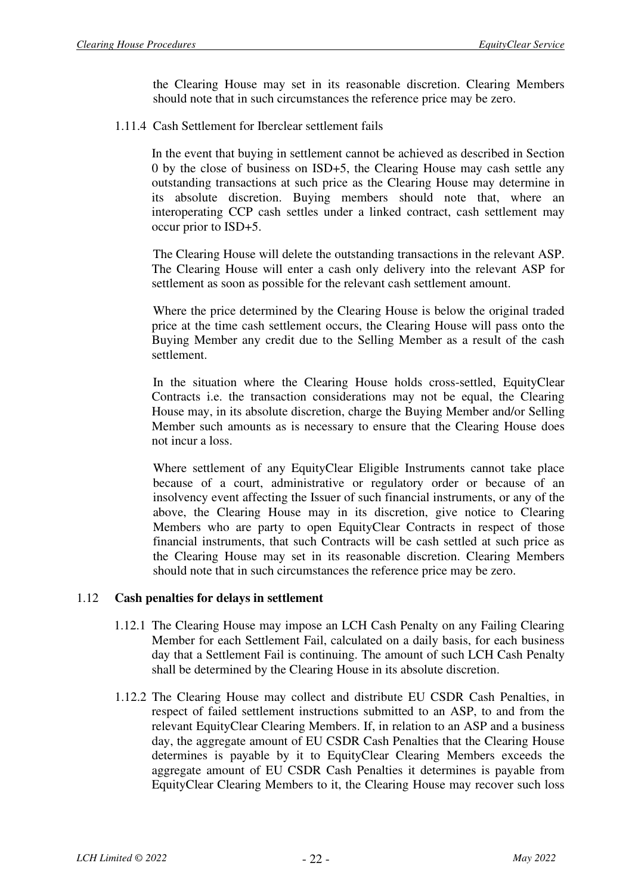the Clearing House may set in its reasonable discretion. Clearing Members should note that in such circumstances the reference price may be zero.

#### 1.11.4 Cash Settlement for Iberclear settlement fails

In the event that buying in settlement cannot be achieved as described in Section 0 by the close of business on ISD+5, the Clearing House may cash settle any outstanding transactions at such price as the Clearing House may determine in its absolute discretion. Buying members should note that, where an interoperating CCP cash settles under a linked contract, cash settlement may occur prior to ISD+5.

The Clearing House will delete the outstanding transactions in the relevant ASP. The Clearing House will enter a cash only delivery into the relevant ASP for settlement as soon as possible for the relevant cash settlement amount.

Where the price determined by the Clearing House is below the original traded price at the time cash settlement occurs, the Clearing House will pass onto the Buying Member any credit due to the Selling Member as a result of the cash settlement.

In the situation where the Clearing House holds cross-settled, EquityClear Contracts i.e. the transaction considerations may not be equal, the Clearing House may, in its absolute discretion, charge the Buying Member and/or Selling Member such amounts as is necessary to ensure that the Clearing House does not incur a loss.

Where settlement of any EquityClear Eligible Instruments cannot take place because of a court, administrative or regulatory order or because of an insolvency event affecting the Issuer of such financial instruments, or any of the above, the Clearing House may in its discretion, give notice to Clearing Members who are party to open EquityClear Contracts in respect of those financial instruments, that such Contracts will be cash settled at such price as the Clearing House may set in its reasonable discretion. Clearing Members should note that in such circumstances the reference price may be zero.

### 1.12 **Cash penalties for delays in settlement**

1.12.1 The Clearing House may impose an LCH Cash Penalty on any Failing Clearing Member for each Settlement Fail, calculated on a daily basis, for each business day that a Settlement Fail is continuing. The amount of such LCH Cash Penalty shall be determined by the Clearing House in its absolute discretion.

1.12.2 The Clearing House may collect and distribute EU CSDR Cash Penalties, in respect of failed settlement instructions submitted to an ASP, to and from the relevant EquityClear Clearing Members. If, in relation to an ASP and a business day, the aggregate amount of EU CSDR Cash Penalties that the Clearing House determines is payable by it to EquityClear Clearing Members exceeds the aggregate amount of EU CSDR Cash Penalties it determines is payable from EquityClear Clearing Members to it, the Clearing House may recover such loss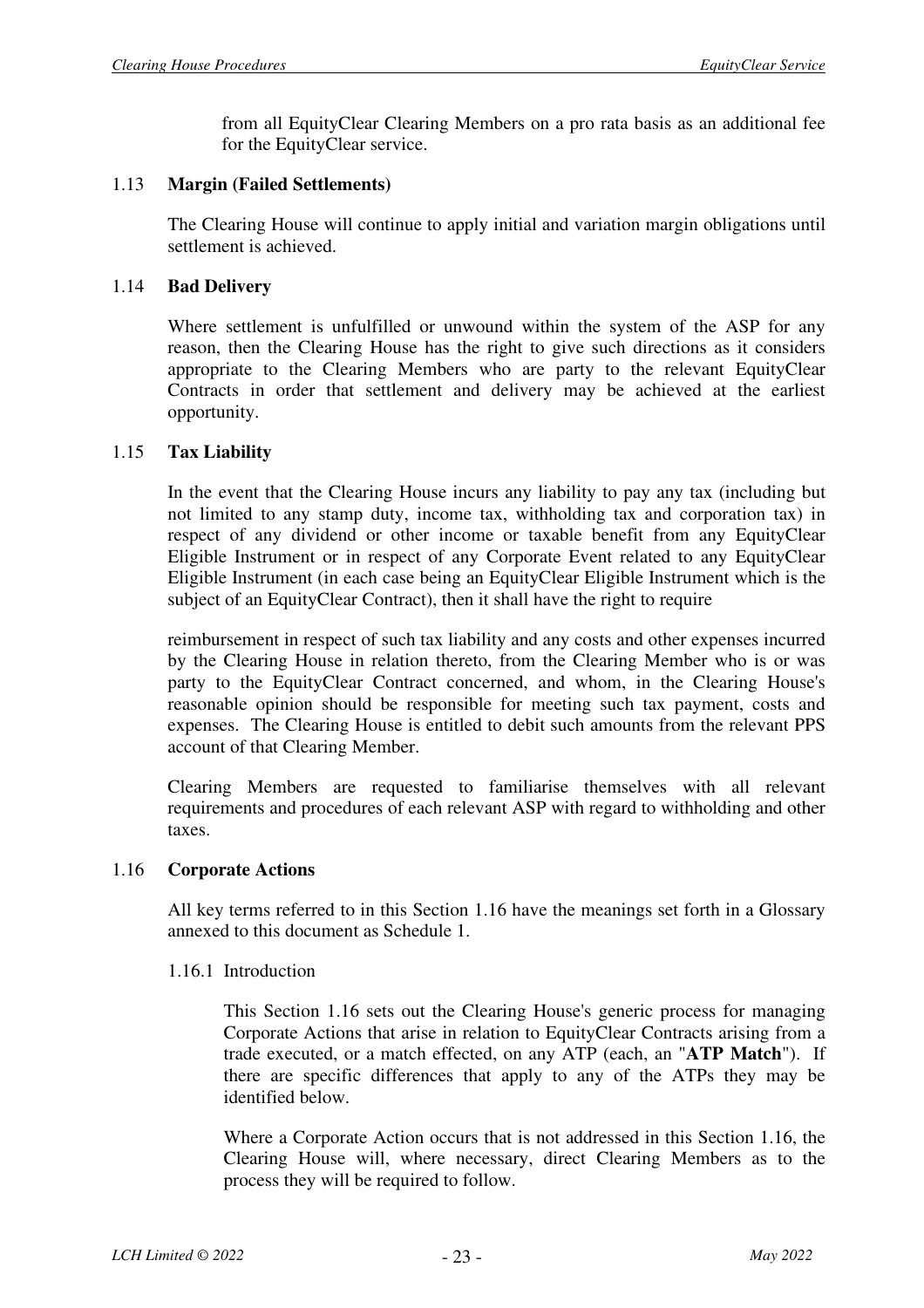from all EquityClear Clearing Members on a pro rata basis as an additional fee for the EquityClear service.

### 1.13 Margin (Failed Settlements)

The Clearing House will continue to apply initial and variation margin obligations until settlement is achieved.

### 1.14 Bad Delivery

Where settlement is unfulfilled or unwound within the system of the ASP for any reason, then the Clearing House has the right to give such directions as it considers appropriate to the Clearing Members who are party to the relevant EquityClear Contracts in order that settlement and delivery may be achieved at the earliest opportunity.

### 1.15 Tax Liability

In the event that the Clearing House incurs any liability to pay any tax (including but not limited to any stamp duty, income tax, withholding tax and corporation tax) in respect of any dividend or other income or taxable benefit from any EquityClear Eligible Instrument or in respect of any Corporate Event related to any EquityClear Eligible Instrument (in each case being an EquityClear Eligible Instrument which is the subject of an EquityClear Contract), then it shall have the right to require

reimbursement in respect of such tax liability and any costs and other expenses incurred by the Clearing House in relation thereto, from the Clearing Member who is or was party to the EquityClear Contract concerned, and whom, in the Clearing House's reasonable opinion should be responsible for meeting such tax payment, costs and expenses. The Clearing House is entitled to debit such amounts from the relevant PPS account of that Clearing Member.

Clearing Members are requested to familiarise themselves with all relevant requirements and procedures of each relevant ASP with regard to withholding and other taxes.

### 1.16 Corporate Actions

All key terms referred to in this Section 1.16 have the meanings set forth in a Glossary annexed to this document as Schedule 1.

#### 1.16.1 Introduction

This Section 1.16 sets out the Clearing House's generic process for managing Corporate Actions that arise in relation to EquityClear Contracts arising from a trade executed, or a match effected, on any ATP (each, an "**ATP Match**"). If there are specific differences that apply to any of the ATPs they may be identified below.

Where a Corporate Action occurs that is not addressed in this Section 1.16, the Clearing House will, where necessary, direct Clearing Members as to the process they will be required to follow.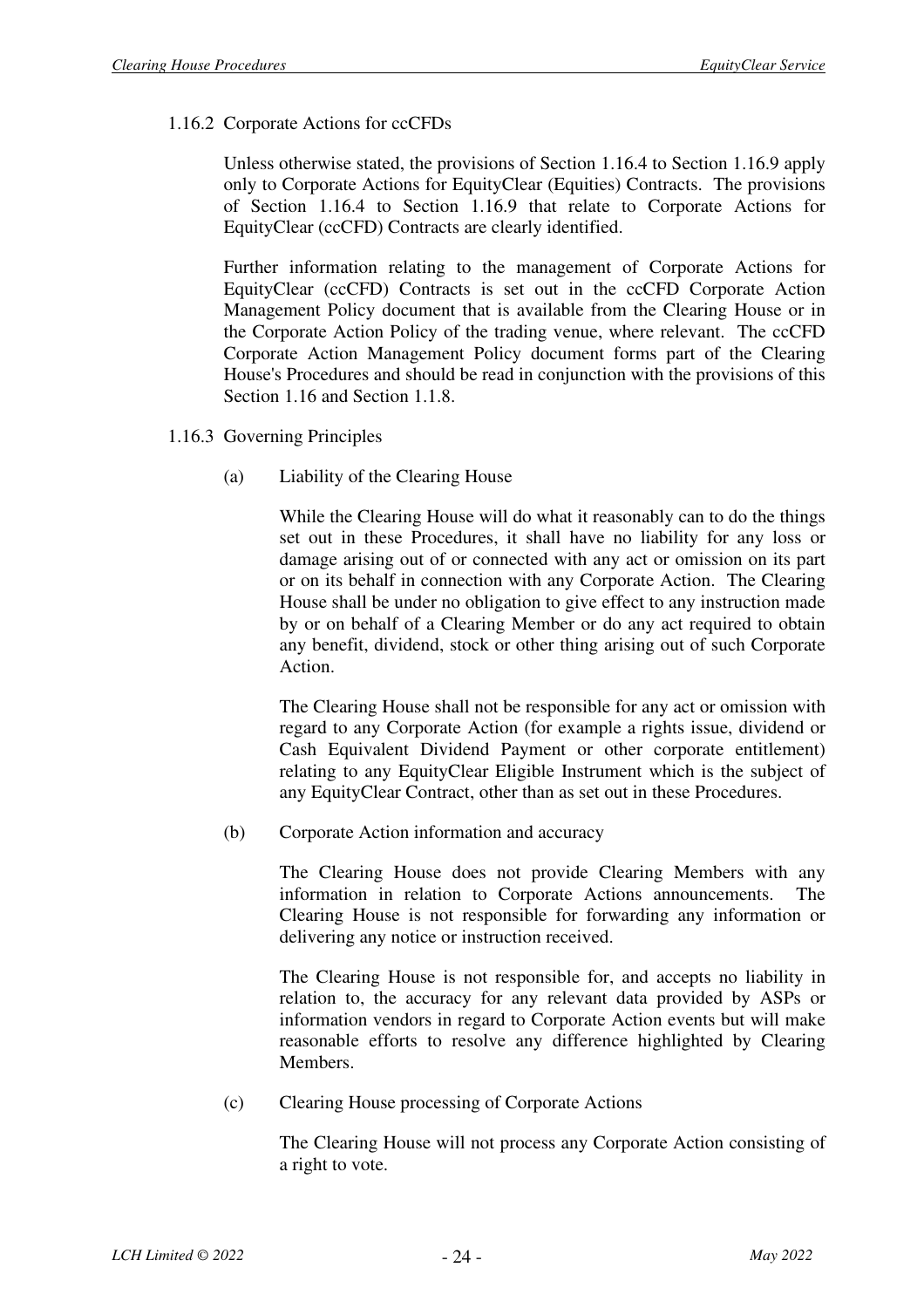### 1.16.2 Corporate Actions for ccCFDs

Unless otherwise stated, the provisions of Section 1.16.4 to Section 1.16.9 apply only to Corporate Actions for EquityClear (Equities) Contracts. The provisions of Section 1.16.4 to Section 1.16.9 that relate to Corporate Actions for EquityClear (ccCFD) Contracts are clearly identified.

Further information relating to the management of Corporate Actions for EquityClear (ccCFD) Contracts is set out in the ccCFD Corporate Action Management Policy document that is available from the Clearing House or in the Corporate Action Policy of the trading venue, where relevant. The ccCFD Corporate Action Management Policy document forms part of the Clearing House's Procedures and should be read in conjunction with the provisions of this Section 1.16 and Section 1.1.8.

### 1.16.3 Governing Principles

(a) Liability of the Clearing House

While the Clearing House will do what it reasonably can to do the things set out in these Procedures, it shall have no liability for any loss or damage arising out of or connected with any act or omission on its part or on its behalf in connection with any Corporate Action. The Clearing House shall be under no obligation to give effect to any instruction made by or on behalf of a Clearing Member or do any act required to obtain any benefit, dividend, stock or other thing arising out of such Corporate Action.

The Clearing House shall not be responsible for any act or omission with regard to any Corporate Action (for example a rights issue, dividend or Cash Equivalent Dividend Payment or other corporate entitlement) relating to any EquityClear Eligible Instrument which is the subject of any EquityClear Contract, other than as set out in these Procedures.

(b) Corporate Action information and accuracy

The Clearing House does not provide Clearing Members with any information in relation to Corporate Actions announcements. The Clearing House is not responsible for forwarding any information or delivering any notice or instruction received.

The Clearing House is not responsible for, and accepts no liability in relation to, the accuracy for any relevant data provided by ASPs or information vendors in regard to Corporate Action events but will make reasonable efforts to resolve any difference highlighted by Clearing Members.

(c) Clearing House processing of Corporate Actions

The Clearing House will not process any Corporate Action consisting of a right to vote.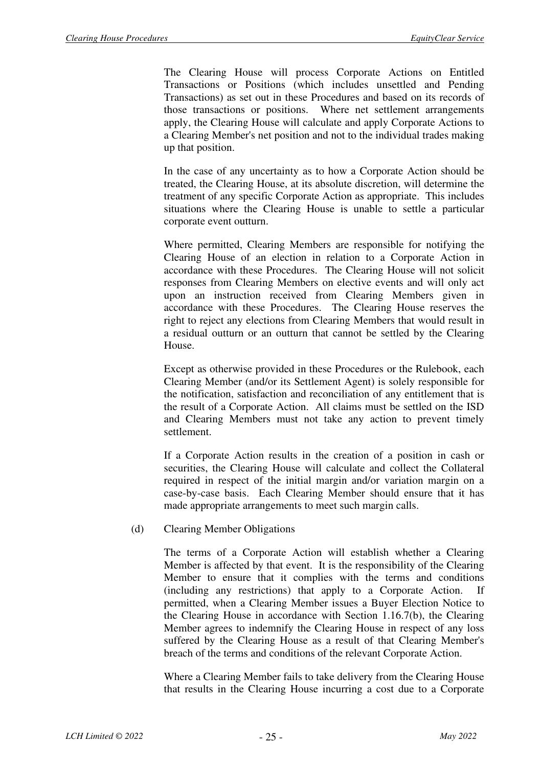The Clearing House will process Corporate Actions on Entitled Transactions or Positions (which includes unsettled and Pending Transactions) as set out in these Procedures and based on its records of those transactions or positions. Where net settlement arrangements apply, the Clearing House will calculate and apply Corporate Actions to a Clearing Member's net position and not to the individual trades making up that position.

In the case of any uncertainty as to how a Corporate Action should be treated, the Clearing House, at its absolute discretion, will determine the treatment of any specific Corporate Action as appropriate. This includes situations where the Clearing House is unable to settle a particular corporate event outturn.

Where permitted, Clearing Members are responsible for notifying the Clearing House of an election in relation to a Corporate Action in accordance with these Procedures. The Clearing House will not solicit responses from Clearing Members on elective events and will only act upon an instruction received from Clearing Members given in accordance with these Procedures. The Clearing House reserves the right to reject any elections from Clearing Members that would result in a residual outturn or an outturn that cannot be settled by the Clearing House.

Except as otherwise provided in these Procedures or the Rulebook, each Clearing Member (and/or its Settlement Agent) is solely responsible for the notification, satisfaction and reconciliation of any entitlement that is the result of a Corporate Action. All claims must be settled on the ISD and Clearing Members must not take any action to prevent timely settlement.

If a Corporate Action results in the creation of a position in cash or securities, the Clearing House will calculate and collect the Collateral required in respect of the initial margin and/or variation margin on a case-by-case basis. Each Clearing Member should ensure that it has made appropriate arrangements to meet such margin calls.

(d) Clearing Member Obligations

The terms of a Corporate Action will establish whether a Clearing Member is affected by that event. It is the responsibility of the Clearing Member to ensure that it complies with the terms and conditions (including any restrictions) that apply to a Corporate Action. If permitted, when a Clearing Member issues a Buyer Election Notice to the Clearing House in accordance with Section 1.16.7(b), the Clearing Member agrees to indemnify the Clearing House in respect of any loss suffered by the Clearing House as a result of that Clearing Member's breach of the terms and conditions of the relevant Corporate Action.

Where a Clearing Member fails to take delivery from the Clearing House that results in the Clearing House incurring a cost due to a Corporate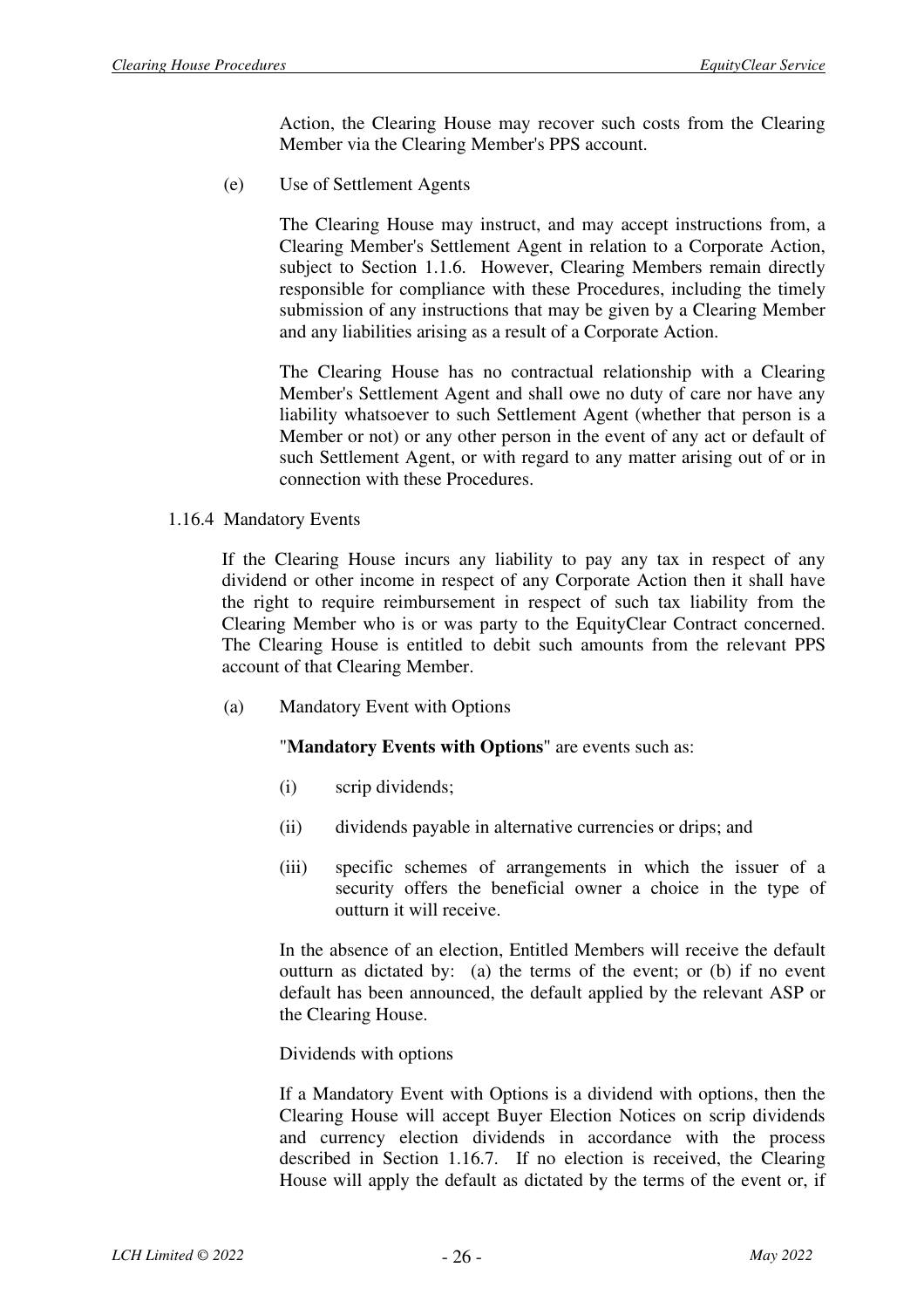Action, the Clearing House may recover such costs from the Clearing Member via the Clearing Member's PPS account.

(e) Use of Settlement Agents

The Clearing House may instruct, and may accept instructions from, a Clearing Member's Settlement Agent in relation to a Corporate Action, subject to Section 1.1.6. However, Clearing Members remain directly responsible for compliance with these Procedures, including the timely submission of any instructions that may be given by a Clearing Member and any liabilities arising as a result of a Corporate Action.

The Clearing House has no contractual relationship with a Clearing Member's Settlement Agent and shall owe no duty of care nor have any liability whatsoever to such Settlement Agent (whether that person is a Member or not) or any other person in the event of any act or default of such Settlement Agent, or with regard to any matter arising out of or in connection with these Procedures.

1.16.4 Mandatory Events

If the Clearing House incurs any liability to pay any tax in respect of any dividend or other income in respect of any Corporate Action then it shall have the right to require reimbursement in respect of such tax liability from the Clearing Member who is or was party to the EquityClear Contract concerned. The Clearing House is entitled to debit such amounts from the relevant PPS account of that Clearing Member.

(a) Mandatory Event with Options

"**Mandatory Events with Options**" are events such as:

(i) scrip dividends;

(ii) dividends payable in alternative currencies or drips; and

(iii) specific schemes of arrangements in which the issuer of a security offers the beneficial owner a choice in the type of outturn it will receive.

In the absence of an election, Entitled Members will receive the default outturn as dictated by: (a) the terms of the event; or (b) if no event default has been announced, the default applied by the relevant ASP or the Clearing House.

Dividends with options

If a Mandatory Event with Options is a dividend with options, then the Clearing House will accept Buyer Election Notices on scrip dividends and currency election dividends in accordance with the process described in Section 1.16.7. If no election is received, the Clearing House will apply the default as dictated by the terms of the event or, if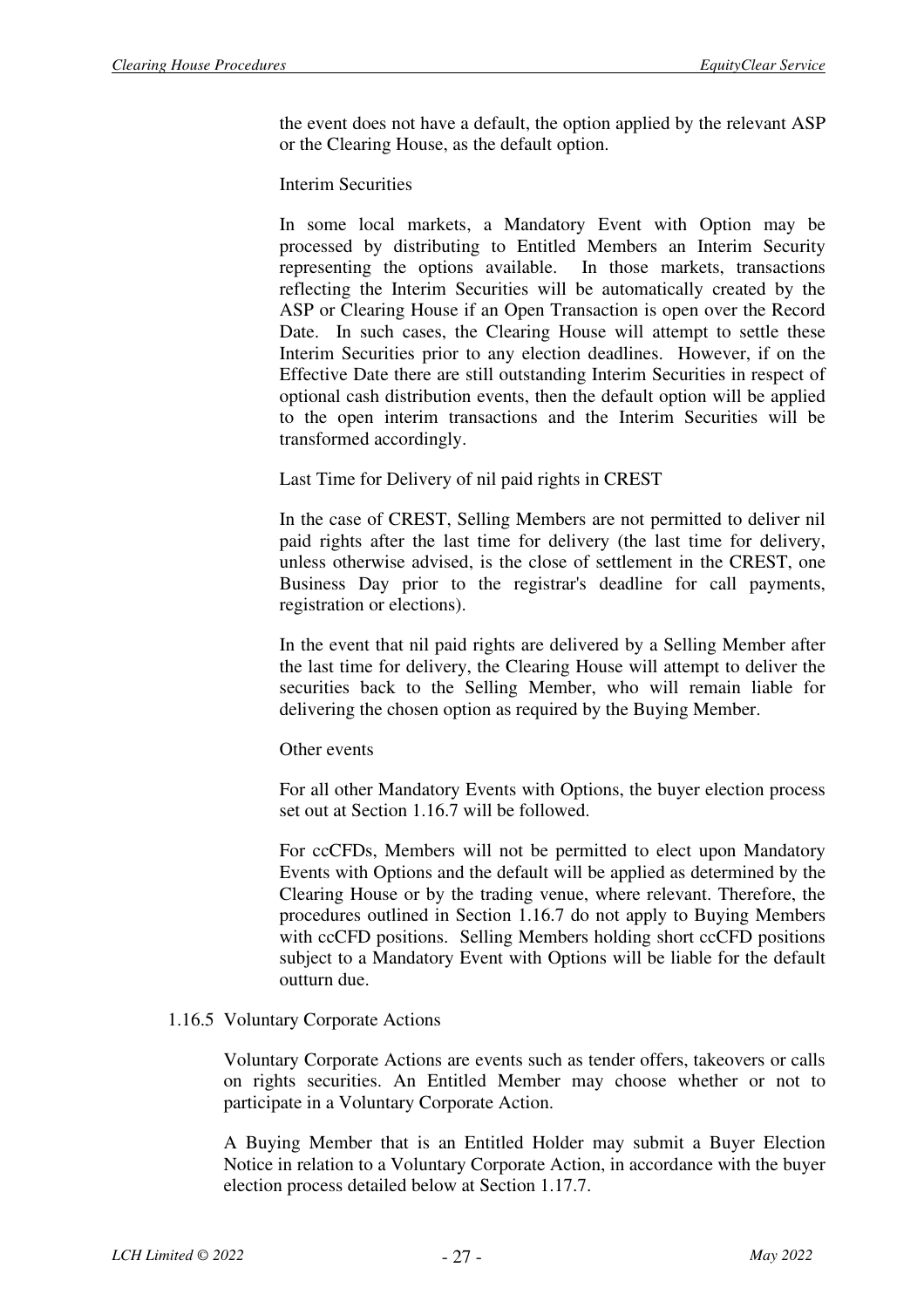the event does not have a default, the option applied by the relevant ASP or the Clearing House, as the default option.

Interim Securities

In some local markets, a Mandatory Event with Option may be processed by distributing to Entitled Members an Interim Security representing the options available. In those markets, transactions reflecting the Interim Securities will be automatically created by the ASP or Clearing House if an Open Transaction is open over the Record Date. In such cases, the Clearing House will attempt to settle these Interim Securities prior to any election deadlines. However, if on the Effective Date there are still outstanding Interim Securities in respect of optional cash distribution events, then the default option will be applied to the open interim transactions and the Interim Securities will be transformed accordingly.

Last Time for Delivery of nil paid rights in CREST

In the case of CREST, Selling Members are not permitted to deliver nil paid rights after the last time for delivery (the last time for delivery, unless otherwise advised, is the close of settlement in the CREST, one Business Day prior to the registrar's deadline for call payments, registration or elections).

In the event that nil paid rights are delivered by a Selling Member after the last time for delivery, the Clearing House will attempt to deliver the securities back to the Selling Member, who will remain liable for delivering the chosen option as required by the Buying Member.

Other events

For all other Mandatory Events with Options, the buyer election process set out at Section 1.16.7 will be followed.

For ccCFDs, Members will not be permitted to elect upon Mandatory Events with Options and the default will be applied as determined by the Clearing House or by the trading venue, where relevant. Therefore, the procedures outlined in Section 1.16.7 do not apply to Buying Members with ccCFD positions. Selling Members holding short ccCFD positions subject to a Mandatory Event with Options will be liable for the default outturn due.

### 1.16.5 Voluntary Corporate Actions

Voluntary Corporate Actions are events such as tender offers, takeovers or calls on rights securities. An Entitled Member may choose whether or not to participate in a Voluntary Corporate Action.

A Buying Member that is an Entitled Holder may submit a Buyer Election Notice in relation to a Voluntary Corporate Action, in accordance with the buyer election process detailed below at Section 1.17.7.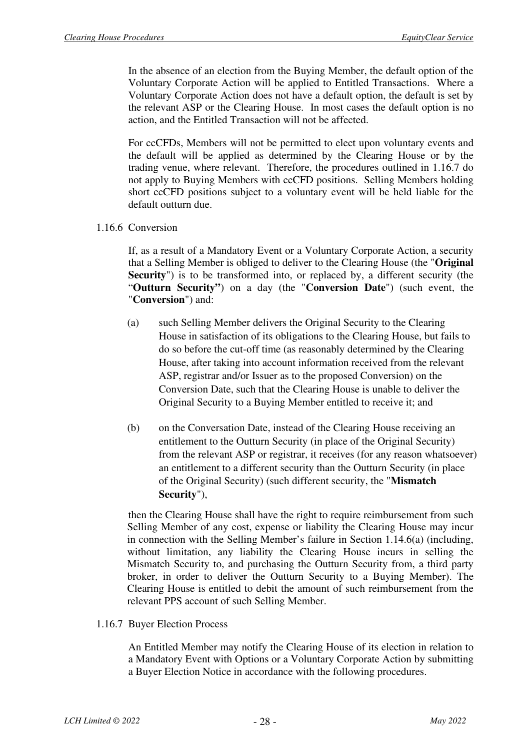In the absence of an election from the Buying Member, the default option of the Voluntary Corporate Action will be applied to Entitled Transactions. Where a Voluntary Corporate Action does not have a default option, the default is set by the relevant ASP or the Clearing House. In most cases the default option is no action, and the Entitled Transaction will not be affected.

For ccCFDs, Members will not be permitted to elect upon voluntary events and the default will be applied as determined by the Clearing House or by the trading venue, where relevant. Therefore, the procedures outlined in 1.16.7 do not apply to Buying Members with ccCFD positions. Selling Members holding short ccCFD positions subject to a voluntary event will be held liable for the default outturn due.

1.16.6 Conversion

If, as a result of a Mandatory Event or a Voluntary Corporate Action, a security that a Selling Member is obliged to deliver to the Clearing House (the "**Original Security**") is to be transformed into, or replaced by, a different security (the "**Outturn Security"**) on a day (the "**Conversion Date**") (such event, the "**Conversion**") and:

(a) such Selling Member delivers the Original Security to the Clearing House in satisfaction of its obligations to the Clearing House, but fails to do so before the cut-off time (as reasonably determined by the Clearing House, after taking into account information received from the relevant ASP, registrar and/or Issuer as to the proposed Conversion) on the Conversion Date, such that the Clearing House is unable to deliver the Original Security to a Buying Member entitled to receive it; and

(b) on the Conversation Date, instead of the Clearing House receiving an entitlement to the Outturn Security (in place of the Original Security) from the relevant ASP or registrar, it receives (for any reason whatsoever) an entitlement to a different security than the Outturn Security (in place of the Original Security) (such different security, the "**Mismatch Security**"),

then the Clearing House shall have the right to require reimbursement from such Selling Member of any cost, expense or liability the Clearing House may incur in connection with the Selling Member's failure in Section 1.14.6(a) (including, without limitation, any liability the Clearing House incurs in selling the Mismatch Security to, and purchasing the Outturn Security from, a third party broker, in order to deliver the Outturn Security to a Buying Member). The Clearing House is entitled to debit the amount of such reimbursement from the relevant PPS account of such Selling Member.

1.16.7 Buyer Election Process

An Entitled Member may notify the Clearing House of its election in relation to a Mandatory Event with Options or a Voluntary Corporate Action by submitting a Buyer Election Notice in accordance with the following procedures.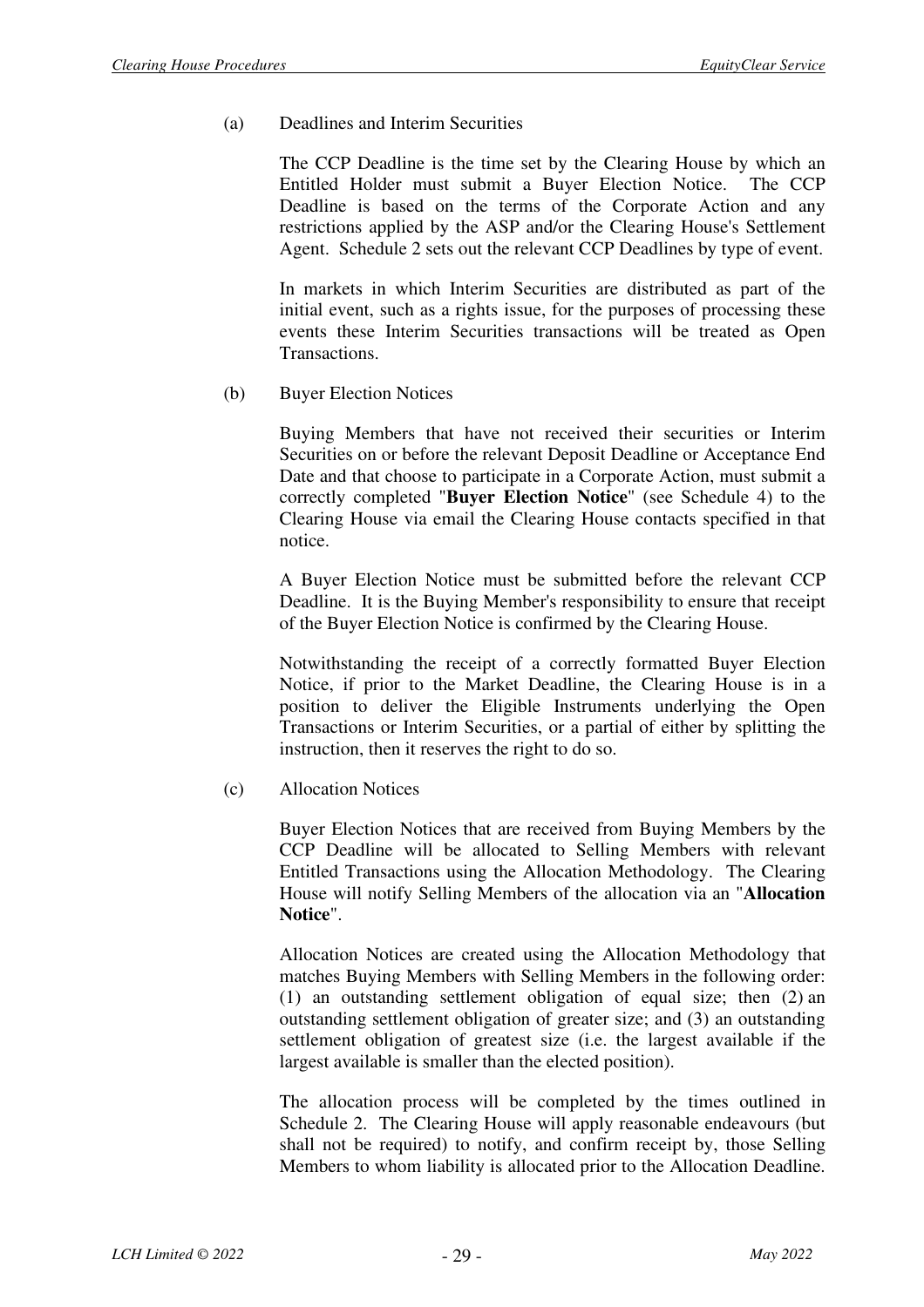(a) Deadlines and Interim Securities

The CCP Deadline is the time set by the Clearing House by which an Entitled Holder must submit a Buyer Election Notice. The CCP Deadline is based on the terms of the Corporate Action and any restrictions applied by the ASP and/or the Clearing House's Settlement Agent. Schedule 2 sets out the relevant CCP Deadlines by type of event.

In markets in which Interim Securities are distributed as part of the initial event, such as a rights issue, for the purposes of processing these events these Interim Securities transactions will be treated as Open Transactions.

(b) Buyer Election Notices

Buying Members that have not received their securities or Interim Securities on or before the relevant Deposit Deadline or Acceptance End Date and that choose to participate in a Corporate Action, must submit a correctly completed "**Buyer Election Notice**" (see Schedule 4) to the Clearing House via email the Clearing House contacts specified in that notice.

A Buyer Election Notice must be submitted before the relevant CCP Deadline. It is the Buying Member's responsibility to ensure that receipt of the Buyer Election Notice is confirmed by the Clearing House.

Notwithstanding the receipt of a correctly formatted Buyer Election Notice, if prior to the Market Deadline, the Clearing House is in a position to deliver the Eligible Instruments underlying the Open Transactions or Interim Securities, or a partial of either by splitting the instruction, then it reserves the right to do so.

(c) Allocation Notices

Buyer Election Notices that are received from Buying Members by the CCP Deadline will be allocated to Selling Members with relevant Entitled Transactions using the Allocation Methodology. The Clearing House will notify Selling Members of the allocation via an "**Allocation Notice**".

Allocation Notices are created using the Allocation Methodology that matches Buying Members with Selling Members in the following order: (1) an outstanding settlement obligation of equal size; then (2) an outstanding settlement obligation of greater size; and (3) an outstanding settlement obligation of greatest size (i.e. the largest available if the largest available is smaller than the elected position).

The allocation process will be completed by the times outlined in Schedule 2. The Clearing House will apply reasonable endeavours (but shall not be required) to notify, and confirm receipt by, those Selling Members to whom liability is allocated prior to the Allocation Deadline.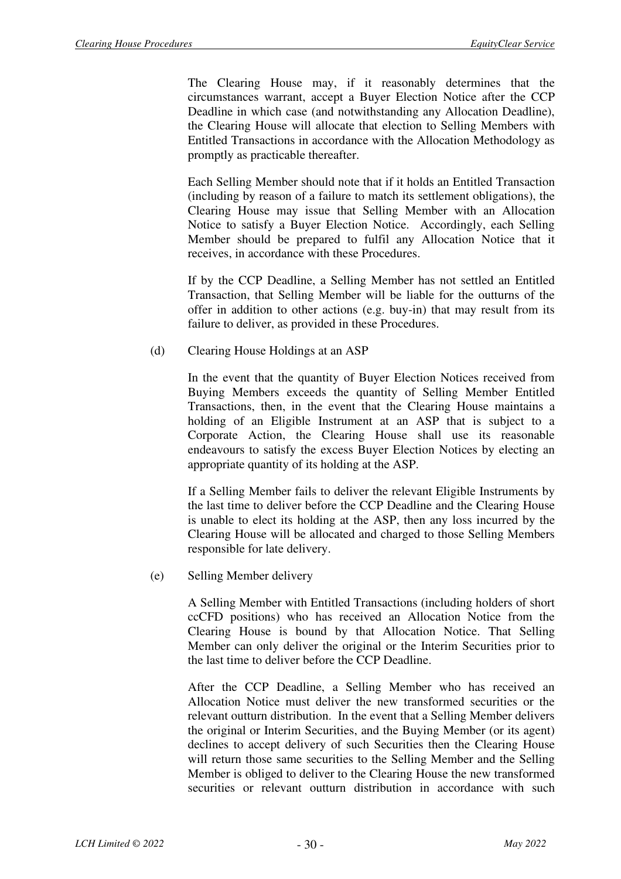The Clearing House may, if it reasonably determines that the circumstances warrant, accept a Buyer Election Notice after the CCP Deadline in which case (and notwithstanding any Allocation Deadline), the Clearing House will allocate that election to Selling Members with Entitled Transactions in accordance with the Allocation Methodology as promptly as practicable thereafter.

Each Selling Member should note that if it holds an Entitled Transaction (including by reason of a failure to match its settlement obligations), the Clearing House may issue that Selling Member with an Allocation Notice to satisfy a Buyer Election Notice. Accordingly, each Selling Member should be prepared to fulfil any Allocation Notice that it receives, in accordance with these Procedures.

If by the CCP Deadline, a Selling Member has not settled an Entitled Transaction, that Selling Member will be liable for the outturns of the offer in addition to other actions (e.g. buy-in) that may result from its failure to deliver, as provided in these Procedures.

(d) Clearing House Holdings at an ASP

In the event that the quantity of Buyer Election Notices received from Buying Members exceeds the quantity of Selling Member Entitled Transactions, then, in the event that the Clearing House maintains a holding of an Eligible Instrument at an ASP that is subject to a Corporate Action, the Clearing House shall use its reasonable endeavours to satisfy the excess Buyer Election Notices by electing an appropriate quantity of its holding at the ASP.

If a Selling Member fails to deliver the relevant Eligible Instruments by the last time to deliver before the CCP Deadline and the Clearing House is unable to elect its holding at the ASP, then any loss incurred by the Clearing House will be allocated and charged to those Selling Members responsible for late delivery.

(e) Selling Member delivery

A Selling Member with Entitled Transactions (including holders of short ccCFD positions) who has received an Allocation Notice from the Clearing House is bound by that Allocation Notice. That Selling Member can only deliver the original or the Interim Securities prior to the last time to deliver before the CCP Deadline.

After the CCP Deadline, a Selling Member who has received an Allocation Notice must deliver the new transformed securities or the relevant outturn distribution. In the event that a Selling Member delivers the original or Interim Securities, and the Buying Member (or its agent) declines to accept delivery of such Securities then the Clearing House will return those same securities to the Selling Member and the Selling Member is obliged to deliver to the Clearing House the new transformed securities or relevant outturn distribution in accordance with such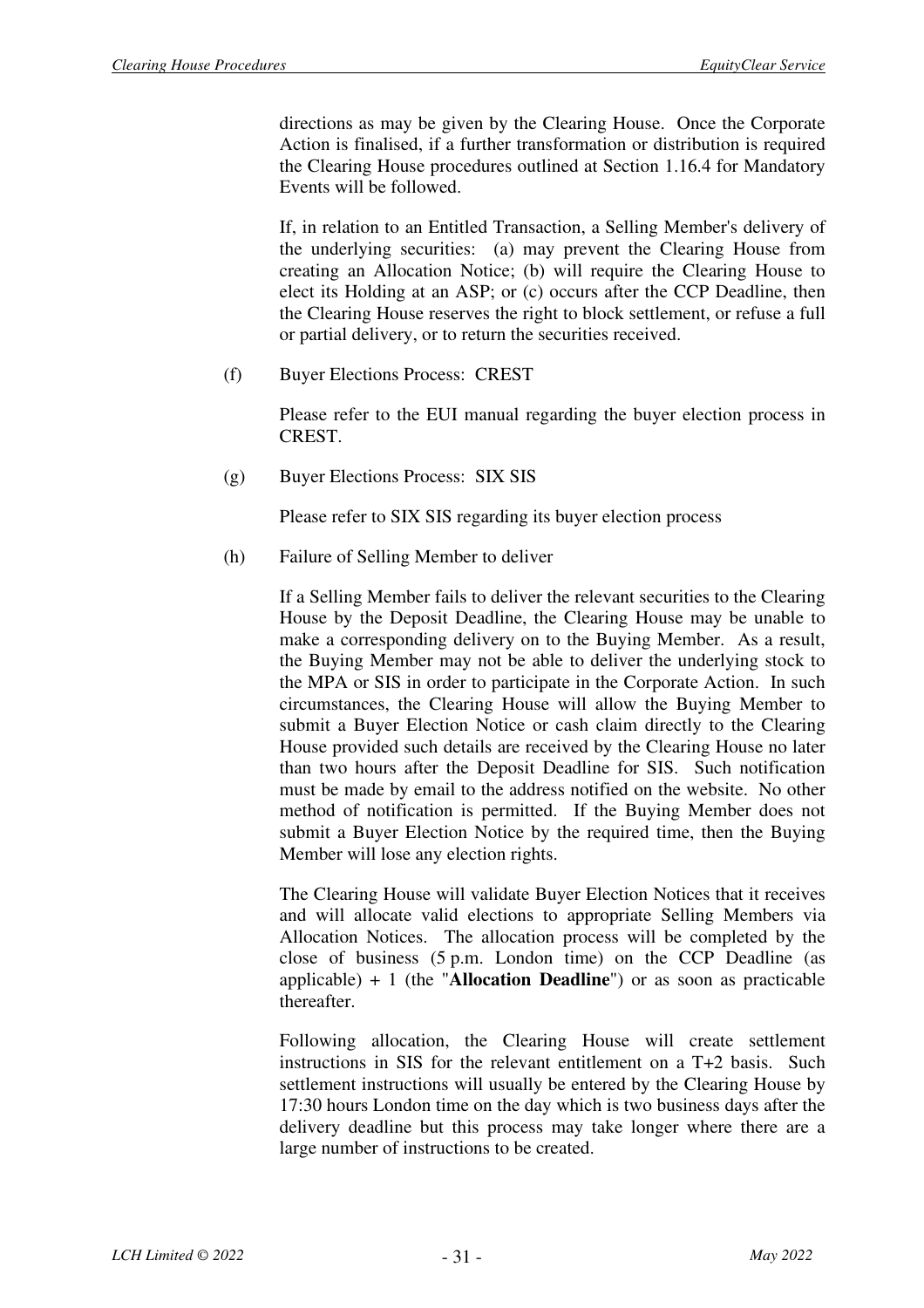directions as may be given by the Clearing House. Once the Corporate Action is finalised, if a further transformation or distribution is required the Clearing House procedures outlined at Section 1.16.4 for Mandatory Events will be followed.

If, in relation to an Entitled Transaction, a Selling Member's delivery of the underlying securities: (a) may prevent the Clearing House from creating an Allocation Notice; (b) will require the Clearing House to elect its Holding at an ASP; or (c) occurs after the CCP Deadline, then the Clearing House reserves the right to block settlement, or refuse a full or partial delivery, or to return the securities received.

(f) Buyer Elections Process: CREST

Please refer to the EUI manual regarding the buyer election process in CREST.

(g) Buyer Elections Process: SIX SIS

Please refer to SIX SIS regarding its buyer election process

(h) Failure of Selling Member to deliver

If a Selling Member fails to deliver the relevant securities to the Clearing House by the Deposit Deadline, the Clearing House may be unable to make a corresponding delivery on to the Buying Member. As a result, the Buying Member may not be able to deliver the underlying stock to the MPA or SIS in order to participate in the Corporate Action. In such circumstances, the Clearing House will allow the Buying Member to submit a Buyer Election Notice or cash claim directly to the Clearing House provided such details are received by the Clearing House no later than two hours after the Deposit Deadline for SIS. Such notification must be made by email to the address notified on the website. No other method of notification is permitted. If the Buying Member does not submit a Buyer Election Notice by the required time, then the Buying Member will lose any election rights.

The Clearing House will validate Buyer Election Notices that it receives and will allocate valid elections to appropriate Selling Members via Allocation Notices. The allocation process will be completed by the close of business (5 p.m. London time) on the CCP Deadline (as applicable) + 1 (the "**Allocation Deadline**") or as soon as practicable thereafter.

Following allocation, the Clearing House will create settlement instructions in SIS for the relevant entitlement on a T+2 basis. Such settlement instructions will usually be entered by the Clearing House by 17:30 hours London time on the day which is two business days after the delivery deadline but this process may take longer where there are a large number of instructions to be created.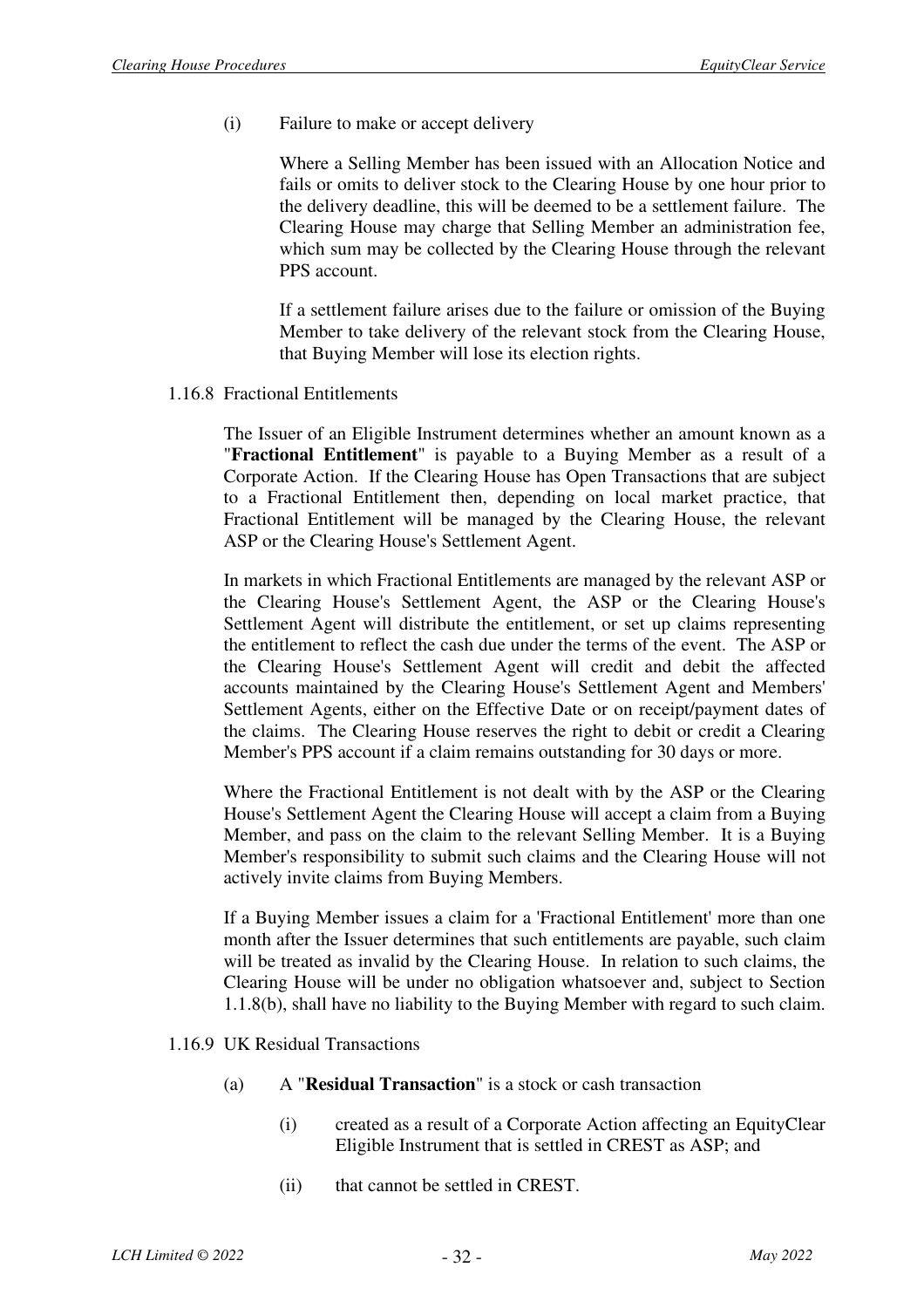(i) Failure to make or accept delivery

Where a Selling Member has been issued with an Allocation Notice and fails or omits to deliver stock to the Clearing House by one hour prior to the delivery deadline, this will be deemed to be a settlement failure. The Clearing House may charge that Selling Member an administration fee, which sum may be collected by the Clearing House through the relevant PPS account.

If a settlement failure arises due to the failure or omission of the Buying Member to take delivery of the relevant stock from the Clearing House, that Buying Member will lose its election rights.

1.16.8 Fractional Entitlements

The Issuer of an Eligible Instrument determines whether an amount known as a "**Fractional Entitlement**" is payable to a Buying Member as a result of a Corporate Action. If the Clearing House has Open Transactions that are subject to a Fractional Entitlement then, depending on local market practice, that Fractional Entitlement will be managed by the Clearing House, the relevant ASP or the Clearing House's Settlement Agent.

In markets in which Fractional Entitlements are managed by the relevant ASP or the Clearing House's Settlement Agent, the ASP or the Clearing House's Settlement Agent will distribute the entitlement, or set up claims representing the entitlement to reflect the cash due under the terms of the event. The ASP or the Clearing House's Settlement Agent will credit and debit the affected accounts maintained by the Clearing House's Settlement Agent and Members' Settlement Agents, either on the Effective Date or on receipt/payment dates of the claims. The Clearing House reserves the right to debit or credit a Clearing Member's PPS account if a claim remains outstanding for 30 days or more.

Where the Fractional Entitlement is not dealt with by the ASP or the Clearing House's Settlement Agent the Clearing House will accept a claim from a Buying Member, and pass on the claim to the relevant Selling Member. It is a Buying Member's responsibility to submit such claims and the Clearing House will not actively invite claims from Buying Members.

If a Buying Member issues a claim for a 'Fractional Entitlement' more than one month after the Issuer determines that such entitlements are payable, such claim will be treated as invalid by the Clearing House. In relation to such claims, the Clearing House will be under no obligation whatsoever and, subject to Section 1.1.8(b), shall have no liability to the Buying Member with regard to such claim.

1.16.9 UK Residual Transactions

(a) A "**Residual Transaction**" is a stock or cash transaction

(i) created as a result of a Corporate Action affecting an EquityClear Eligible Instrument that is settled in CREST as ASP; and

(ii) that cannot be settled in CREST.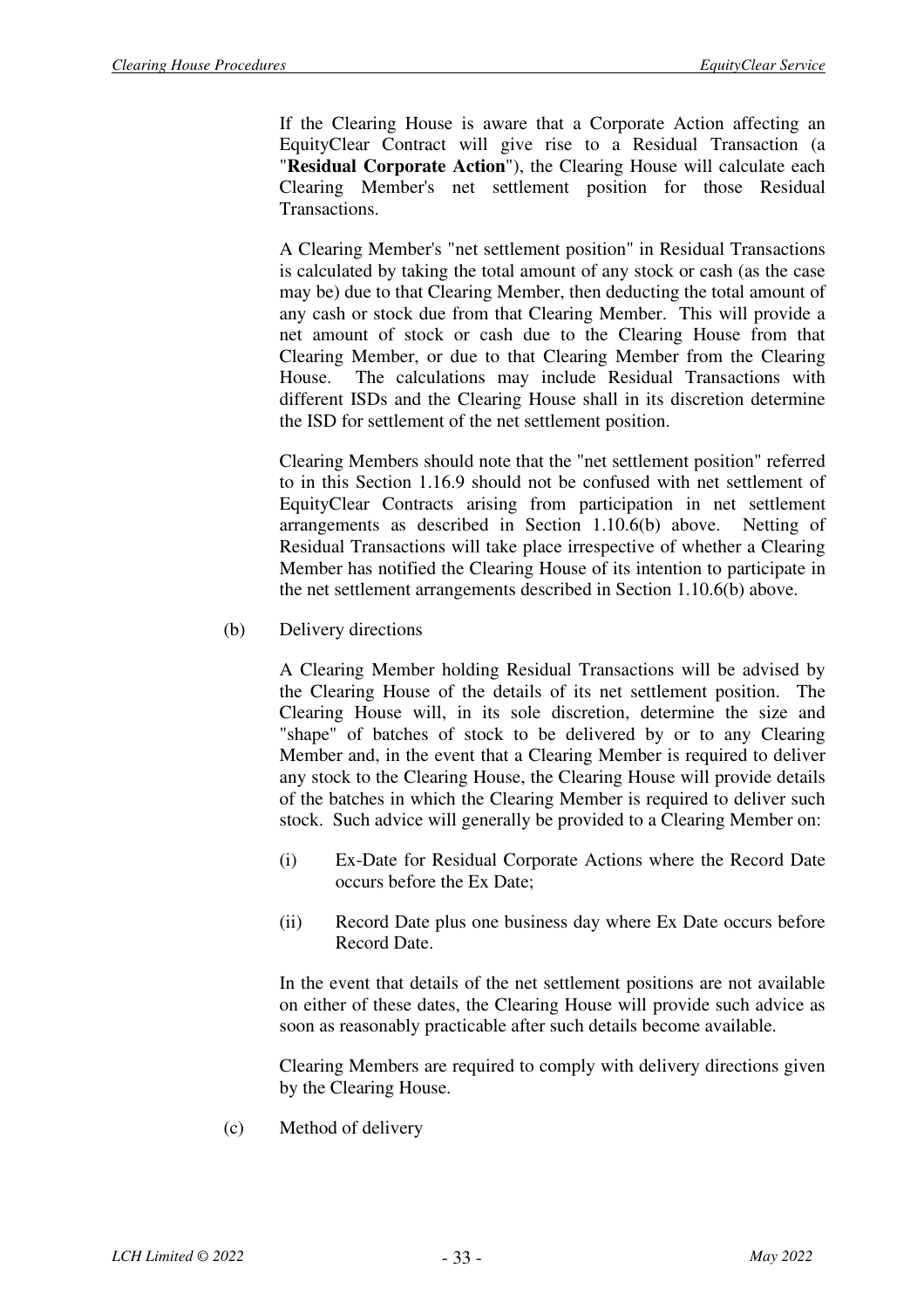If the Clearing House is aware that a Corporate Action affecting an EquityClear Contract will give rise to a Residual Transaction (a "**Residual Corporate Action**"), the Clearing House will calculate each Clearing Member's net settlement position for those Residual Transactions.

A Clearing Member's "net settlement position" in Residual Transactions is calculated by taking the total amount of any stock or cash (as the case may be) due to that Clearing Member, then deducting the total amount of any cash or stock due from that Clearing Member. This will provide a net amount of stock or cash due to the Clearing House from that Clearing Member, or due to that Clearing Member from the Clearing House. The calculations may include Residual Transactions with different ISDs and the Clearing House shall in its discretion determine the ISD for settlement of the net settlement position.

Clearing Members should note that the "net settlement position" referred to in this Section 1.16.9 should not be confused with net settlement of EquityClear Contracts arising from participation in net settlement arrangements as described in Section 1.10.6(b) above. Netting of Residual Transactions will take place irrespective of whether a Clearing Member has notified the Clearing House of its intention to participate in the net settlement arrangements described in Section 1.10.6(b) above.

(b) Delivery directions

A Clearing Member holding Residual Transactions will be advised by the Clearing House of the details of its net settlement position. The Clearing House will, in its sole discretion, determine the size and "shape" of batches of stock to be delivered by or to any Clearing Member and, in the event that a Clearing Member is required to deliver any stock to the Clearing House, the Clearing House will provide details of the batches in which the Clearing Member is required to deliver such stock. Such advice will generally be provided to a Clearing Member on:

(i) Ex-Date for Residual Corporate Actions where the Record Date occurs before the Ex Date;

(ii) Record Date plus one business day where Ex Date occurs before Record Date.

In the event that details of the net settlement positions are not available on either of these dates, the Clearing House will provide such advice as soon as reasonably practicable after such details become available.

Clearing Members are required to comply with delivery directions given by the Clearing House.

(c) Method of delivery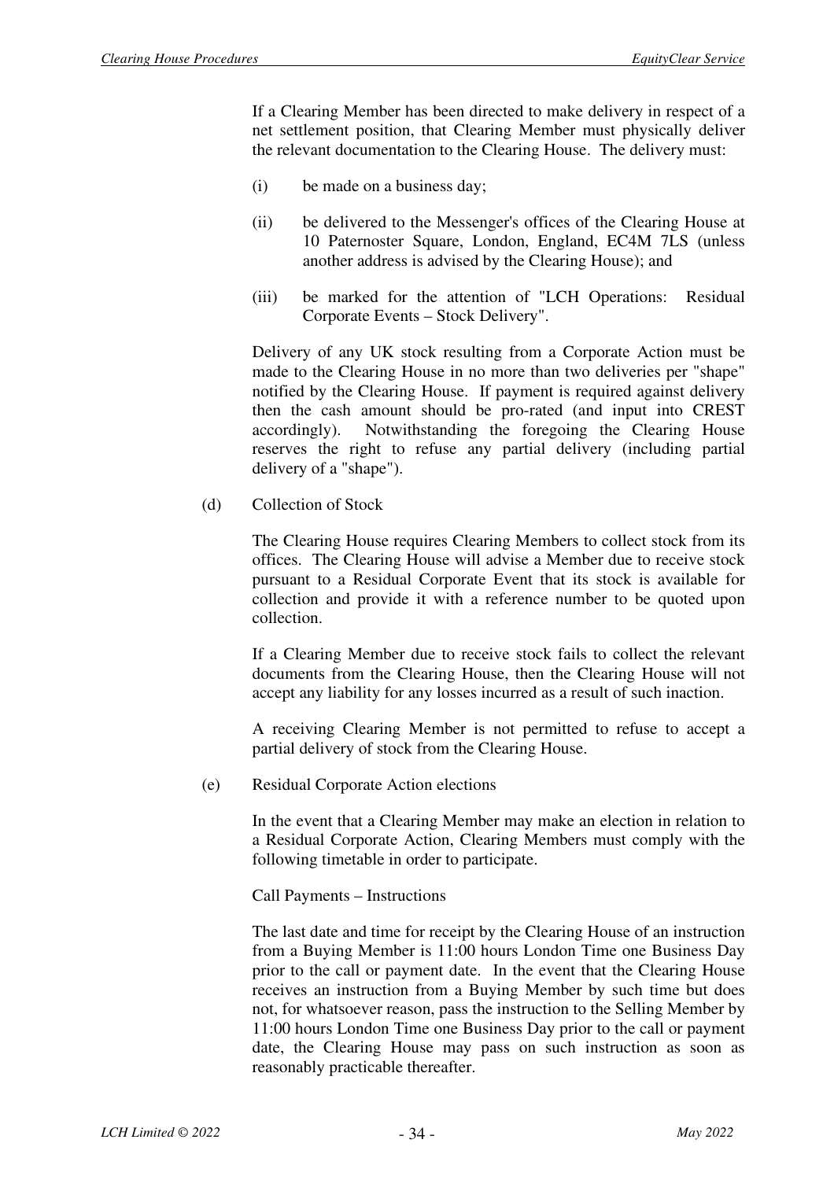If a Clearing Member has been directed to make delivery in respect of a net settlement position, that Clearing Member must physically deliver the relevant documentation to the Clearing House. The delivery must:

(i) be made on a business day;

(ii) be delivered to the Messenger's offices of the Clearing House at 10 Paternoster Square, London, England, EC4M 7LS (unless another address is advised by the Clearing House); and

(iii) be marked for the attention of "LCH Operations: Residual Corporate Events – Stock Delivery".

Delivery of any UK stock resulting from a Corporate Action must be made to the Clearing House in no more than two deliveries per "shape" notified by the Clearing House. If payment is required against delivery then the cash amount should be pro-rated (and input into CREST accordingly). Notwithstanding the foregoing the Clearing House reserves the right to refuse any partial delivery (including partial delivery of a "shape").

(d) Collection of Stock

The Clearing House requires Clearing Members to collect stock from its offices. The Clearing House will advise a Member due to receive stock pursuant to a Residual Corporate Event that its stock is available for collection and provide it with a reference number to be quoted upon collection.

If a Clearing Member due to receive stock fails to collect the relevant documents from the Clearing House, then the Clearing House will not accept any liability for any losses incurred as a result of such inaction.

A receiving Clearing Member is not permitted to refuse to accept a partial delivery of stock from the Clearing House.

(e) Residual Corporate Action elections

In the event that a Clearing Member may make an election in relation to a Residual Corporate Action, Clearing Members must comply with the following timetable in order to participate.

Call Payments – Instructions

The last date and time for receipt by the Clearing House of an instruction from a Buying Member is 11:00 hours London Time one Business Day prior to the call or payment date. In the event that the Clearing House receives an instruction from a Buying Member by such time but does not, for whatsoever reason, pass the instruction to the Selling Member by 11:00 hours London Time one Business Day prior to the call or payment date, the Clearing House may pass on such instruction as soon as reasonably practicable thereafter.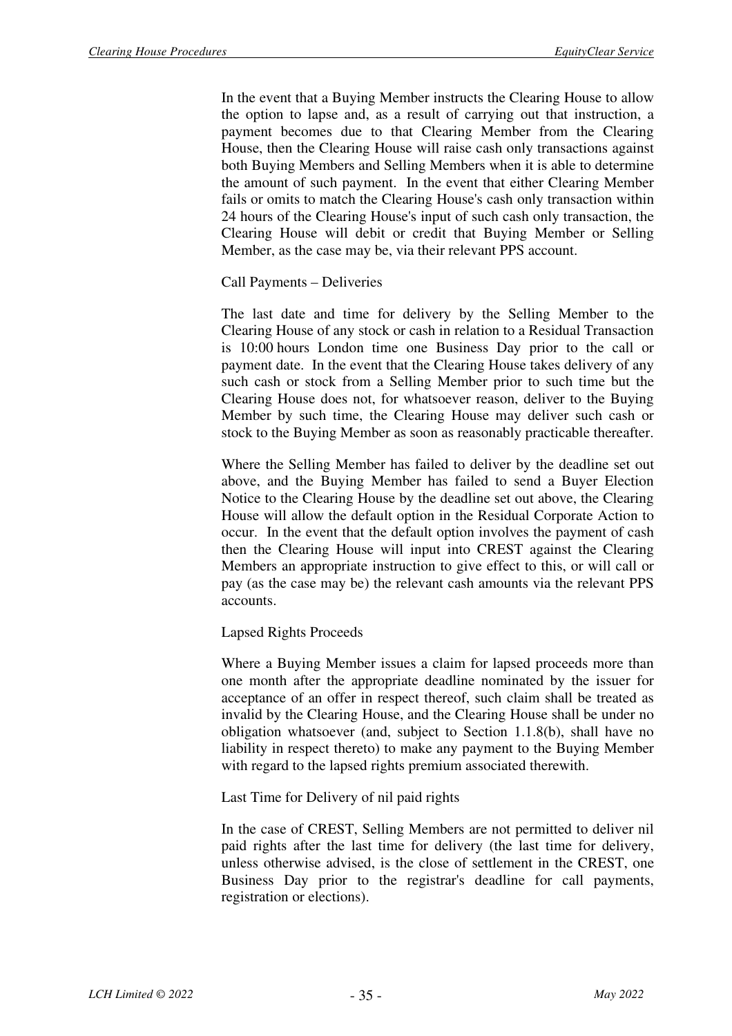In the event that a Buying Member instructs the Clearing House to allow the option to lapse and, as a result of carrying out that instruction, a payment becomes due to that Clearing Member from the Clearing House, then the Clearing House will raise cash only transactions against both Buying Members and Selling Members when it is able to determine the amount of such payment. In the event that either Clearing Member fails or omits to match the Clearing House's cash only transaction within 24 hours of the Clearing House's input of such cash only transaction, the Clearing House will debit or credit that Buying Member or Selling Member, as the case may be, via their relevant PPS account.

Call Payments – Deliveries

The last date and time for delivery by the Selling Member to the Clearing House of any stock or cash in relation to a Residual Transaction is 10:00 hours London time one Business Day prior to the call or payment date. In the event that the Clearing House takes delivery of any such cash or stock from a Selling Member prior to such time but the Clearing House does not, for whatsoever reason, deliver to the Buying Member by such time, the Clearing House may deliver such cash or stock to the Buying Member as soon as reasonably practicable thereafter.

Where the Selling Member has failed to deliver by the deadline set out above, and the Buying Member has failed to send a Buyer Election Notice to the Clearing House by the deadline set out above, the Clearing House will allow the default option in the Residual Corporate Action to occur. In the event that the default option involves the payment of cash then the Clearing House will input into CREST against the Clearing Members an appropriate instruction to give effect to this, or will call or pay (as the case may be) the relevant cash amounts via the relevant PPS accounts.

Lapsed Rights Proceeds

Where a Buying Member issues a claim for lapsed proceeds more than one month after the appropriate deadline nominated by the issuer for acceptance of an offer in respect thereof, such claim shall be treated as invalid by the Clearing House, and the Clearing House shall be under no obligation whatsoever (and, subject to Section 1.1.8(b), shall have no liability in respect thereto) to make any payment to the Buying Member with regard to the lapsed rights premium associated therewith.

Last Time for Delivery of nil paid rights

In the case of CREST, Selling Members are not permitted to deliver nil paid rights after the last time for delivery (the last time for delivery, unless otherwise advised, is the close of settlement in the CREST, one Business Day prior to the registrar's deadline for call payments, registration or elections).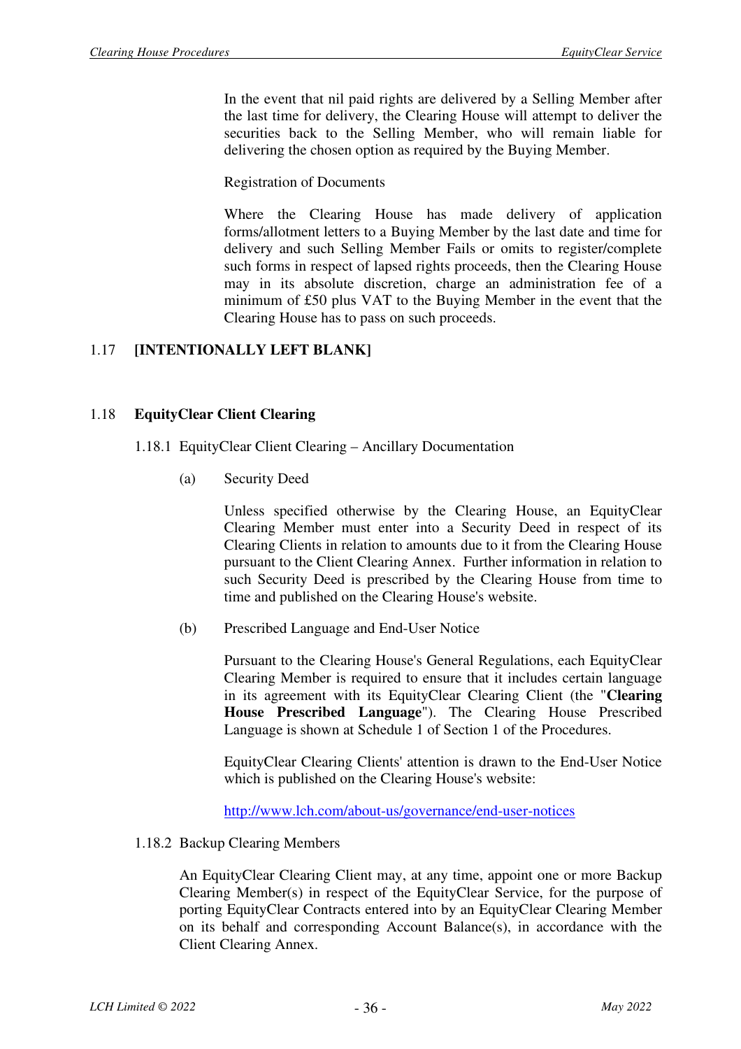In the event that nil paid rights are delivered by a Selling Member after the last time for delivery, the Clearing House will attempt to deliver the securities back to the Selling Member, who will remain liable for delivering the chosen option as required by the Buying Member.

Registration of Documents

Where the Clearing House has made delivery of application forms/allotment letters to a Buying Member by the last date and time for delivery and such Selling Member Fails or omits to register/complete such forms in respect of lapsed rights proceeds, then the Clearing House may in its absolute discretion, charge an administration fee of a minimum of £50 plus VAT to the Buying Member in the event that the Clearing House has to pass on such proceeds.

## 1.17 [INTENTIONALLY LEFT BLANK]

## 1.18 EquityClear Client Clearing

### 1.18.1 EquityClear Client Clearing – Ancillary Documentation

(a) Security Deed

Unless specified otherwise by the Clearing House, an EquityClear Clearing Member must enter into a Security Deed in respect of its Clearing Clients in relation to amounts due to it from the Clearing House pursuant to the Client Clearing Annex. Further information in relation to such Security Deed is prescribed by the Clearing House from time to time and published on the Clearing House's website.

(b) Prescribed Language and End-User Notice

Pursuant to the Clearing House's General Regulations, each EquityClear Clearing Member is required to ensure that it includes certain language in its agreement with its EquityClear Clearing Client (the "**Clearing House Prescribed Language**"). The Clearing House Prescribed Language is shown at Schedule 1 of Section 1 of the Procedures.

EquityClear Clearing Clients' attention is drawn to the End-User Notice which is published on the Clearing House's website:

http://www.lch.com/about-us/governance/end-user-notices

### 1.18.2 Backup Clearing Members

An EquityClear Clearing Client may, at any time, appoint one or more Backup Clearing Member(s) in respect of the EquityClear Service, for the purpose of porting EquityClear Contracts entered into by an EquityClear Clearing Member on its behalf and corresponding Account Balance(s), in accordance with the Client Clearing Annex.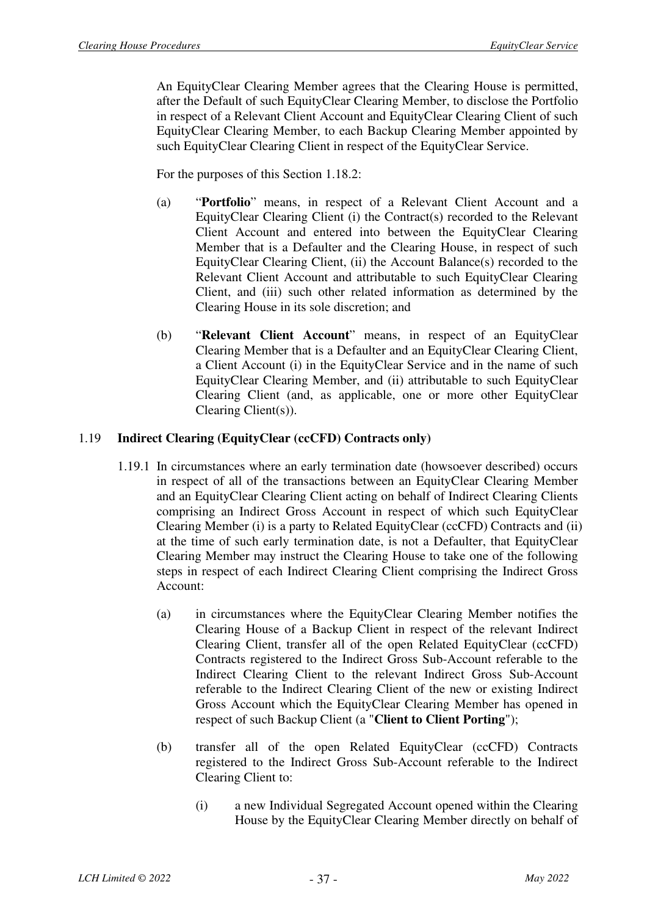An EquityClear Clearing Member agrees that the Clearing House is permitted, after the Default of such EquityClear Clearing Member, to disclose the Portfolio in respect of a Relevant Client Account and EquityClear Clearing Client of such EquityClear Clearing Member, to each Backup Clearing Member appointed by such EquityClear Clearing Client in respect of the EquityClear Service.

For the purposes of this Section 1.18.2:

(a) "**Portfolio**" means, in respect of a Relevant Client Account and a EquityClear Clearing Client (i) the Contract(s) recorded to the Relevant Client Account and entered into between the EquityClear Clearing Member that is a Defaulter and the Clearing House, in respect of such EquityClear Clearing Client, (ii) the Account Balance(s) recorded to the Relevant Client Account and attributable to such EquityClear Clearing Client, and (iii) such other related information as determined by the Clearing House in its sole discretion; and

(b) "**Relevant Client Account**" means, in respect of an EquityClear Clearing Member that is a Defaulter and an EquityClear Clearing Client, a Client Account (i) in the EquityClear Service and in the name of such EquityClear Clearing Member, and (ii) attributable to such EquityClear Clearing Client (and, as applicable, one or more other EquityClear Clearing Client(s)).

## 1.19 Indirect Clearing (EquityClear (ccCFD) Contracts only)

1.19.1 In circumstances where an early termination date (howsoever described) occurs in respect of all of the transactions between an EquityClear Clearing Member and an EquityClear Clearing Client acting on behalf of Indirect Clearing Clients comprising an Indirect Gross Account in respect of which such EquityClear Clearing Member (i) is a party to Related EquityClear (ccCFD) Contracts and (ii) at the time of such early termination date, is not a Defaulter, that EquityClear Clearing Member may instruct the Clearing House to take one of the following steps in respect of each Indirect Clearing Client comprising the Indirect Gross Account:

(a) in circumstances where the EquityClear Clearing Member notifies the Clearing House of a Backup Client in respect of the relevant Indirect Clearing Client, transfer all of the open Related EquityClear (ccCFD) Contracts registered to the Indirect Gross Sub-Account referable to the Indirect Clearing Client to the relevant Indirect Gross Sub-Account referable to the Indirect Clearing Client of the new or existing Indirect Gross Account which the EquityClear Clearing Member has opened in respect of such Backup Client (a "**Client to Client Porting**");

(b) transfer all of the open Related EquityClear (ccCFD) Contracts registered to the Indirect Gross Sub-Account referable to the Indirect Clearing Client to:

(i) a new Individual Segregated Account opened within the Clearing House by the EquityClear Clearing Member directly on behalf of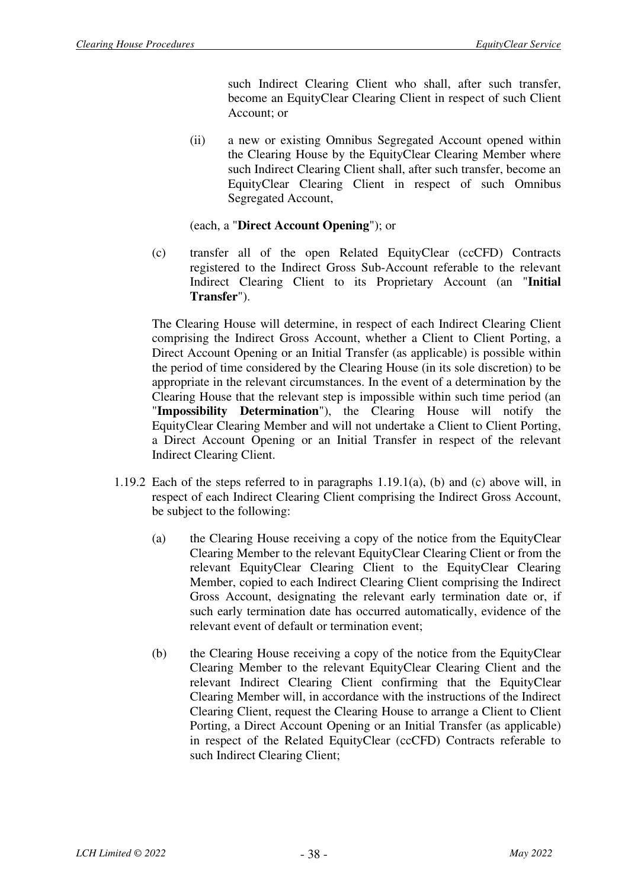such Indirect Clearing Client who shall, after such transfer, become an EquityClear Clearing Client in respect of such Client Account; or

(ii) a new or existing Omnibus Segregated Account opened within the Clearing House by the EquityClear Clearing Member where such Indirect Clearing Client shall, after such transfer, become an EquityClear Clearing Client in respect of such Omnibus Segregated Account,

(each, a "**Direct Account Opening**"); or

(c) transfer all of the open Related EquityClear (ccCFD) Contracts registered to the Indirect Gross Sub-Account referable to the relevant Indirect Clearing Client to its Proprietary Account (an "**Initial Transfer**").

The Clearing House will determine, in respect of each Indirect Clearing Client comprising the Indirect Gross Account, whether a Client to Client Porting, a Direct Account Opening or an Initial Transfer (as applicable) is possible within the period of time considered by the Clearing House (in its sole discretion) to be appropriate in the relevant circumstances. In the event of a determination by the Clearing House that the relevant step is impossible within such time period (an "**Impossibility Determination**"), the Clearing House will notify the EquityClear Clearing Member and will not undertake a Client to Client Porting, a Direct Account Opening or an Initial Transfer in respect of the relevant Indirect Clearing Client.

1.19.2 Each of the steps referred to in paragraphs 1.19.1(a), (b) and (c) above will, in respect of each Indirect Clearing Client comprising the Indirect Gross Account, be subject to the following:

(a) the Clearing House receiving a copy of the notice from the EquityClear Clearing Member to the relevant EquityClear Clearing Client or from the relevant EquityClear Clearing Client to the EquityClear Clearing Member, copied to each Indirect Clearing Client comprising the Indirect Gross Account, designating the relevant early termination date or, if such early termination date has occurred automatically, evidence of the relevant event of default or termination event;

(b) the Clearing House receiving a copy of the notice from the EquityClear Clearing Member to the relevant EquityClear Clearing Client and the relevant Indirect Clearing Client confirming that the EquityClear Clearing Member will, in accordance with the instructions of the Indirect Clearing Client, request the Clearing House to arrange a Client to Client Porting, a Direct Account Opening or an Initial Transfer (as applicable) in respect of the Related EquityClear (ccCFD) Contracts referable to such Indirect Clearing Client;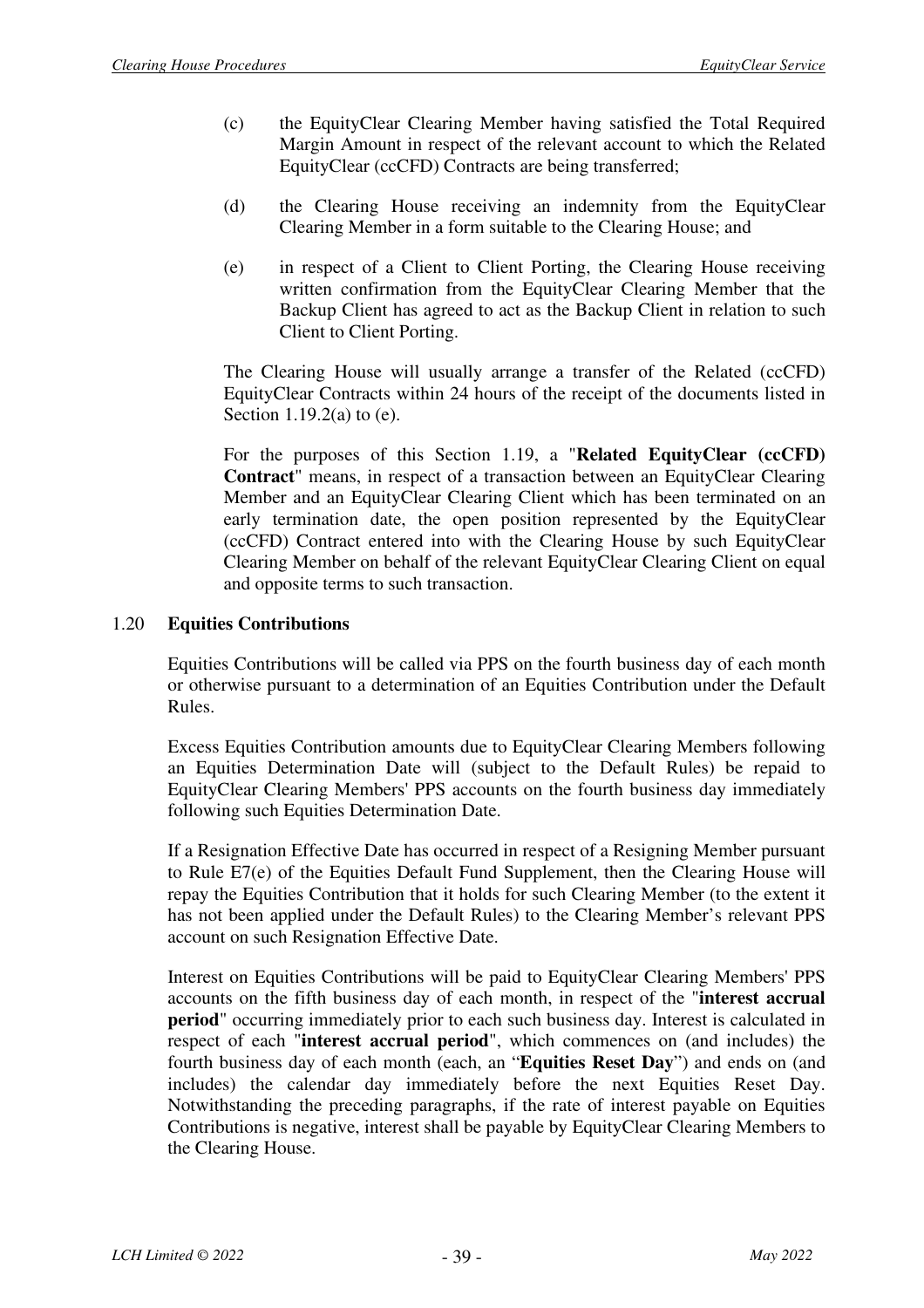(c) the EquityClear Clearing Member having satisfied the Total Required Margin Amount in respect of the relevant account to which the Related EquityClear (ccCFD) Contracts are being transferred;

(d) the Clearing House receiving an indemnity from the EquityClear Clearing Member in a form suitable to the Clearing House; and

(e) in respect of a Client to Client Porting, the Clearing House receiving written confirmation from the EquityClear Clearing Member that the Backup Client has agreed to act as the Backup Client in relation to such Client to Client Porting.

The Clearing House will usually arrange a transfer of the Related (ccCFD) EquityClear Contracts within 24 hours of the receipt of the documents listed in Section 1.19.2(a) to (e).

For the purposes of this Section 1.19, a "**Related EquityClear (ccCFD) Contract**" means, in respect of a transaction between an EquityClear Clearing Member and an EquityClear Clearing Client which has been terminated on an early termination date, the open position represented by the EquityClear (ccCFD) Contract entered into with the Clearing House by such EquityClear Clearing Member on behalf of the relevant EquityClear Clearing Client on equal and opposite terms to such transaction.

## 1.20 Equities Contributions

Equities Contributions will be called via PPS on the fourth business day of each month or otherwise pursuant to a determination of an Equities Contribution under the Default Rules.

Excess Equities Contribution amounts due to EquityClear Clearing Members following an Equities Determination Date will (subject to the Default Rules) be repaid to EquityClear Clearing Members' PPS accounts on the fourth business day immediately following such Equities Determination Date.

If a Resignation Effective Date has occurred in respect of a Resigning Member pursuant to Rule E7(e) of the Equities Default Fund Supplement, then the Clearing House will repay the Equities Contribution that it holds for such Clearing Member (to the extent it has not been applied under the Default Rules) to the Clearing Member's relevant PPS account on such Resignation Effective Date.

Interest on Equities Contributions will be paid to EquityClear Clearing Members' PPS accounts on the fifth business day of each month, in respect of the "**interest accrual period**" occurring immediately prior to each such business day. Interest is calculated in respect of each "**interest accrual period**", which commences on (and includes) the fourth business day of each month (each, an "**Equities Reset Day**") and ends on (and includes) the calendar day immediately before the next Equities Reset Day. Notwithstanding the preceding paragraphs, if the rate of interest payable on Equities Contributions is negative, interest shall be payable by EquityClear Clearing Members to the Clearing House.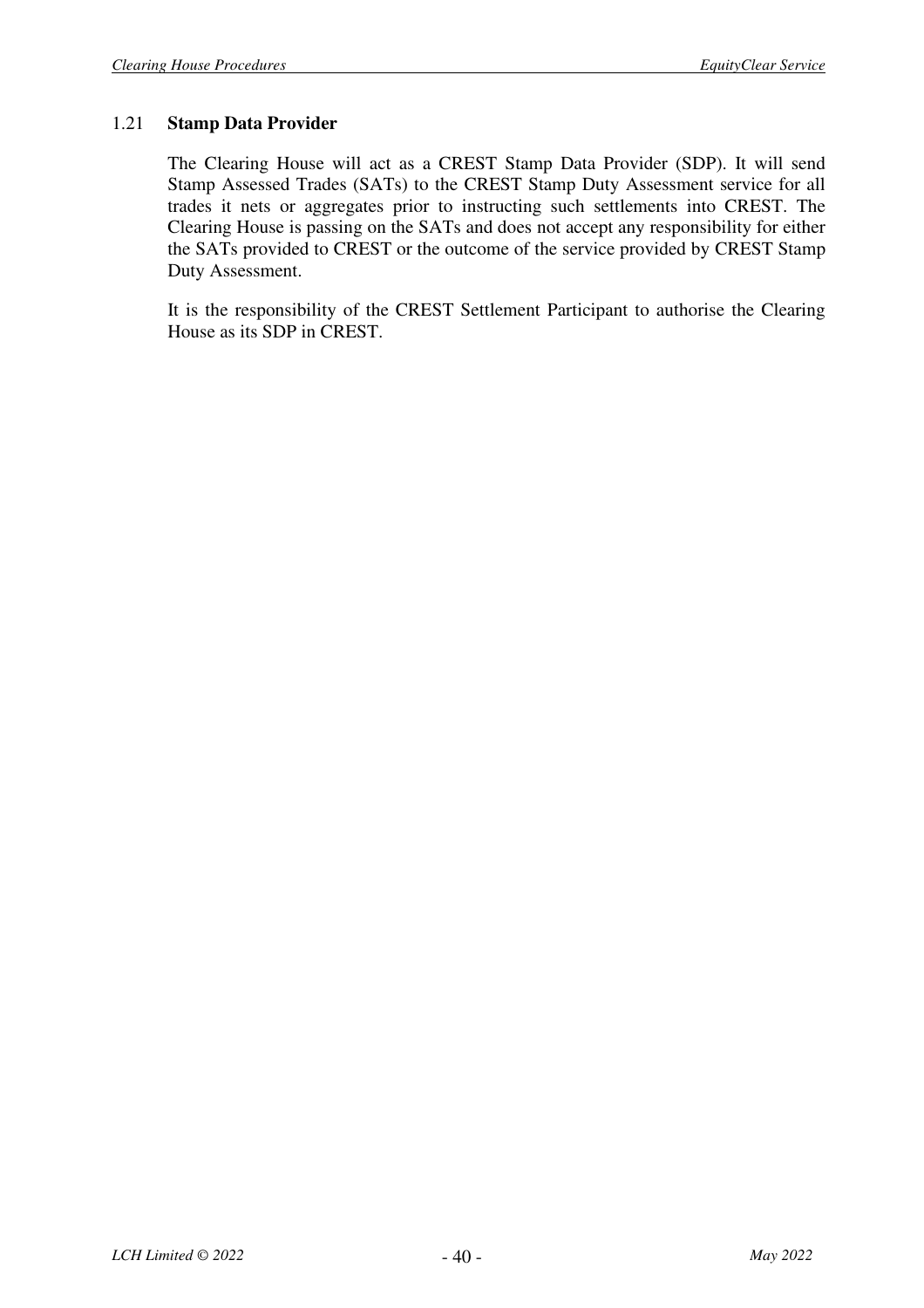## 1.21 **Stamp Data Provider**

The Clearing House will act as a CREST Stamp Data Provider (SDP). It will send Stamp Assessed Trades (SATs) to the CREST Stamp Duty Assessment service for all trades it nets or aggregates prior to instructing such settlements into CREST. The Clearing House is passing on the SATs and does not accept any responsibility for either the SATs provided to CREST or the outcome of the service provided by CREST Stamp Duty Assessment.

It is the responsibility of the CREST Settlement Participant to authorise the Clearing House as its SDP in CREST.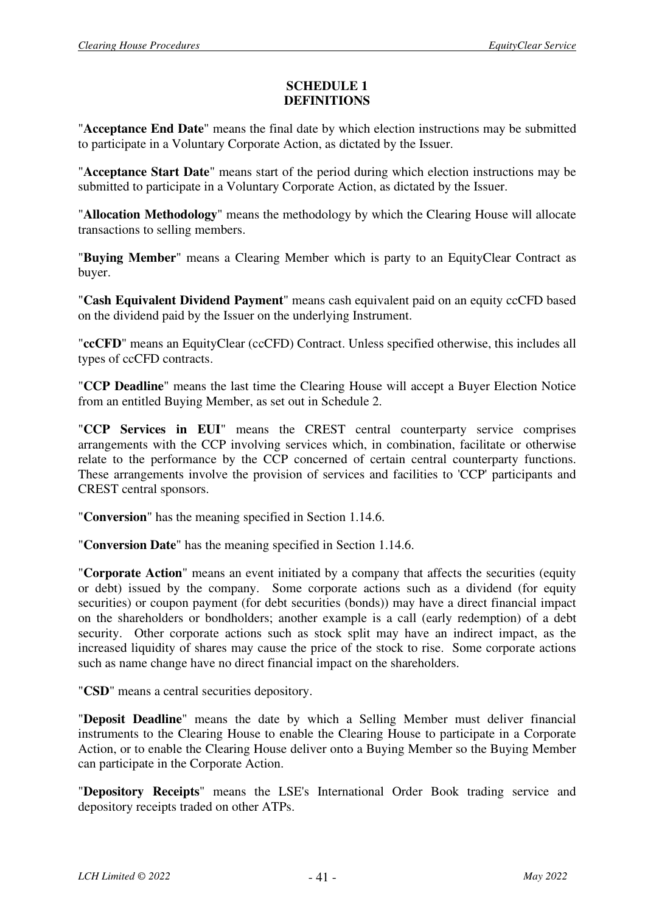# SCHEDULE 1
# DEFINITIONS

"**Acceptance End Date**" means the final date by which election instructions may be submitted to participate in a Voluntary Corporate Action, as dictated by the Issuer.

"**Acceptance Start Date**" means start of the period during which election instructions may be submitted to participate in a Voluntary Corporate Action, as dictated by the Issuer.

"**Allocation Methodology**" means the methodology by which the Clearing House will allocate transactions to selling members.

"**Buying Member**" means a Clearing Member which is party to an EquityClear Contract as buyer.

"**Cash Equivalent Dividend Payment**" means cash equivalent paid on an equity ccCFD based on the dividend paid by the Issuer on the underlying Instrument.

"**ccCFD**" means an EquityClear (ccCFD) Contract. Unless specified otherwise, this includes all types of ccCFD contracts.

"**CCP Deadline**" means the last time the Clearing House will accept a Buyer Election Notice from an entitled Buying Member, as set out in Schedule 2.

"**CCP Services in EUI**" means the CREST central counterparty service comprises arrangements with the CCP involving services which, in combination, facilitate or otherwise relate to the performance by the CCP concerned of certain central counterparty functions. These arrangements involve the provision of services and facilities to 'CCP' participants and CREST central sponsors.

"**Conversion**" has the meaning specified in Section 1.14.6.

"**Conversion Date**" has the meaning specified in Section 1.14.6.

"**Corporate Action**" means an event initiated by a company that affects the securities (equity or debt) issued by the company. Some corporate actions such as a dividend (for equity securities) or coupon payment (for debt securities (bonds)) may have a direct financial impact on the shareholders or bondholders; another example is a call (early redemption) of a debt security. Other corporate actions such as stock split may have an indirect impact, as the increased liquidity of shares may cause the price of the stock to rise. Some corporate actions such as name change have no direct financial impact on the shareholders.

"**CSD**" means a central securities depository.

"**Deposit Deadline**" means the date by which a Selling Member must deliver financial instruments to the Clearing House to enable the Clearing House to participate in a Corporate Action, or to enable the Clearing House deliver onto a Buying Member so the Buying Member can participate in the Corporate Action.

"**Depository Receipts**" means the LSE's International Order Book trading service and depository receipts traded on other ATPs.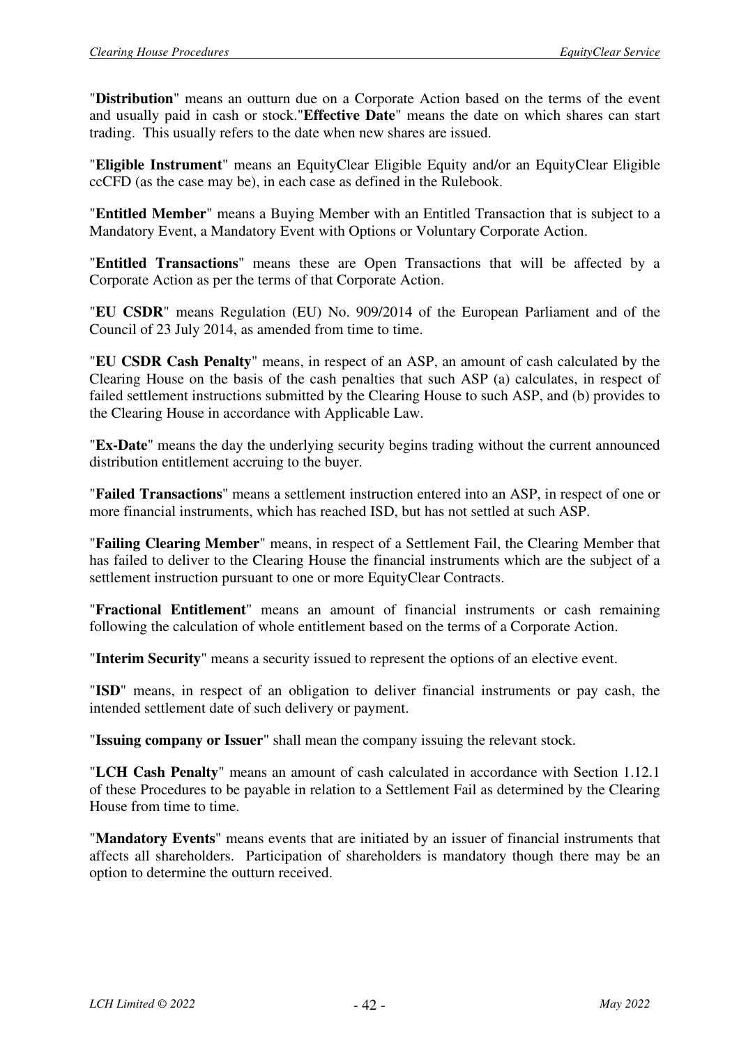"**Distribution**" means an outturn due on a Corporate Action based on the terms of the event and usually paid in cash or stock."**Effective Date**" means the date on which shares can start trading. This usually refers to the date when new shares are issued.

"**Eligible Instrument**" means an EquityClear Eligible Equity and/or an EquityClear Eligible ccCFD (as the case may be), in each case as defined in the Rulebook.

"**Entitled Member**" means a Buying Member with an Entitled Transaction that is subject to a Mandatory Event, a Mandatory Event with Options or Voluntary Corporate Action.

"**Entitled Transactions**" means these are Open Transactions that will be affected by a Corporate Action as per the terms of that Corporate Action.

"**EU CSDR**" means Regulation (EU) No. 909/2014 of the European Parliament and of the Council of 23 July 2014, as amended from time to time.

"**EU CSDR Cash Penalty**" means, in respect of an ASP, an amount of cash calculated by the Clearing House on the basis of the cash penalties that such ASP (a) calculates, in respect of failed settlement instructions submitted by the Clearing House to such ASP, and (b) provides to the Clearing House in accordance with Applicable Law.

"**Ex-Date**" means the day the underlying security begins trading without the current announced distribution entitlement accruing to the buyer.

"**Failed Transactions**" means a settlement instruction entered into an ASP, in respect of one or more financial instruments, which has reached ISD, but has not settled at such ASP.

"**Failing Clearing Member**" means, in respect of a Settlement Fail, the Clearing Member that has failed to deliver to the Clearing House the financial instruments which are the subject of a settlement instruction pursuant to one or more EquityClear Contracts.

"**Fractional Entitlement**" means an amount of financial instruments or cash remaining following the calculation of whole entitlement based on the terms of a Corporate Action.

"**Interim Security**" means a security issued to represent the options of an elective event.

"**ISD**" means, in respect of an obligation to deliver financial instruments or pay cash, the intended settlement date of such delivery or payment.

"**Issuing company or Issuer**" shall mean the company issuing the relevant stock.

"**LCH Cash Penalty**" means an amount of cash calculated in accordance with Section 1.12.1 of these Procedures to be payable in relation to a Settlement Fail as determined by the Clearing House from time to time.

"**Mandatory Events**" means events that are initiated by an issuer of financial instruments that affects all shareholders. Participation of shareholders is mandatory though there may be an option to determine the outturn received.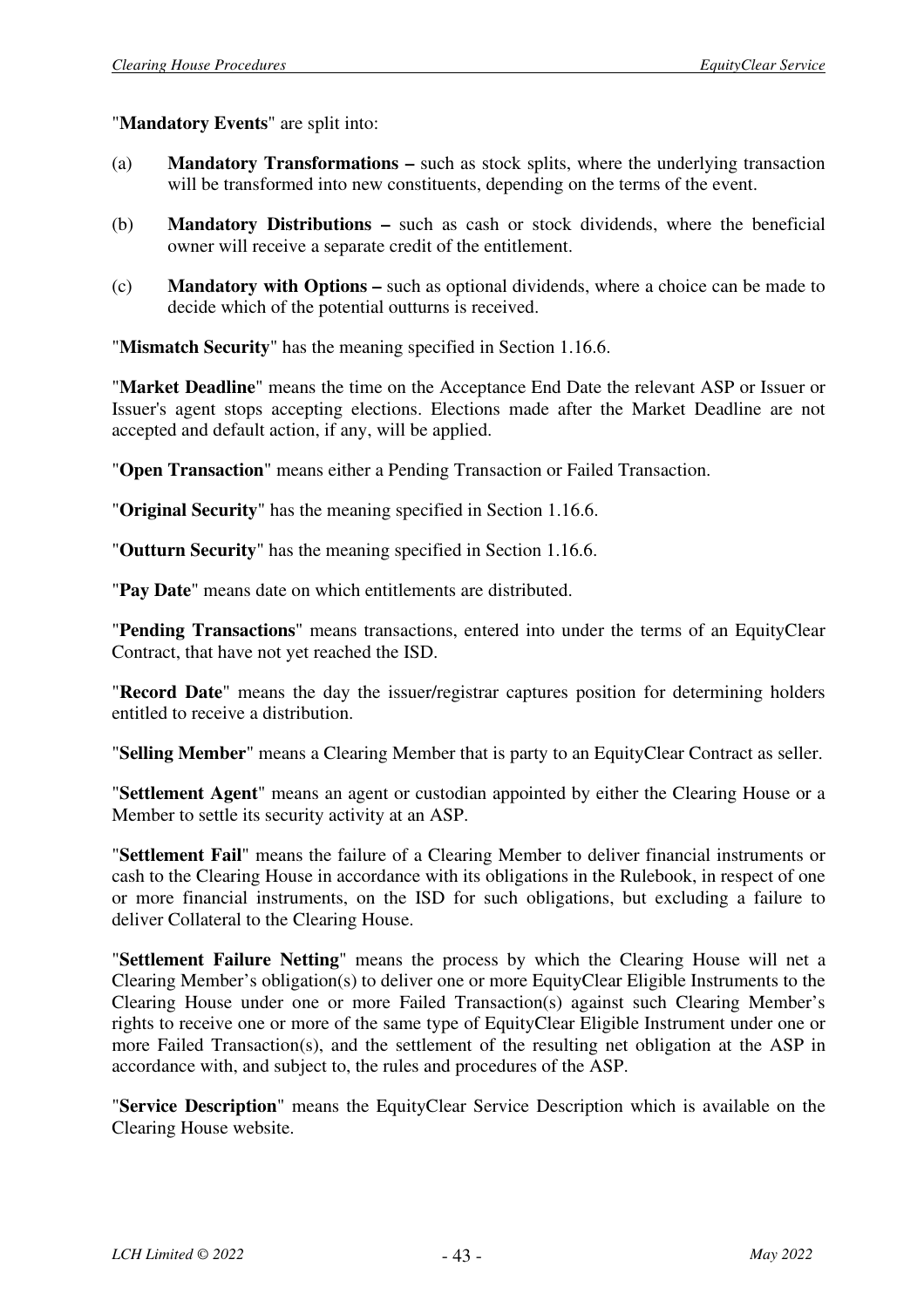"**Mandatory Events**" are split into:

(a) **Mandatory Transformations –** such as stock splits, where the underlying transaction will be transformed into new constituents, depending on the terms of the event.

(b) **Mandatory Distributions –** such as cash or stock dividends, where the beneficial owner will receive a separate credit of the entitlement.

(c) **Mandatory with Options –** such as optional dividends, where a choice can be made to decide which of the potential outturns is received.

"**Mismatch Security**" has the meaning specified in Section 1.16.6.

"**Market Deadline**" means the time on the Acceptance End Date the relevant ASP or Issuer or Issuer's agent stops accepting elections. Elections made after the Market Deadline are not accepted and default action, if any, will be applied.

"**Open Transaction**" means either a Pending Transaction or Failed Transaction.

"**Original Security**" has the meaning specified in Section 1.16.6.

"**Outturn Security**" has the meaning specified in Section 1.16.6.

"**Pay Date**" means date on which entitlements are distributed.

"**Pending Transactions**" means transactions, entered into under the terms of an EquityClear Contract, that have not yet reached the ISD.

"**Record Date**" means the day the issuer/registrar captures position for determining holders entitled to receive a distribution.

"**Selling Member**" means a Clearing Member that is party to an EquityClear Contract as seller.

"**Settlement Agent**" means an agent or custodian appointed by either the Clearing House or a Member to settle its security activity at an ASP.

"**Settlement Fail**" means the failure of a Clearing Member to deliver financial instruments or cash to the Clearing House in accordance with its obligations in the Rulebook, in respect of one or more financial instruments, on the ISD for such obligations, but excluding a failure to deliver Collateral to the Clearing House.

"**Settlement Failure Netting**" means the process by which the Clearing House will net a Clearing Member's obligation(s) to deliver one or more EquityClear Eligible Instruments to the Clearing House under one or more Failed Transaction(s) against such Clearing Member's rights to receive one or more of the same type of EquityClear Eligible Instrument under one or more Failed Transaction(s), and the settlement of the resulting net obligation at the ASP in accordance with, and subject to, the rules and procedures of the ASP.

"**Service Description**" means the EquityClear Service Description which is available on the Clearing House website.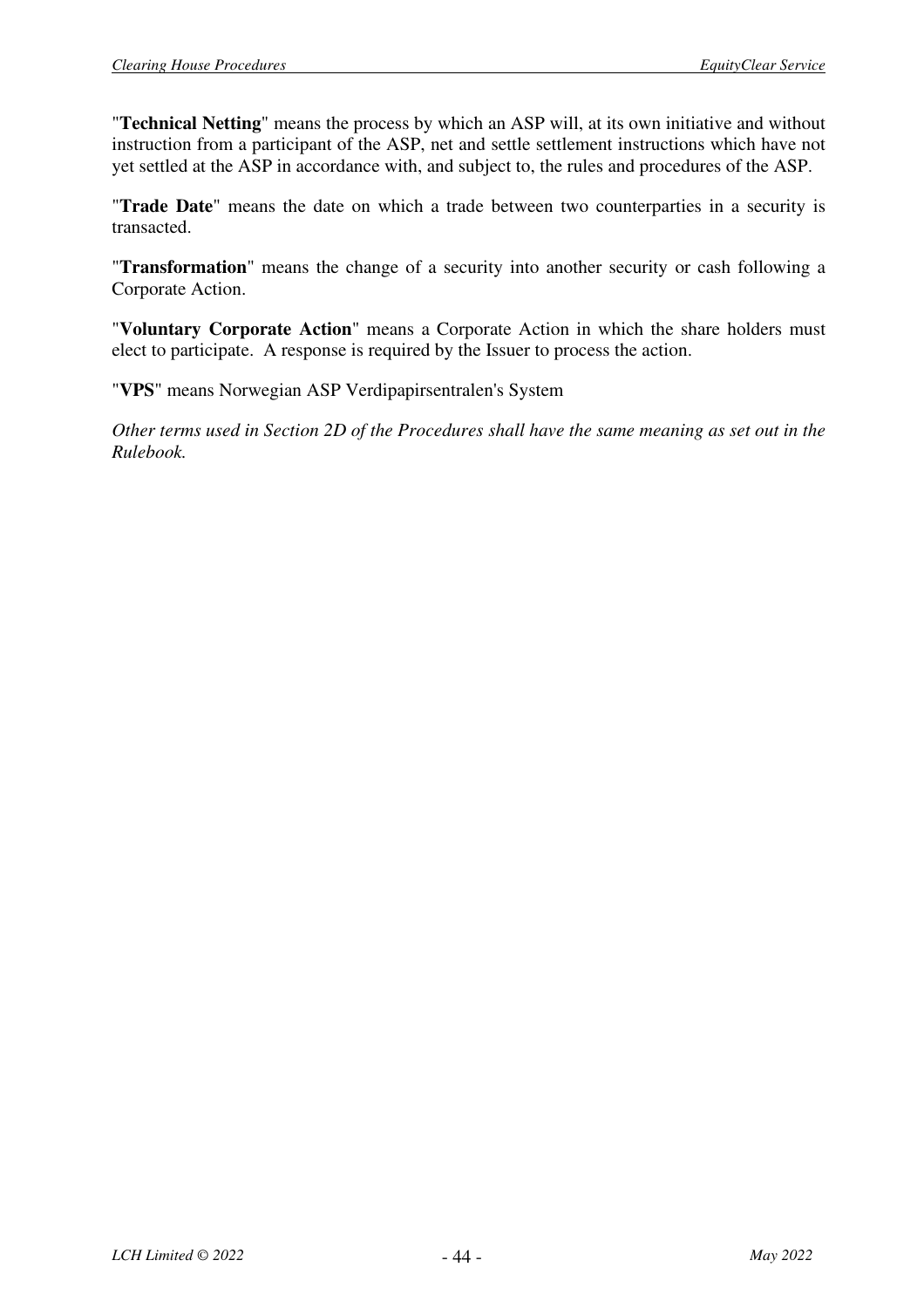"**Technical Netting**" means the process by which an ASP will, at its own initiative and without instruction from a participant of the ASP, net and settle settlement instructions which have not yet settled at the ASP in accordance with, and subject to, the rules and procedures of the ASP.

"**Trade Date**" means the date on which a trade between two counterparties in a security is transacted.

"**Transformation**" means the change of a security into another security or cash following a Corporate Action.

"**Voluntary Corporate Action**" means a Corporate Action in which the share holders must elect to participate. A response is required by the Issuer to process the action.

"**VPS**" means Norwegian ASP Verdipapirsentralen's System

*Other terms used in Section 2D of the Procedures shall have the same meaning as set out in the Rulebook.*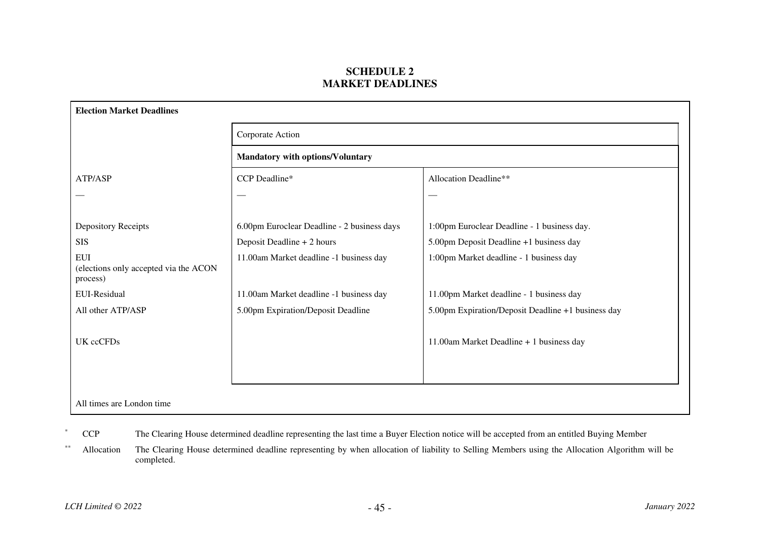# SCHEDULE 2
# MARKET DEADLINES

| **Election Market Deadlines** | | |
|---|---|---|
| | Corporate Action | |
| | **Mandatory with options/Voluntary** | |
| ATP/ASP | CCP Deadline* | Allocation Deadline** |
| — | — | — |
| Depository Receipts | 6.00pm Euroclear Deadline - 2 business days | 1:00pm Euroclear Deadline - 1 business day. |
| SIS | Deposit Deadline + 2 hours | 5.00pm Deposit Deadline +1 business day |
| EUI (elections only accepted via the ACON process) | 11.00am Market deadline -1 business day | 1:00pm Market deadline - 1 business day |
| EUI-Residual | 11.00am Market deadline -1 business day | 11.00pm Market deadline - 1 business day |
| All other ATP/ASP | 5.00pm Expiration/Deposit Deadline | 5.00pm Expiration/Deposit Deadline +1 business day |
| UK ccCFDs | | 11.00am Market Deadline + 1 business day |
| All times are London time | | |

\* CCP The Clearing House determined deadline representing the last time a Buyer Election notice will be accepted from an entitled Buying Member

\*\* Allocation The Clearing House determined deadline representing by when allocation of liability to Selling Members using the Allocation Algorithm will be completed.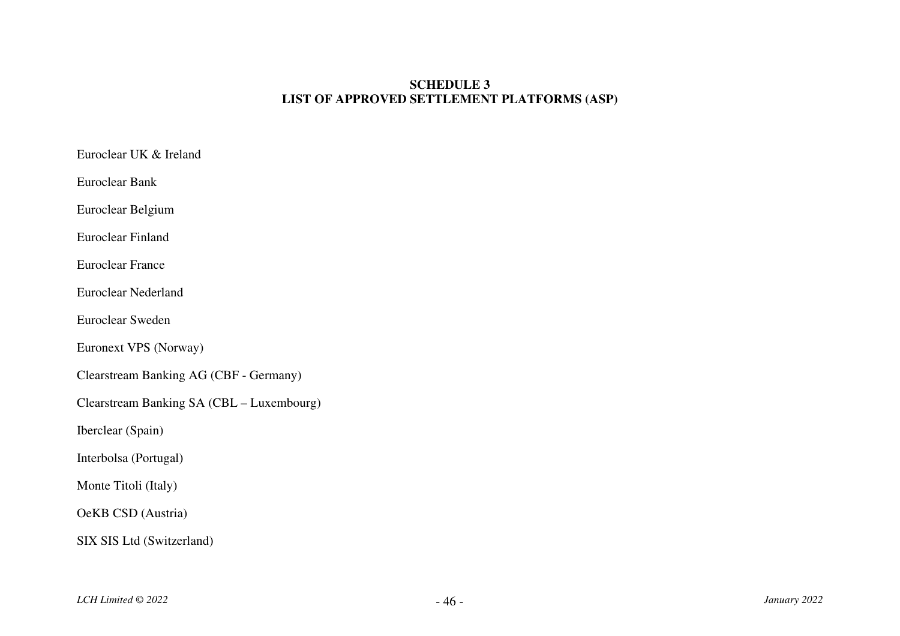**SCHEDULE 3**
**LIST OF APPROVED SETTLEMENT PLATFORMS (ASP)**

Euroclear UK & Ireland

Euroclear Bank

Euroclear Belgium

Euroclear Finland

Euroclear France

Euroclear Nederland

Euroclear Sweden

Euronext VPS (Norway)

Clearstream Banking AG (CBF - Germany)

Clearstream Banking SA (CBL – Luxembourg)

Iberclear (Spain)

Interbolsa (Portugal)

Monte Titoli (Italy)

OeKB CSD (Austria)

SIX SIS Ltd (Switzerland)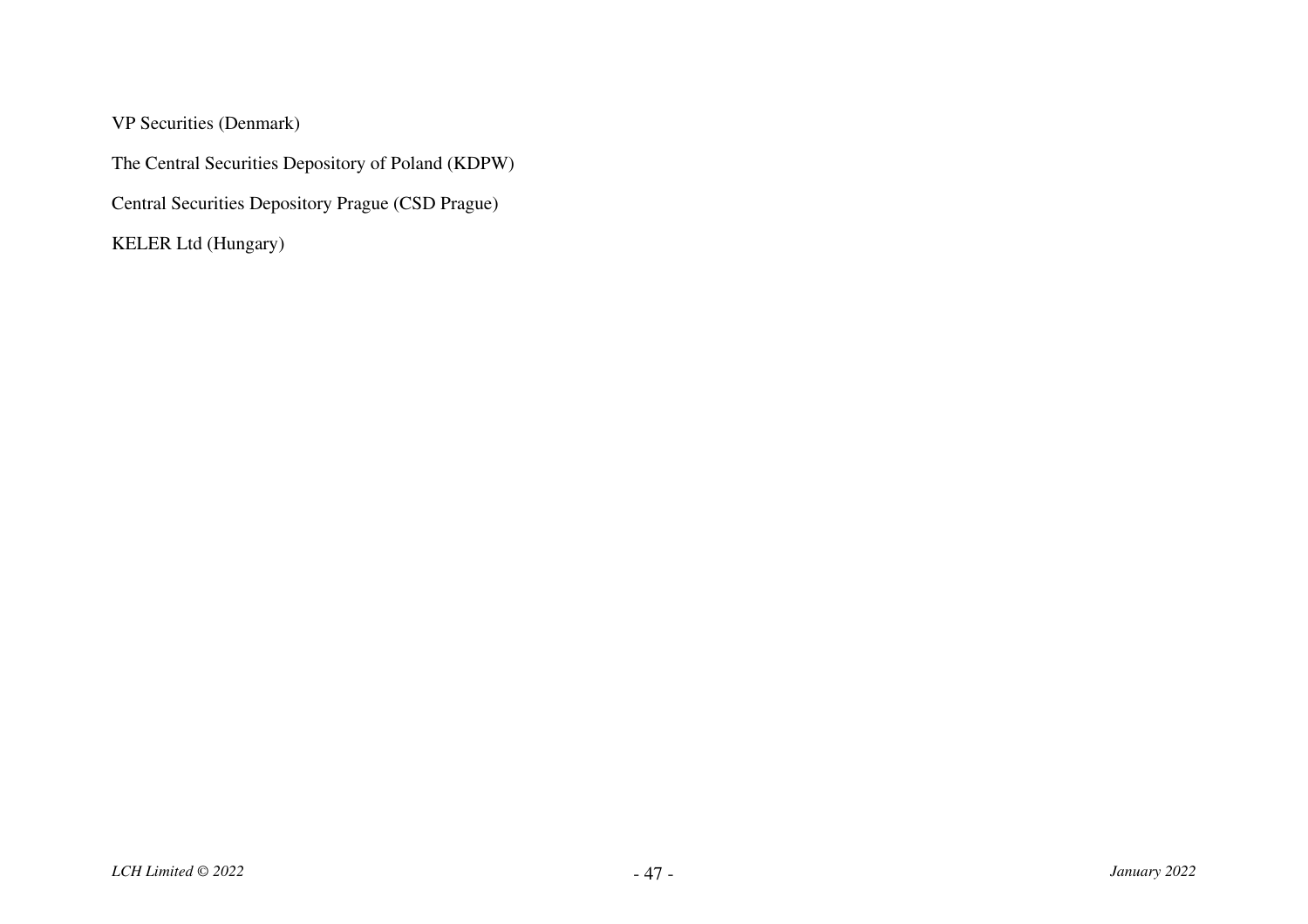VP Securities (Denmark)

The Central Securities Depository of Poland (KDPW)

Central Securities Depository Prague (CSD Prague)

KELER Ltd (Hungary)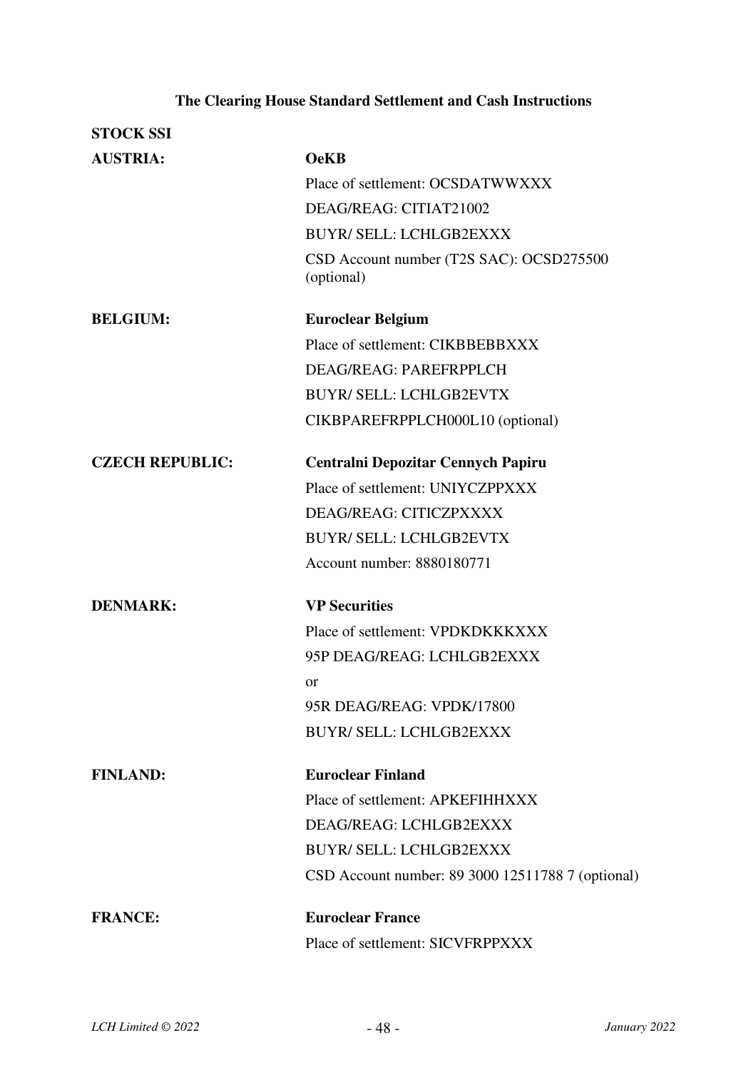## The Clearing House Standard Settlement and Cash Instructions

**STOCK SSI**

| | |
|---|---|
| **AUSTRIA:** | **OeKB** |
| | Place of settlement: OCSDATWWXXX |
| | DEAG/REAG: CITIAT21002 |
| | BUYR/ SELL: LCHLGB2EXXX |
| | CSD Account number (T2S SAC): OCSD275500 (optional) |
| **BELGIUM:** | **Euroclear Belgium** |
| | Place of settlement: CIKBBEBBXXX |
| | DEAG/REAG: PAREFRPPLCH |
| | BUYR/ SELL: LCHLGB2EVTX |
| | CIKBPAREFRPPLCH000L10 (optional) |
| **CZECH REPUBLIC:** | **Centralni Depozitar Cennych Papiru** |
| | Place of settlement: UNIYCZPPXXX |
| | DEAG/REAG: CITICZPXXXX |
| | BUYR/ SELL: LCHLGB2EVTX |
| | Account number: 8880180771 |
| **DENMARK:** | **VP Securities** |
| | Place of settlement: VPDKDKKKXXX |
| | 95P DEAG/REAG: LCHLGB2EXXX |
| | or |
| | 95R DEAG/REAG: VPDK/17800 |
| | BUYR/ SELL: LCHLGB2EXXX |
| **FINLAND:** | **Euroclear Finland** |
| | Place of settlement: APKEFIHHXXX |
| | DEAG/REAG: LCHLGB2EXXX |
| | BUYR/ SELL: LCHLGB2EXXX |
| | CSD Account number: 89 3000 12511788 7 (optional) |
| **FRANCE:** | **Euroclear France** |
| | Place of settlement: SICVFRPPXXX |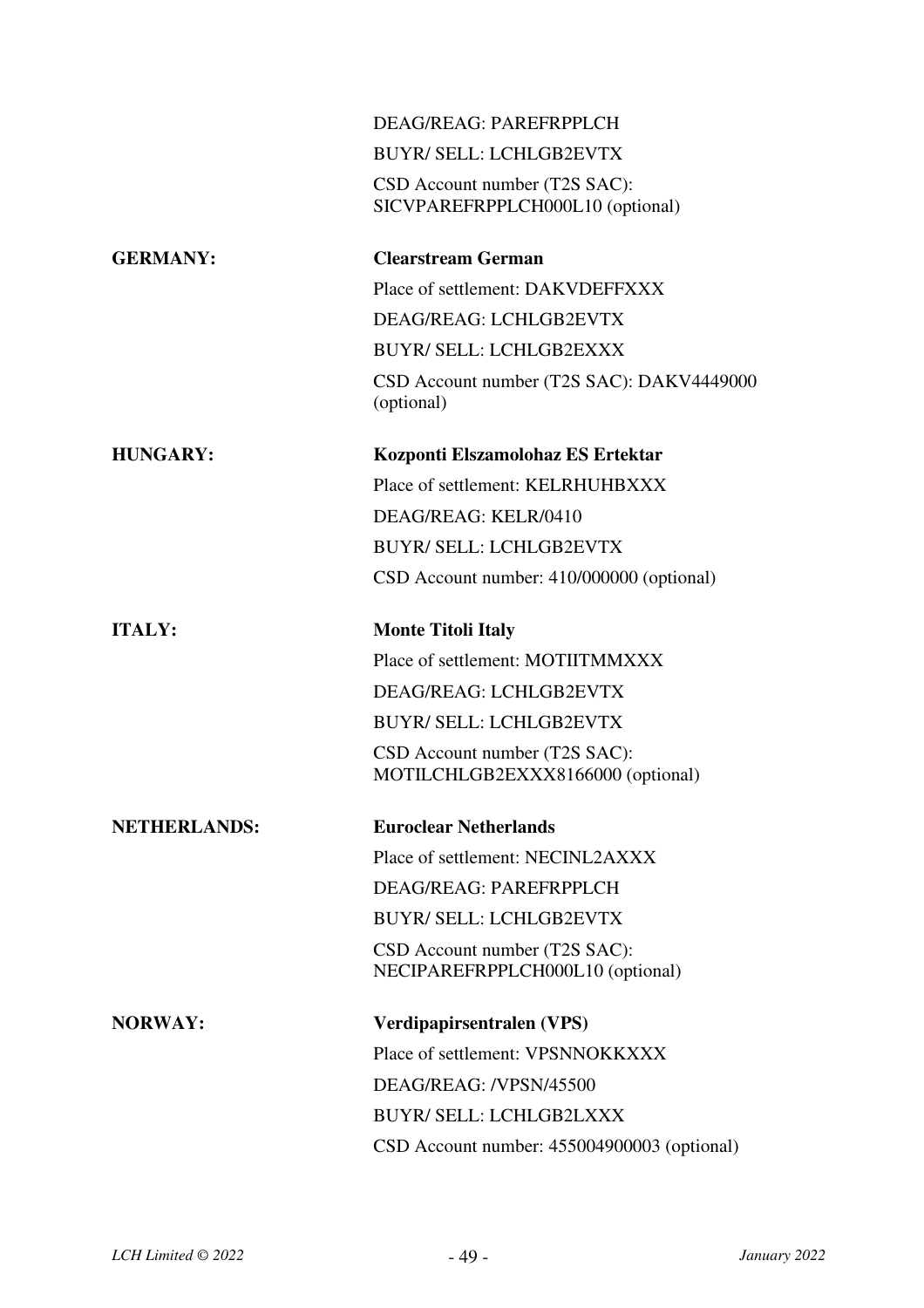DEAG/REAG: PAREFRPPLCH

BUYR/ SELL: LCHLGB2EVTX

CSD Account number (T2S SAC): SICVPAREFRPPLCH000L10 (optional)

| | |
|---|---|
| **GERMANY:** | **Clearstream German** |
| | Place of settlement: DAKVDEFFXXX |
| | DEAG/REAG: LCHLGB2EVTX |
| | BUYR/ SELL: LCHLGB2EXXX |
| | CSD Account number (T2S SAC): DAKV4449000 (optional) |
| **HUNGARY:** | **Kozponti Elszamolohaz ES Ertektar** |
| | Place of settlement: KELRHUHBXXX |
| | DEAG/REAG: KELR/0410 |
| | BUYR/ SELL: LCHLGB2EVTX |
| | CSD Account number: 410/000000 (optional) |
| **ITALY:** | **Monte Titoli Italy** |
| | Place of settlement: MOTIITMMXXX |
| | DEAG/REAG: LCHLGB2EVTX |
| | BUYR/ SELL: LCHLGB2EVTX |
| | CSD Account number (T2S SAC): MOTILCHLGB2EXXX8166000 (optional) |
| **NETHERLANDS:** | **Euroclear Netherlands** |
| | Place of settlement: NECINL2AXXX |
| | DEAG/REAG: PAREFRPPLCH |
| | BUYR/ SELL: LCHLGB2EVTX |
| | CSD Account number (T2S SAC): NECIPAREFRPPLCH000L10 (optional) |
| **NORWAY:** | **Verdipapirsentralen (VPS)** |
| | Place of settlement: VPSNNOKKXXX |
| | DEAG/REAG: /VPSN/45500 |
| | BUYR/ SELL: LCHLGB2LXXX |
| | CSD Account number: 455004900003 (optional) |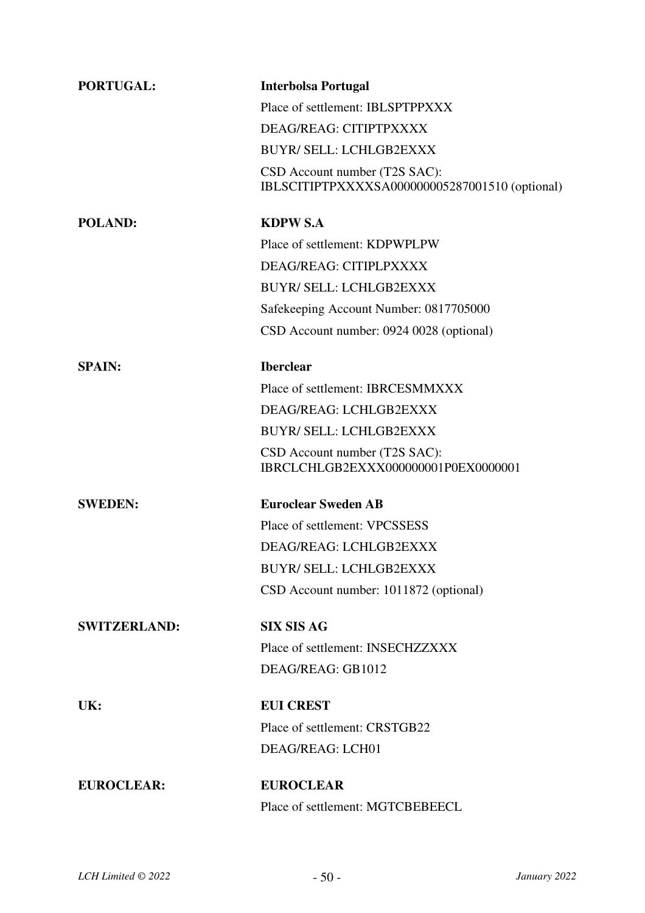**PORTUGAL:** **Interbolsa Portugal**

Place of settlement: IBLSPTPPXXX

DEAG/REAG: CITIPTPXXXX

BUYR/ SELL: LCHLGB2EXXX

CSD Account number (T2S SAC): IBLSCITIPTPXXXXSA000000005287001510 (optional)

**POLAND:** **KDPW S.A**

Place of settlement: KDPWPLPW

DEAG/REAG: CITIPLPXXXX

BUYR/ SELL: LCHLGB2EXXX

Safekeeping Account Number: 0817705000

CSD Account number: 0924 0028 (optional)

**SPAIN:** **Iberclear**

Place of settlement: IBRCESMMXXX

DEAG/REAG: LCHLGB2EXXX

BUYR/ SELL: LCHLGB2EXXX

CSD Account number (T2S SAC): IBRCLCHLGB2EXXX000000001P0EX0000001

**SWEDEN:** **Euroclear Sweden AB**

Place of settlement: VPCSSESS

DEAG/REAG: LCHLGB2EXXX

BUYR/ SELL: LCHLGB2EXXX

CSD Account number: 1011872 (optional)

**SWITZERLAND:** **SIX SIS AG**

Place of settlement: INSECHZZXXX

DEAG/REAG: GB1012

**UK:** **EUI CREST**

Place of settlement: CRSTGB22

DEAG/REAG: LCH01

**EUROCLEAR:** **EUROCLEAR**

Place of settlement: MGTCBEBEECL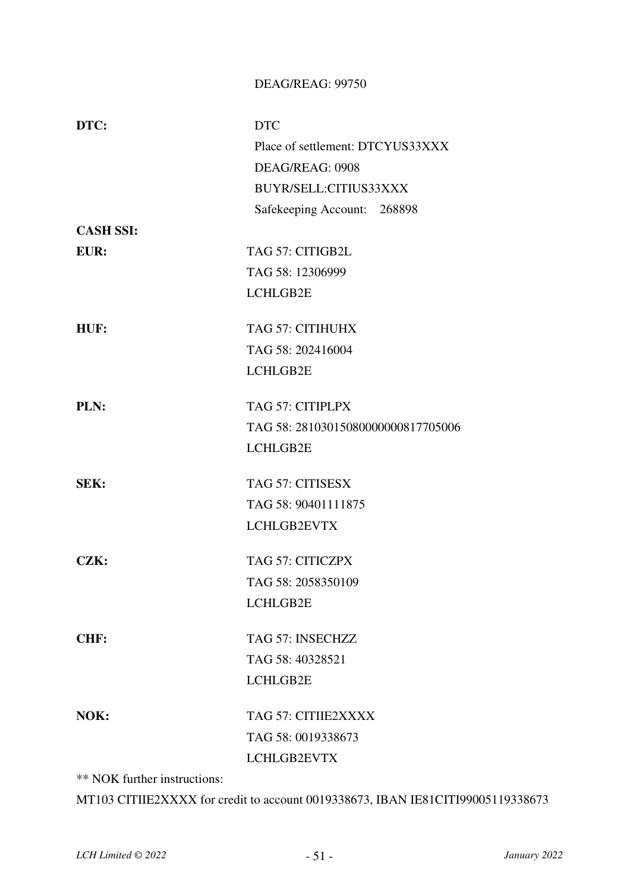DEAG/REAG: 99750

**DTC:**

DTC
Place of settlement: DTCYUS33XXX
DEAG/REAG: 0908
BUYR/SELL:CITIUS33XXX
Safekeeping Account: 268898

**CASH SSI:**

**EUR:**

TAG 57: CITIGB2L
TAG 58: 12306999
LCHLGB2E

**HUF:**

TAG 57: CITIHUHX
TAG 58: 202416004
LCHLGB2E

**PLN:**

TAG 57: CITIPLPX
TAG 58: 28103015080000000817705006
LCHLGB2E

**SEK:**

TAG 57: CITISESX
TAG 58: 90401111875
LCHLGB2EVTX

**CZK:**

TAG 57: CITICZPX
TAG 58: 2058350109
LCHLGB2E

**CHF:**

TAG 57: INSECHZZ
TAG 58: 40328521
LCHLGB2E

**NOK:**

TAG 57: CITIIE2XXXX
TAG 58: 0019338673
LCHLGB2EVTX

** NOK further instructions:

MT103 CITIIE2XXXX for credit to account 0019338673, IBAN IE81CITI99005119338673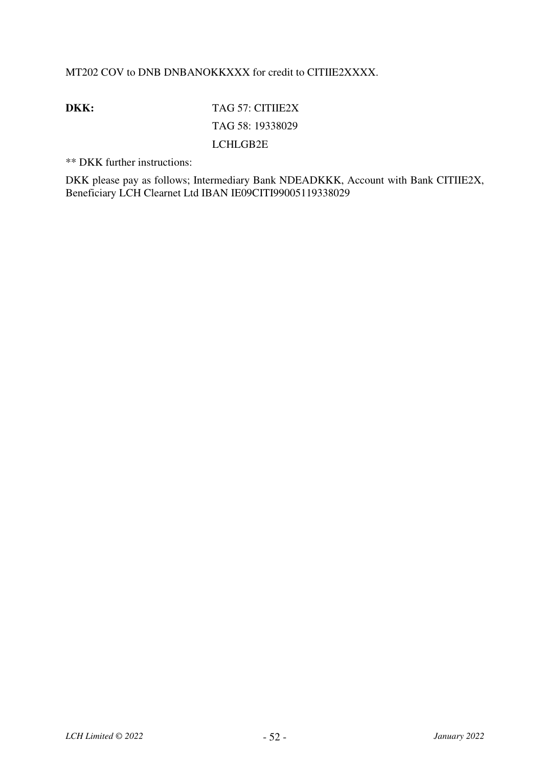MT202 COV to DNB DNBANOKKXXX for credit to CITIIE2XXXX.

**DKK:** TAG 57: CITIIE2X

TAG 58: 19338029

LCHLGB2E

** DKK further instructions:

DKK please pay as follows; Intermediary Bank NDEADKKK, Account with Bank CITIIE2X, Beneficiary LCH Clearnet Ltd IBAN IE09CITI99005119338029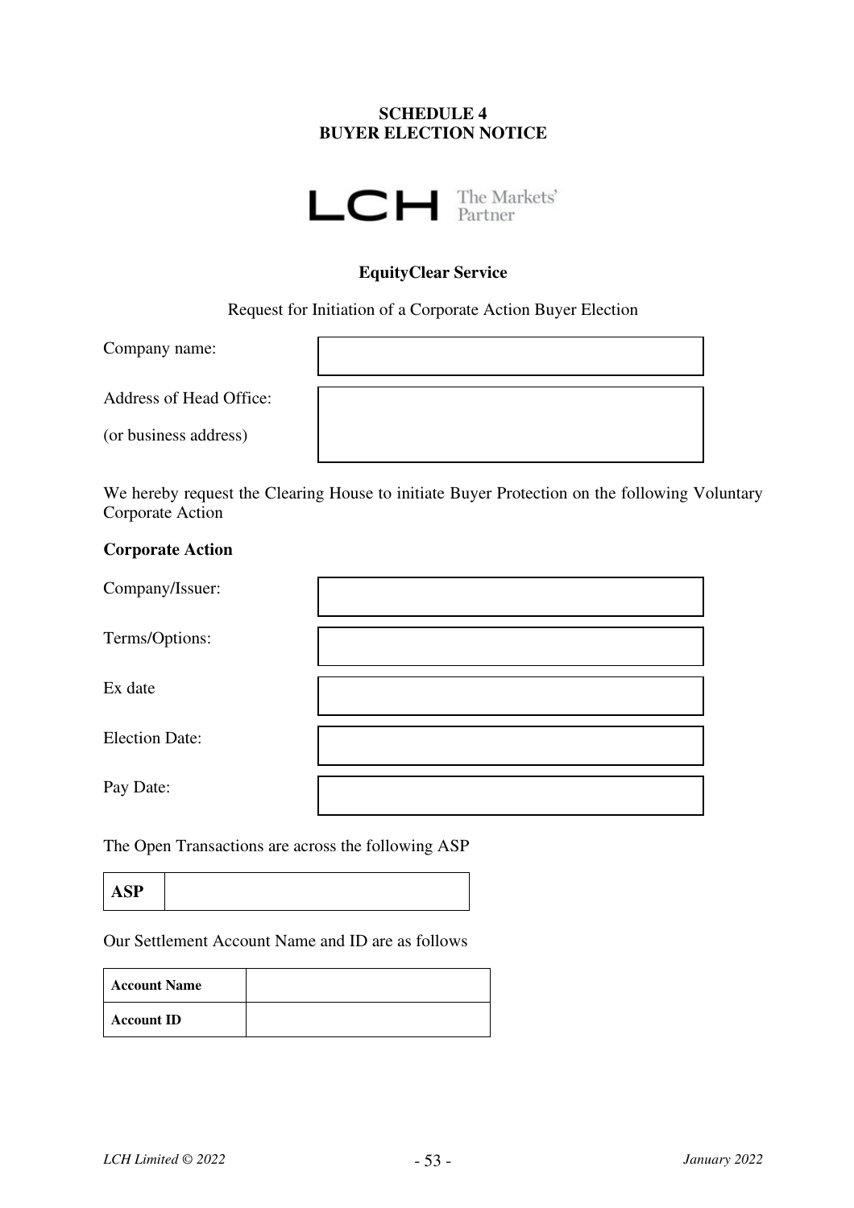**SCHEDULE 4**
**BUYER ELECTION NOTICE**

LCH The Markets' Partner

**EquityClear Service**

Request for Initiation of a Corporate Action Buyer Election

| Company name: | |
|---|---|
| Address of Head Office: (or business address) | |

We hereby request the Clearing House to initiate Buyer Protection on the following Voluntary Corporate Action

**Corporate Action**

| Company/Issuer: | |
|---|---|
| Terms/Options: | |
| Ex date | |
| Election Date: | |
| Pay Date: | |

The Open Transactions are across the following ASP

| **ASP** | |
|---|---|

Our Settlement Account Name and ID are as follows

| **Account Name** | |
|---|---|
| **Account ID** | |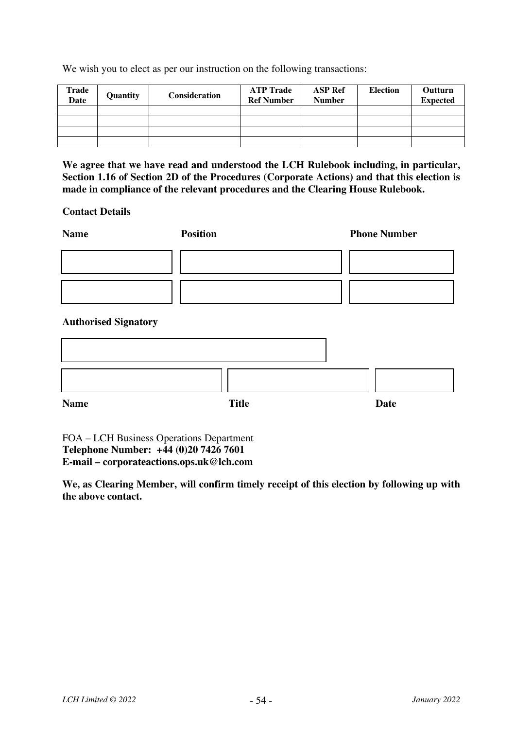We wish you to elect as per our instruction on the following transactions:

| Trade Date | Quantity | Consideration | ATP Trade Ref Number | ASP Ref Number | Election | Outturn Expected |
|---|---|---|---|---|---|---|
| | | | | | | |
| | | | | | | |
| | | | | | | |
| | | | | | | |

**We agree that we have read and understood the LCH Rulebook including, in particular, Section 1.16 of Section 2D of the Procedures (Corporate Actions) and that this election is made in compliance of the relevant procedures and the Clearing House Rulebook.**

**Contact Details**

| Name | Position | Phone Number |
|---|---|---|
| | | |
| | | |

**Authorised Signatory**

| Name | Title | Date |
|---|---|---|
| | | |

FOA – LCH Business Operations Department
**Telephone Number: +44 (0)20 7426 7601**
**E-mail – corporateactions.ops.uk@lch.com**

**We, as Clearing Member, will confirm timely receipt of this election by following up with the above contact.**